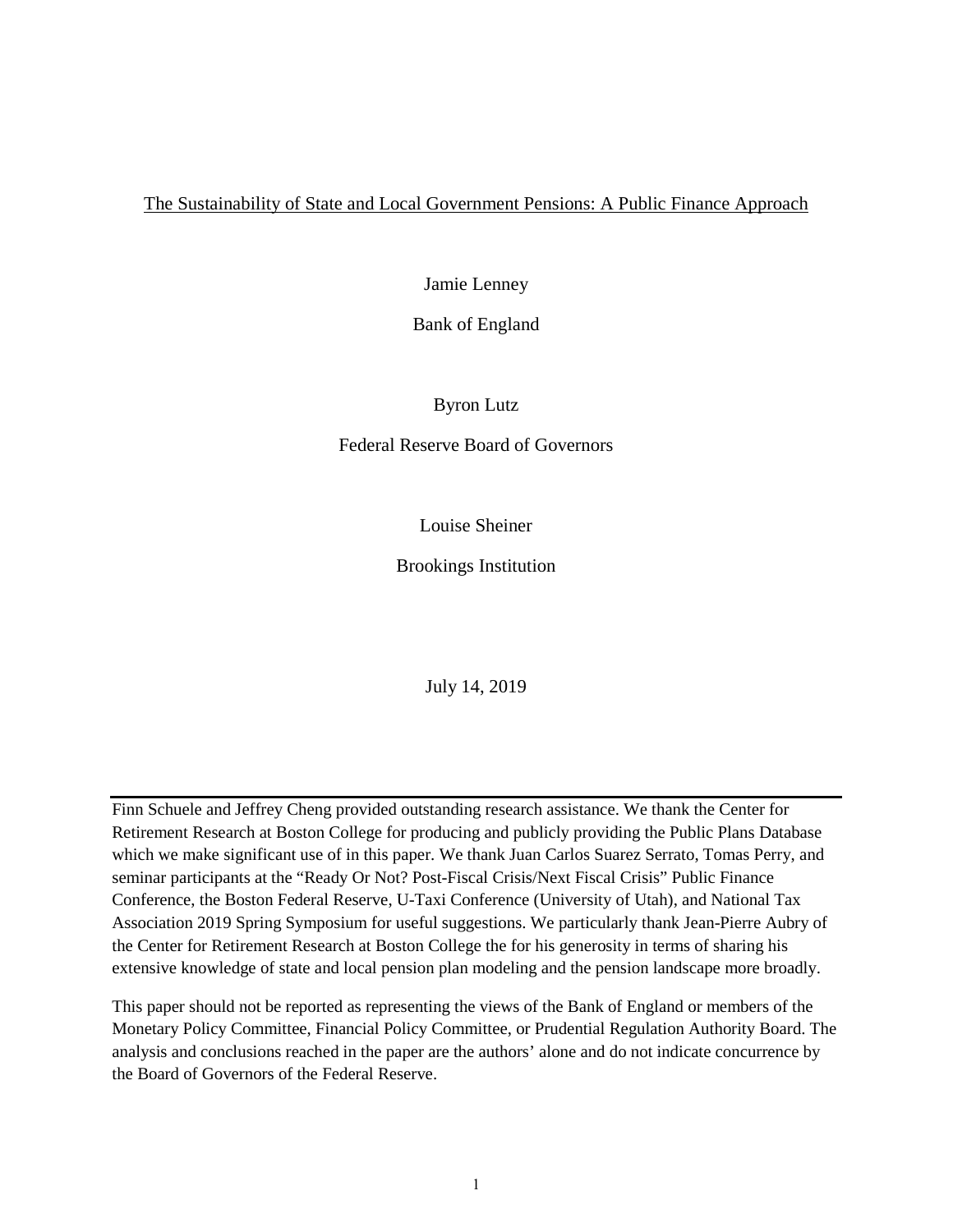# The Sustainability of State and Local Government Pensions: A Public Finance Approach

Jamie Lenney

Bank of England

Byron Lutz

Federal Reserve Board of Governors

Louise Sheiner

Brookings Institution

July 14, 2019

---

Finn Schuele and Jeffrey Cheng provided outstanding research assistance. We thank the Center for Retirement Research at Boston College for producing and publicly providing the Public Plans Database which we make significant use of in this paper. We thank Juan Carlos Suarez Serrato, Tomas Perry, and seminar participants at the "Ready Or Not? Post-Fiscal Crisis/Next Fiscal Crisis" Public Finance Conference, the Boston Federal Reserve, U-Taxi Conference (University of Utah), and National Tax Association 2019 Spring Symposium for useful suggestions. We particularly thank Jean-Pierre Aubry of the Center for Retirement Research at Boston College the for his generosity in terms of sharing his extensive knowledge of state and local pension plan modeling and the pension landscape more broadly.

This paper should not be reported as representing the views of the Bank of England or members of the Monetary Policy Committee, Financial Policy Committee, or Prudential Regulation Authority Board. The analysis and conclusions reached in the paper are the authors' alone and do not indicate concurrence by the Board of Governors of the Federal Reserve.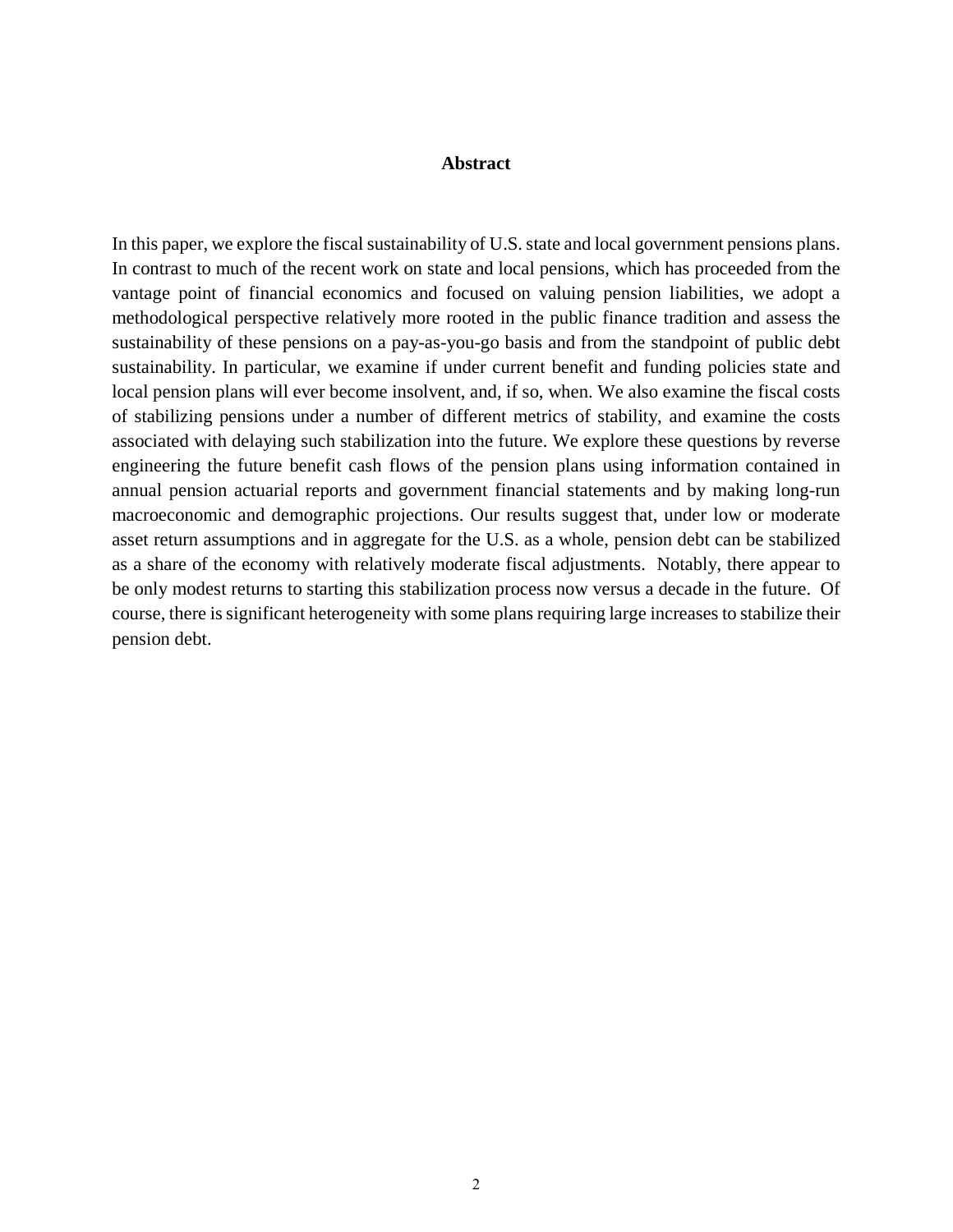## Abstract

In this paper, we explore the fiscal sustainability of U.S. state and local government pensions plans. In contrast to much of the recent work on state and local pensions, which has proceeded from the vantage point of financial economics and focused on valuing pension liabilities, we adopt a methodological perspective relatively more rooted in the public finance tradition and assess the sustainability of these pensions on a pay-as-you-go basis and from the standpoint of public debt sustainability. In particular, we examine if under current benefit and funding policies state and local pension plans will ever become insolvent, and, if so, when. We also examine the fiscal costs of stabilizing pensions under a number of different metrics of stability, and examine the costs associated with delaying such stabilization into the future. We explore these questions by reverse engineering the future benefit cash flows of the pension plans using information contained in annual pension actuarial reports and government financial statements and by making long-run macroeconomic and demographic projections. Our results suggest that, under low or moderate asset return assumptions and in aggregate for the U.S. as a whole, pension debt can be stabilized as a share of the economy with relatively moderate fiscal adjustments. Notably, there appear to be only modest returns to starting this stabilization process now versus a decade in the future. Of course, there is significant heterogeneity with some plans requiring large increases to stabilize their pension debt.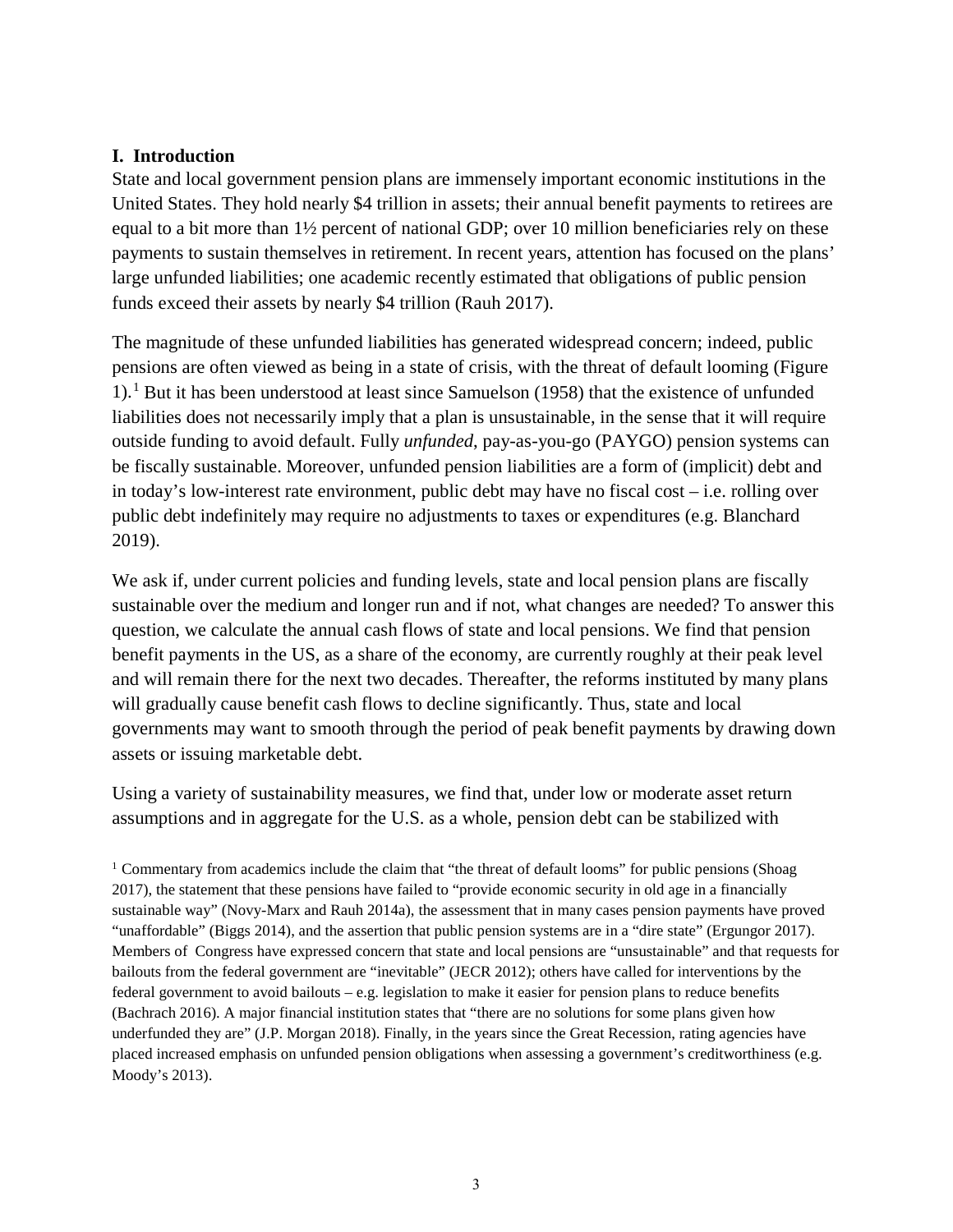## I. Introduction

State and local government pension plans are immensely important economic institutions in the United States. They hold nearly $4 trillion in assets; their annual benefit payments to retirees are equal to a bit more than 1½ percent of national GDP; over 10 million beneficiaries rely on these payments to sustain themselves in retirement. In recent years, attention has focused on the plans' large unfunded liabilities; one academic recently estimated that obligations of public pension funds exceed their assets by nearly $4 trillion (Rauh 2017).

The magnitude of these unfunded liabilities has generated widespread concern; indeed, public pensions are often viewed as being in a state of crisis, with the threat of default looming (Figure 1).[1] But it has been understood at least since Samuelson (1958) that the existence of unfunded liabilities does not necessarily imply that a plan is unsustainable, in the sense that it will require outside funding to avoid default. Fully *unfunded*, pay-as-you-go (PAYGO) pension systems can be fiscally sustainable. Moreover, unfunded pension liabilities are a form of (implicit) debt and in today's low-interest rate environment, public debt may have no fiscal cost – i.e. rolling over public debt indefinitely may require no adjustments to taxes or expenditures (e.g. Blanchard 2019).

We ask if, under current policies and funding levels, state and local pension plans are fiscally sustainable over the medium and longer run and if not, what changes are needed? To answer this question, we calculate the annual cash flows of state and local pensions. We find that pension benefit payments in the US, as a share of the economy, are currently roughly at their peak level and will remain there for the next two decades. Thereafter, the reforms instituted by many plans will gradually cause benefit cash flows to decline significantly. Thus, state and local governments may want to smooth through the period of peak benefit payments by drawing down assets or issuing marketable debt.

Using a variety of sustainability measures, we find that, under low or moderate asset return assumptions and in aggregate for the U.S. as a whole, pension debt can be stabilized with

[1] Commentary from academics include the claim that "the threat of default looms" for public pensions (Shoag 2017), the statement that these pensions have failed to "provide economic security in old age in a financially sustainable way" (Novy-Marx and Rauh 2014a), the assessment that in many cases pension payments have proved "unaffordable" (Biggs 2014), and the assertion that public pension systems are in a "dire state" (Ergungor 2017). Members of Congress have expressed concern that state and local pensions are "unsustainable" and that requests for bailouts from the federal government are "inevitable" (JECR 2012); others have called for interventions by the federal government to avoid bailouts – e.g. legislation to make it easier for pension plans to reduce benefits (Bachrach 2016). A major financial institution states that "there are no solutions for some plans given how underfunded they are" (J.P. Morgan 2018). Finally, in the years since the Great Recession, rating agencies have placed increased emphasis on unfunded pension obligations when assessing a government's creditworthiness (e.g. Moody's 2013).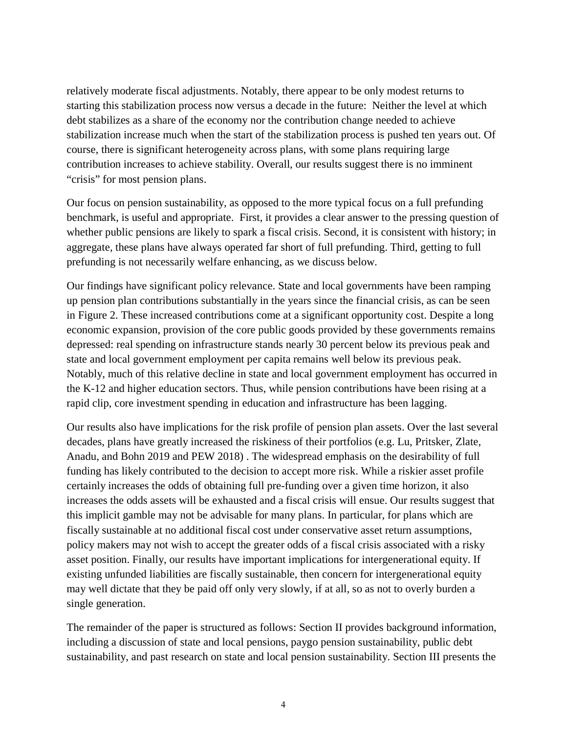relatively moderate fiscal adjustments. Notably, there appear to be only modest returns to starting this stabilization process now versus a decade in the future: Neither the level at which debt stabilizes as a share of the economy nor the contribution change needed to achieve stabilization increase much when the start of the stabilization process is pushed ten years out. Of course, there is significant heterogeneity across plans, with some plans requiring large contribution increases to achieve stability. Overall, our results suggest there is no imminent "crisis" for most pension plans.

Our focus on pension sustainability, as opposed to the more typical focus on a full prefunding benchmark, is useful and appropriate. First, it provides a clear answer to the pressing question of whether public pensions are likely to spark a fiscal crisis. Second, it is consistent with history; in aggregate, these plans have always operated far short of full prefunding. Third, getting to full prefunding is not necessarily welfare enhancing, as we discuss below.

Our findings have significant policy relevance. State and local governments have been ramping up pension plan contributions substantially in the years since the financial crisis, as can be seen in Figure 2. These increased contributions come at a significant opportunity cost. Despite a long economic expansion, provision of the core public goods provided by these governments remains depressed: real spending on infrastructure stands nearly 30 percent below its previous peak and state and local government employment per capita remains well below its previous peak. Notably, much of this relative decline in state and local government employment has occurred in the K-12 and higher education sectors. Thus, while pension contributions have been rising at a rapid clip, core investment spending in education and infrastructure has been lagging.

Our results also have implications for the risk profile of pension plan assets. Over the last several decades, plans have greatly increased the riskiness of their portfolios (e.g. Lu, Pritsker, Zlate, Anadu, and Bohn 2019 and PEW 2018) . The widespread emphasis on the desirability of full funding has likely contributed to the decision to accept more risk. While a riskier asset profile certainly increases the odds of obtaining full pre-funding over a given time horizon, it also increases the odds assets will be exhausted and a fiscal crisis will ensue. Our results suggest that this implicit gamble may not be advisable for many plans. In particular, for plans which are fiscally sustainable at no additional fiscal cost under conservative asset return assumptions, policy makers may not wish to accept the greater odds of a fiscal crisis associated with a risky asset position. Finally, our results have important implications for intergenerational equity. If existing unfunded liabilities are fiscally sustainable, then concern for intergenerational equity may well dictate that they be paid off only very slowly, if at all, so as not to overly burden a single generation.

The remainder of the paper is structured as follows: Section II provides background information, including a discussion of state and local pensions, paygo pension sustainability, public debt sustainability, and past research on state and local pension sustainability. Section III presents the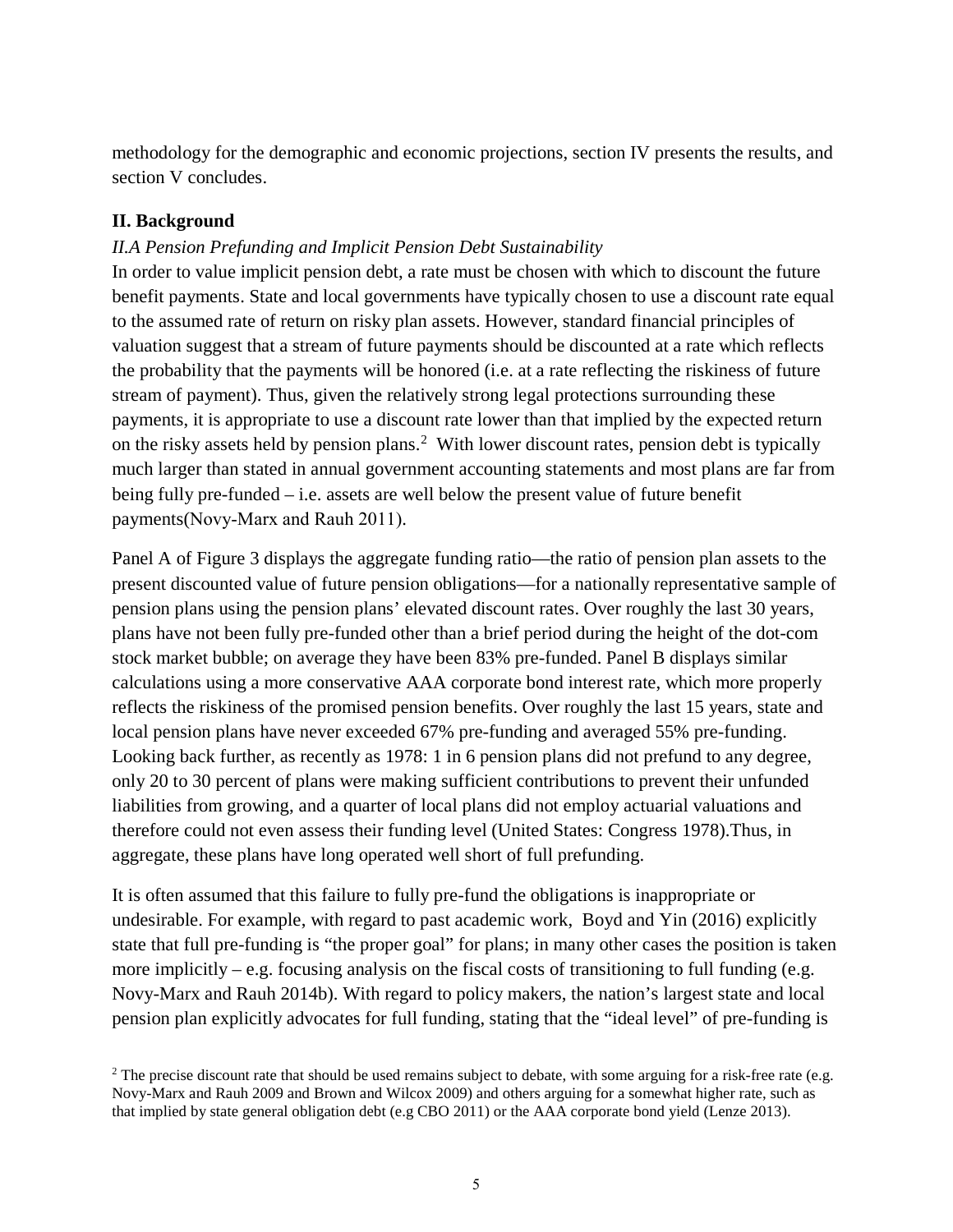methodology for the demographic and economic projections, section IV presents the results, and section V concludes.

## II. Background

### *II.A Pension Prefunding and Implicit Pension Debt Sustainability*

In order to value implicit pension debt, a rate must be chosen with which to discount the future benefit payments. State and local governments have typically chosen to use a discount rate equal to the assumed rate of return on risky plan assets. However, standard financial principles of valuation suggest that a stream of future payments should be discounted at a rate which reflects the probability that the payments will be honored (i.e. at a rate reflecting the riskiness of future stream of payment). Thus, given the relatively strong legal protections surrounding these payments, it is appropriate to use a discount rate lower than that implied by the expected return on the risky assets held by pension plans.[2] With lower discount rates, pension debt is typically much larger than stated in annual government accounting statements and most plans are far from being fully pre-funded – i.e. assets are well below the present value of future benefit payments(Novy-Marx and Rauh 2011).

Panel A of Figure 3 displays the aggregate funding ratio—the ratio of pension plan assets to the present discounted value of future pension obligations—for a nationally representative sample of pension plans using the pension plans' elevated discount rates. Over roughly the last 30 years, plans have not been fully pre-funded other than a brief period during the height of the dot-com stock market bubble; on average they have been 83% pre-funded. Panel B displays similar calculations using a more conservative AAA corporate bond interest rate, which more properly reflects the riskiness of the promised pension benefits. Over roughly the last 15 years, state and local pension plans have never exceeded 67% pre-funding and averaged 55% pre-funding. Looking back further, as recently as 1978: 1 in 6 pension plans did not prefund to any degree, only 20 to 30 percent of plans were making sufficient contributions to prevent their unfunded liabilities from growing, and a quarter of local plans did not employ actuarial valuations and therefore could not even assess their funding level (United States: Congress 1978).Thus, in aggregate, these plans have long operated well short of full prefunding.

It is often assumed that this failure to fully pre-fund the obligations is inappropriate or undesirable. For example, with regard to past academic work, Boyd and Yin (2016) explicitly state that full pre-funding is "the proper goal" for plans; in many other cases the position is taken more implicitly – e.g. focusing analysis on the fiscal costs of transitioning to full funding (e.g. Novy-Marx and Rauh 2014b). With regard to policy makers, the nation's largest state and local pension plan explicitly advocates for full funding, stating that the "ideal level" of pre-funding is

[2] The precise discount rate that should be used remains subject to debate, with some arguing for a risk-free rate (e.g. Novy-Marx and Rauh 2009 and Brown and Wilcox 2009) and others arguing for a somewhat higher rate, such as that implied by state general obligation debt (e.g CBO 2011) or the AAA corporate bond yield (Lenze 2013).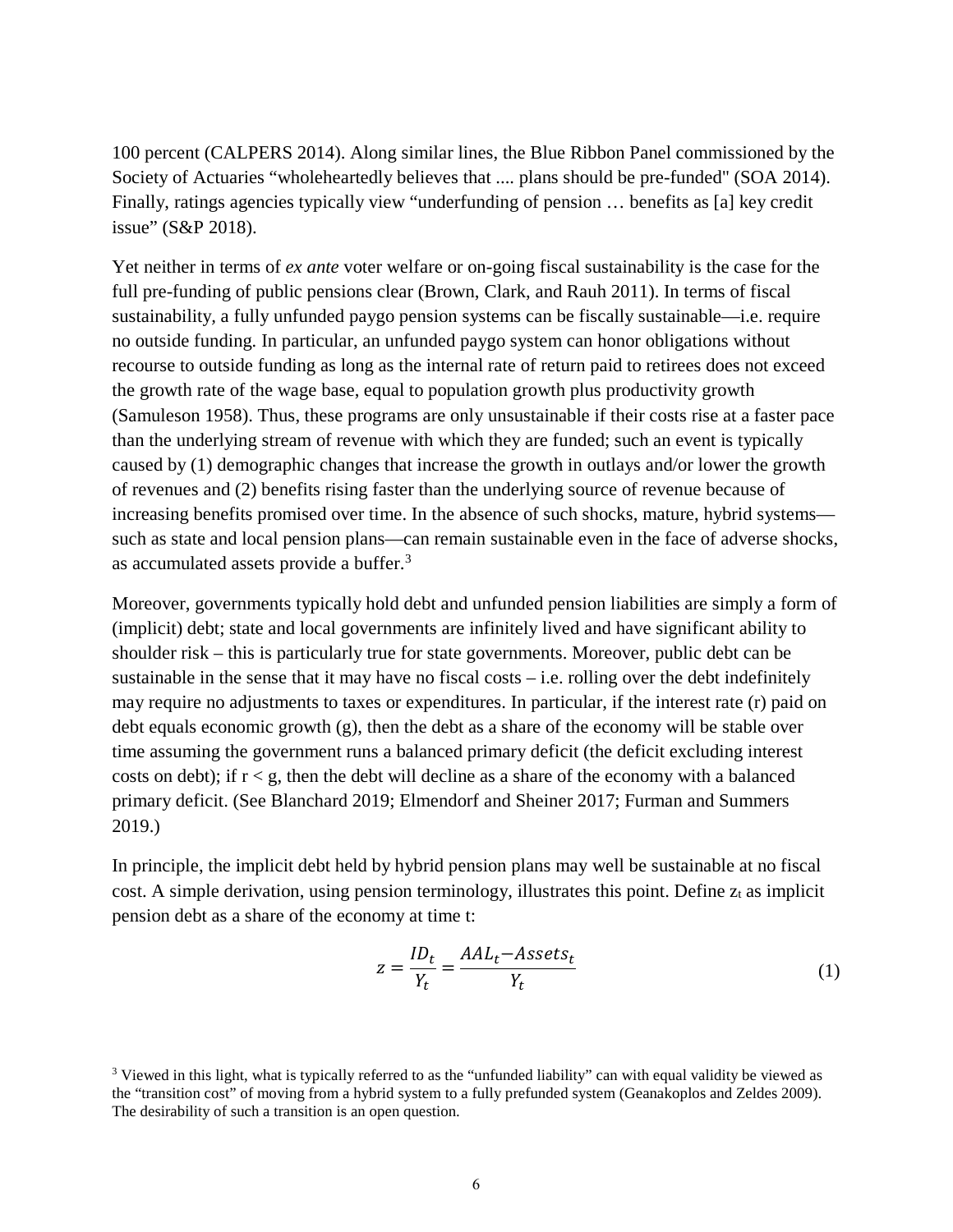100 percent (CALPERS 2014). Along similar lines, the Blue Ribbon Panel commissioned by the Society of Actuaries "wholeheartedly believes that .... plans should be pre-funded" (SOA 2014). Finally, ratings agencies typically view "underfunding of pension … benefits as [a] key credit issue" (S&P 2018).

Yet neither in terms of *ex ante* voter welfare or on-going fiscal sustainability is the case for the full pre-funding of public pensions clear (Brown, Clark, and Rauh 2011). In terms of fiscal sustainability, a fully unfunded paygo pension systems can be fiscally sustainable—i.e. require no outside funding. In particular, an unfunded paygo system can honor obligations without recourse to outside funding as long as the internal rate of return paid to retirees does not exceed the growth rate of the wage base, equal to population growth plus productivity growth (Samuleson 1958). Thus, these programs are only unsustainable if their costs rise at a faster pace than the underlying stream of revenue with which they are funded; such an event is typically caused by (1) demographic changes that increase the growth in outlays and/or lower the growth of revenues and (2) benefits rising faster than the underlying source of revenue because of increasing benefits promised over time. In the absence of such shocks, mature, hybrid systems—such as state and local pension plans—can remain sustainable even in the face of adverse shocks, as accumulated assets provide a buffer.[3]

Moreover, governments typically hold debt and unfunded pension liabilities are simply a form of (implicit) debt; state and local governments are infinitely lived and have significant ability to shoulder risk – this is particularly true for state governments. Moreover, public debt can be sustainable in the sense that it may have no fiscal costs – i.e. rolling over the debt indefinitely may require no adjustments to taxes or expenditures. In particular, if the interest rate (r) paid on debt equals economic growth (g), then the debt as a share of the economy will be stable over time assuming the government runs a balanced primary deficit (the deficit excluding interest costs on debt); if $r < g$, then the debt will decline as a share of the economy with a balanced primary deficit. (See Blanchard 2019; Elmendorf and Sheiner 2017; Furman and Summers 2019.)

In principle, the implicit debt held by hybrid pension plans may well be sustainable at no fiscal cost. A simple derivation, using pension terminology, illustrates this point. Define $z_t$ as implicit pension debt as a share of the economy at time t:

$$z = \frac{ID_t}{Y_t} = \frac{AAL_t - Assets_t}{Y_t} \tag{1}$$

[3] Viewed in this light, what is typically referred to as the "unfunded liability" can with equal validity be viewed as the "transition cost" of moving from a hybrid system to a fully prefunded system (Geanakoplos and Zeldes 2009). The desirability of such a transition is an open question.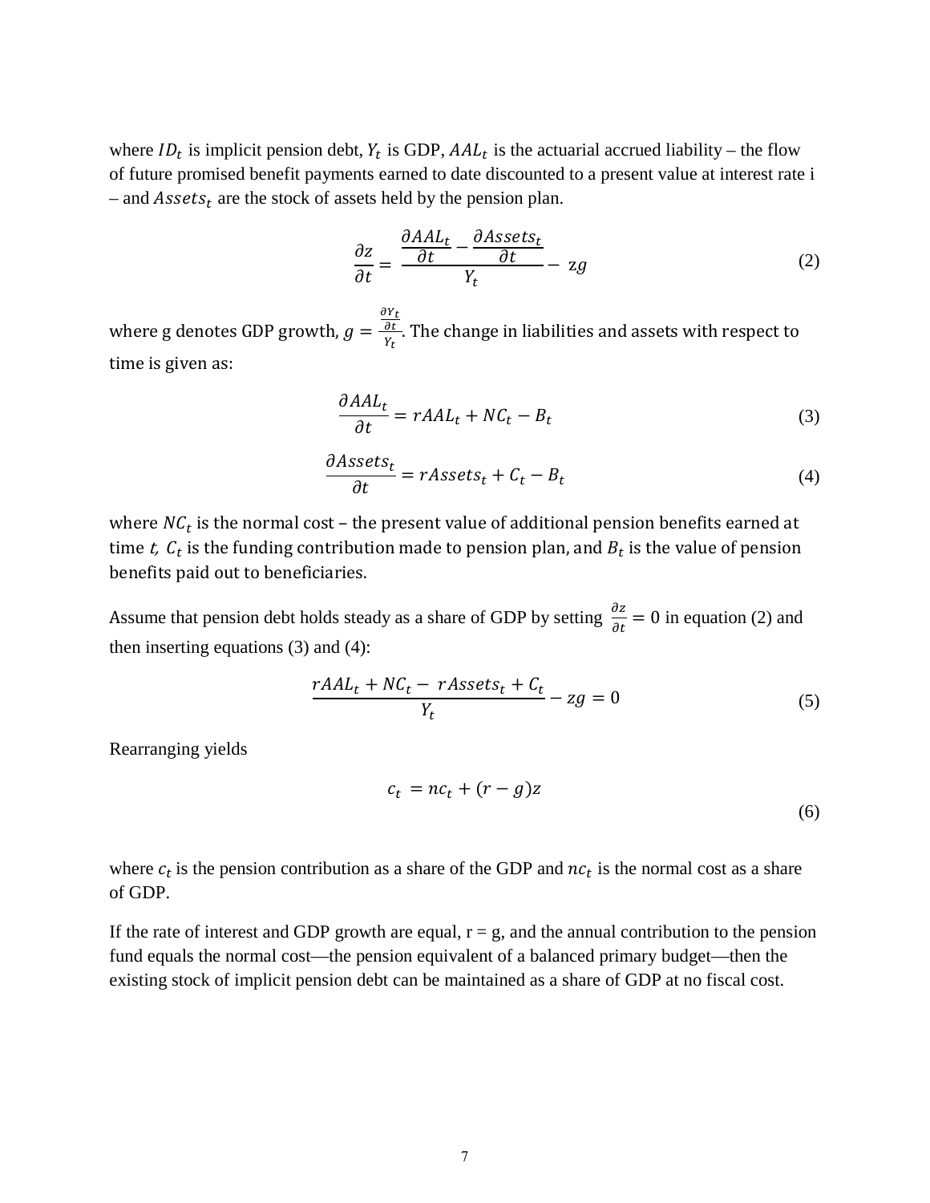where $ID_t$ is implicit pension debt, $Y_t$ is GDP, $AAL_t$ is the actuarial accrued liability – the flow of future promised benefit payments earned to date discounted to a present value at interest rate i – and $Assets_t$ are the stock of assets held by the pension plan.

$$\frac{\partial z}{\partial t} = \frac{\frac{\partial AAL_t}{\partial t} - \frac{\partial Assets_t}{\partial t}}{Y_t} - zg \tag{2}$$

where g denotes GDP growth, $g = \frac{\frac{\partial Y_t}{\partial t}}{Y_t}$. The change in liabilities and assets with respect to time is given as:

$$\frac{\partial AAL_t}{\partial t} = rAAL_t + NC_t - B_t \tag{3}$$

$$\frac{\partial Assets_t}{\partial t} = rAssets_t + C_t - B_t \tag{4}$$

where $NC_t$ is the normal cost – the present value of additional pension benefits earned at time $t$, $C_t$ is the funding contribution made to pension plan, and $B_t$ is the value of pension benefits paid out to beneficiaries.

Assume that pension debt holds steady as a share of GDP by setting $\frac{\partial z}{\partial t} = 0$ in equation (2) and then inserting equations (3) and (4):

$$\frac{rAAL_t + NC_t - rAssets_t + C_t}{Y_t} - zg = 0 \tag{5}$$

Rearranging yields

$$c_t = nc_t + (r - g)z \tag{6}$$

where $c_t$ is the pension contribution as a share of the GDP and $nc_t$ is the normal cost as a share of GDP.

If the rate of interest and GDP growth are equal, r = g, and the annual contribution to the pension fund equals the normal cost—the pension equivalent of a balanced primary budget—then the existing stock of implicit pension debt can be maintained as a share of GDP at no fiscal cost.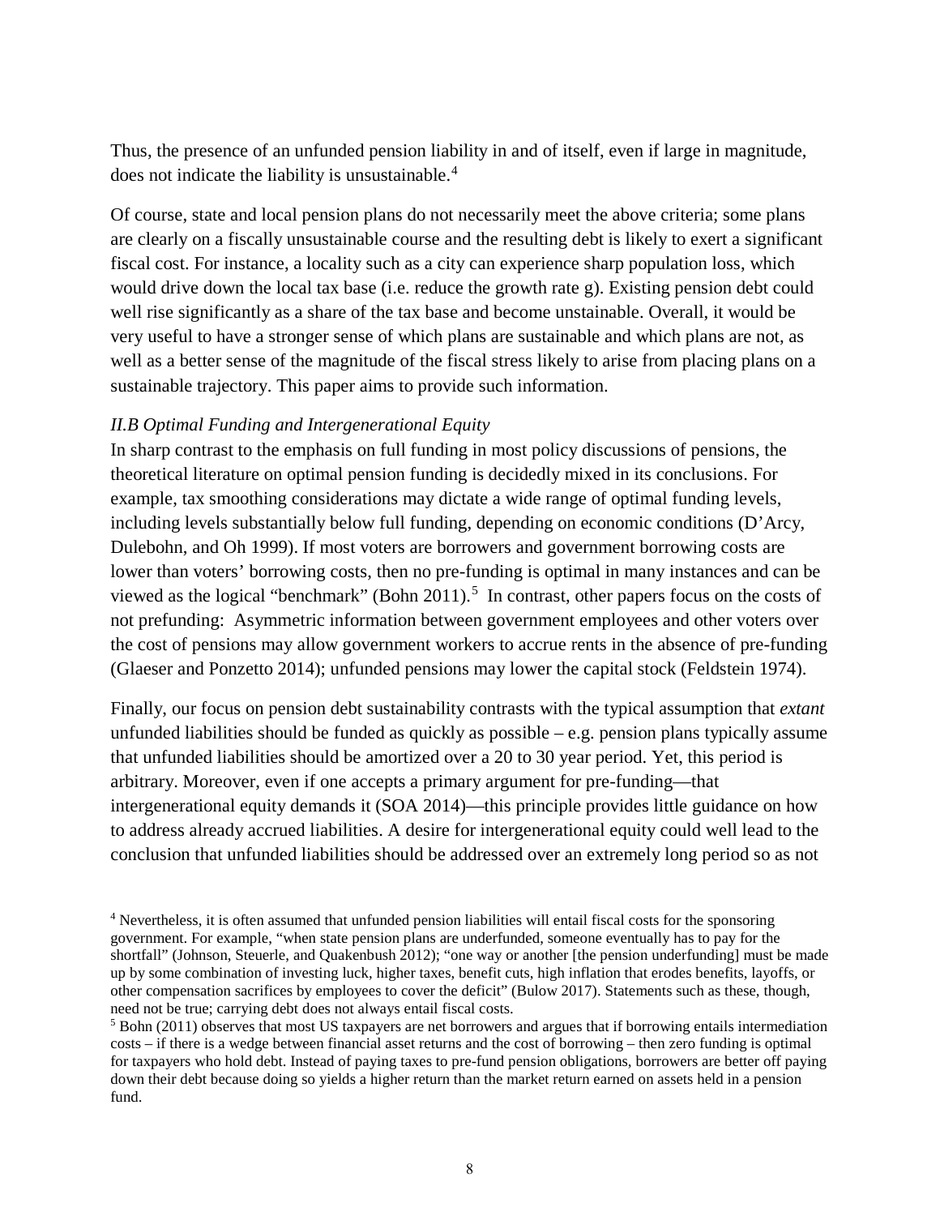Thus, the presence of an unfunded pension liability in and of itself, even if large in magnitude, does not indicate the liability is unsustainable.[4]

Of course, state and local pension plans do not necessarily meet the above criteria; some plans are clearly on a fiscally unsustainable course and the resulting debt is likely to exert a significant fiscal cost. For instance, a locality such as a city can experience sharp population loss, which would drive down the local tax base (i.e. reduce the growth rate g). Existing pension debt could well rise significantly as a share of the tax base and become unstainable. Overall, it would be very useful to have a stronger sense of which plans are sustainable and which plans are not, as well as a better sense of the magnitude of the fiscal stress likely to arise from placing plans on a sustainable trajectory. This paper aims to provide such information.

### *II.B Optimal Funding and Intergenerational Equity*

In sharp contrast to the emphasis on full funding in most policy discussions of pensions, the theoretical literature on optimal pension funding is decidedly mixed in its conclusions. For example, tax smoothing considerations may dictate a wide range of optimal funding levels, including levels substantially below full funding, depending on economic conditions (D'Arcy, Dulebohn, and Oh 1999). If most voters are borrowers and government borrowing costs are lower than voters' borrowing costs, then no pre-funding is optimal in many instances and can be viewed as the logical "benchmark" (Bohn 2011).[5] In contrast, other papers focus on the costs of not prefunding: Asymmetric information between government employees and other voters over the cost of pensions may allow government workers to accrue rents in the absence of pre-funding (Glaeser and Ponzetto 2014); unfunded pensions may lower the capital stock (Feldstein 1974).

Finally, our focus on pension debt sustainability contrasts with the typical assumption that *extant* unfunded liabilities should be funded as quickly as possible – e.g. pension plans typically assume that unfunded liabilities should be amortized over a 20 to 30 year period. Yet, this period is arbitrary. Moreover, even if one accepts a primary argument for pre-funding—that intergenerational equity demands it (SOA 2014)—this principle provides little guidance on how to address already accrued liabilities. A desire for intergenerational equity could well lead to the conclusion that unfunded liabilities should be addressed over an extremely long period so as not

[4] Nevertheless, it is often assumed that unfunded pension liabilities will entail fiscal costs for the sponsoring government. For example, "when state pension plans are underfunded, someone eventually has to pay for the shortfall" (Johnson, Steuerle, and Quakenbush 2012); "one way or another [the pension underfunding] must be made up by some combination of investing luck, higher taxes, benefit cuts, high inflation that erodes benefits, layoffs, or other compensation sacrifices by employees to cover the deficit" (Bulow 2017). Statements such as these, though, need not be true; carrying debt does not always entail fiscal costs.

[5] Bohn (2011) observes that most US taxpayers are net borrowers and argues that if borrowing entails intermediation costs – if there is a wedge between financial asset returns and the cost of borrowing – then zero funding is optimal for taxpayers who hold debt. Instead of paying taxes to pre-fund pension obligations, borrowers are better off paying down their debt because doing so yields a higher return than the market return earned on assets held in a pension fund.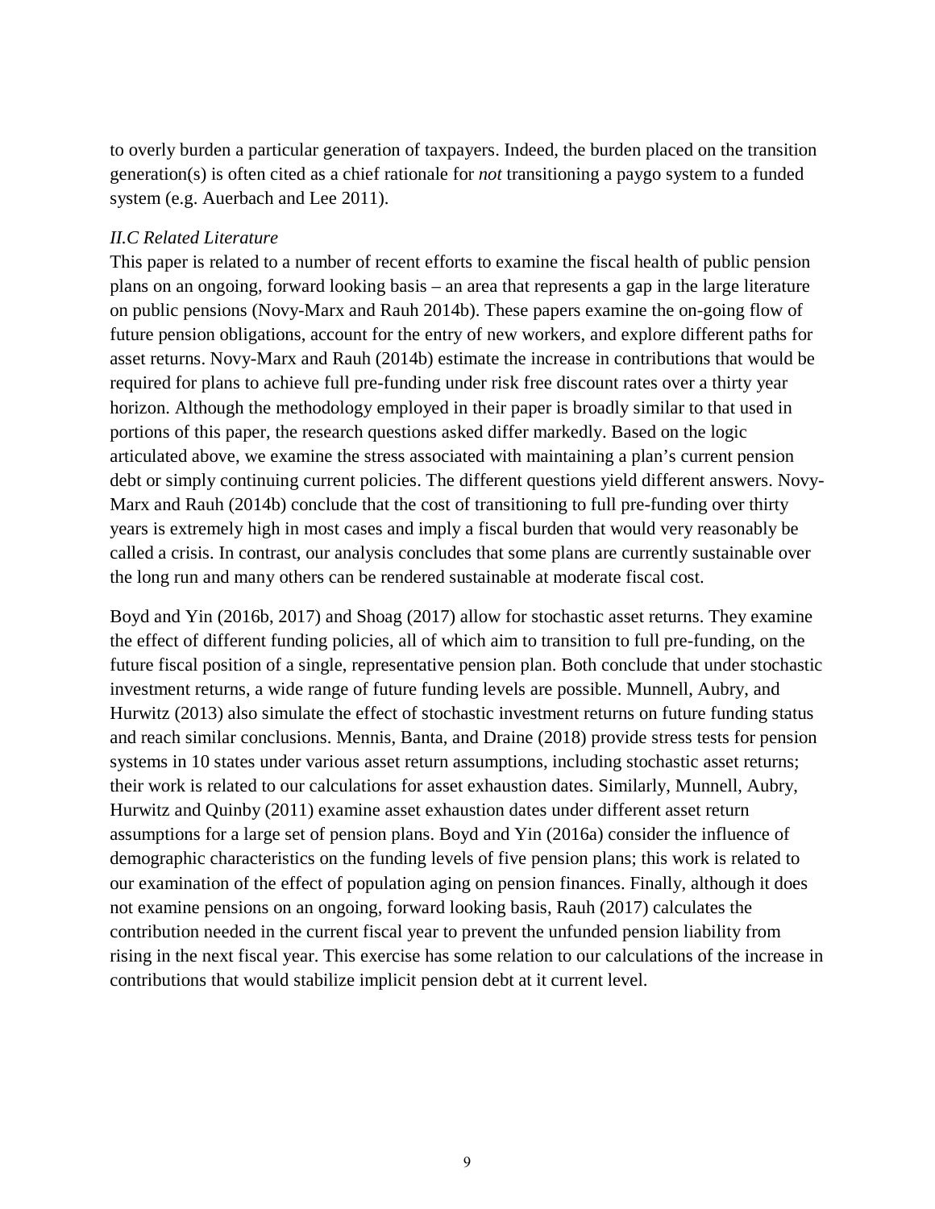to overly burden a particular generation of taxpayers. Indeed, the burden placed on the transition generation(s) is often cited as a chief rationale for *not* transitioning a paygo system to a funded system (e.g. Auerbach and Lee 2011).

### *II.C Related Literature*

This paper is related to a number of recent efforts to examine the fiscal health of public pension plans on an ongoing, forward looking basis – an area that represents a gap in the large literature on public pensions (Novy-Marx and Rauh 2014b). These papers examine the on-going flow of future pension obligations, account for the entry of new workers, and explore different paths for asset returns. Novy-Marx and Rauh (2014b) estimate the increase in contributions that would be required for plans to achieve full pre-funding under risk free discount rates over a thirty year horizon. Although the methodology employed in their paper is broadly similar to that used in portions of this paper, the research questions asked differ markedly. Based on the logic articulated above, we examine the stress associated with maintaining a plan's current pension debt or simply continuing current policies. The different questions yield different answers. Novy-Marx and Rauh (2014b) conclude that the cost of transitioning to full pre-funding over thirty years is extremely high in most cases and imply a fiscal burden that would very reasonably be called a crisis. In contrast, our analysis concludes that some plans are currently sustainable over the long run and many others can be rendered sustainable at moderate fiscal cost.

Boyd and Yin (2016b, 2017) and Shoag (2017) allow for stochastic asset returns. They examine the effect of different funding policies, all of which aim to transition to full pre-funding, on the future fiscal position of a single, representative pension plan. Both conclude that under stochastic investment returns, a wide range of future funding levels are possible. Munnell, Aubry, and Hurwitz (2013) also simulate the effect of stochastic investment returns on future funding status and reach similar conclusions. Mennis, Banta, and Draine (2018) provide stress tests for pension systems in 10 states under various asset return assumptions, including stochastic asset returns; their work is related to our calculations for asset exhaustion dates. Similarly, Munnell, Aubry, Hurwitz and Quinby (2011) examine asset exhaustion dates under different asset return assumptions for a large set of pension plans. Boyd and Yin (2016a) consider the influence of demographic characteristics on the funding levels of five pension plans; this work is related to our examination of the effect of population aging on pension finances. Finally, although it does not examine pensions on an ongoing, forward looking basis, Rauh (2017) calculates the contribution needed in the current fiscal year to prevent the unfunded pension liability from rising in the next fiscal year. This exercise has some relation to our calculations of the increase in contributions that would stabilize implicit pension debt at it current level.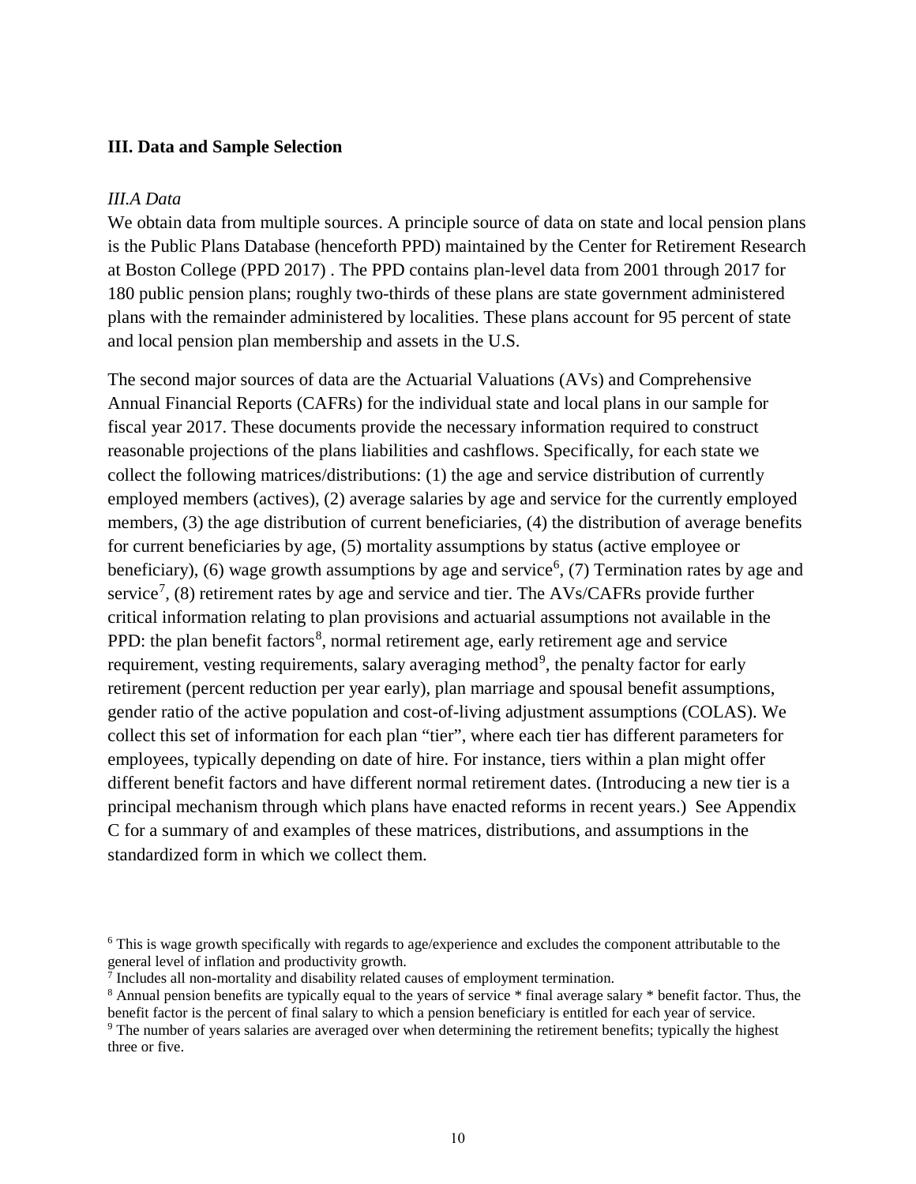## III. Data and Sample Selection

### *III.A Data*

We obtain data from multiple sources. A principle source of data on state and local pension plans is the Public Plans Database (henceforth PPD) maintained by the Center for Retirement Research at Boston College (PPD 2017) . The PPD contains plan-level data from 2001 through 2017 for 180 public pension plans; roughly two-thirds of these plans are state government administered plans with the remainder administered by localities. These plans account for 95 percent of state and local pension plan membership and assets in the U.S.

The second major sources of data are the Actuarial Valuations (AVs) and Comprehensive Annual Financial Reports (CAFRs) for the individual state and local plans in our sample for fiscal year 2017. These documents provide the necessary information required to construct reasonable projections of the plans liabilities and cashflows. Specifically, for each state we collect the following matrices/distributions: (1) the age and service distribution of currently employed members (actives), (2) average salaries by age and service for the currently employed members, (3) the age distribution of current beneficiaries, (4) the distribution of average benefits for current beneficiaries by age, (5) mortality assumptions by status (active employee or beneficiary), (6) wage growth assumptions by age and service[6], (7) Termination rates by age and service[7], (8) retirement rates by age and service and tier. The AVs/CAFRs provide further critical information relating to plan provisions and actuarial assumptions not available in the PPD: the plan benefit factors[8], normal retirement age, early retirement age and service requirement, vesting requirements, salary averaging method[9], the penalty factor for early retirement (percent reduction per year early), plan marriage and spousal benefit assumptions, gender ratio of the active population and cost-of-living adjustment assumptions (COLAS). We collect this set of information for each plan "tier", where each tier has different parameters for employees, typically depending on date of hire. For instance, tiers within a plan might offer different benefit factors and have different normal retirement dates. (Introducing a new tier is a principal mechanism through which plans have enacted reforms in recent years.) See Appendix C for a summary of and examples of these matrices, distributions, and assumptions in the standardized form in which we collect them.

---

[6] This is wage growth specifically with regards to age/experience and excludes the component attributable to the general level of inflation and productivity growth.

[7] Includes all non-mortality and disability related causes of employment termination.

[8] Annual pension benefits are typically equal to the years of service * final average salary * benefit factor. Thus, the benefit factor is the percent of final salary to which a pension beneficiary is entitled for each year of service.

[9] The number of years salaries are averaged over when determining the retirement benefits; typically the highest three or five.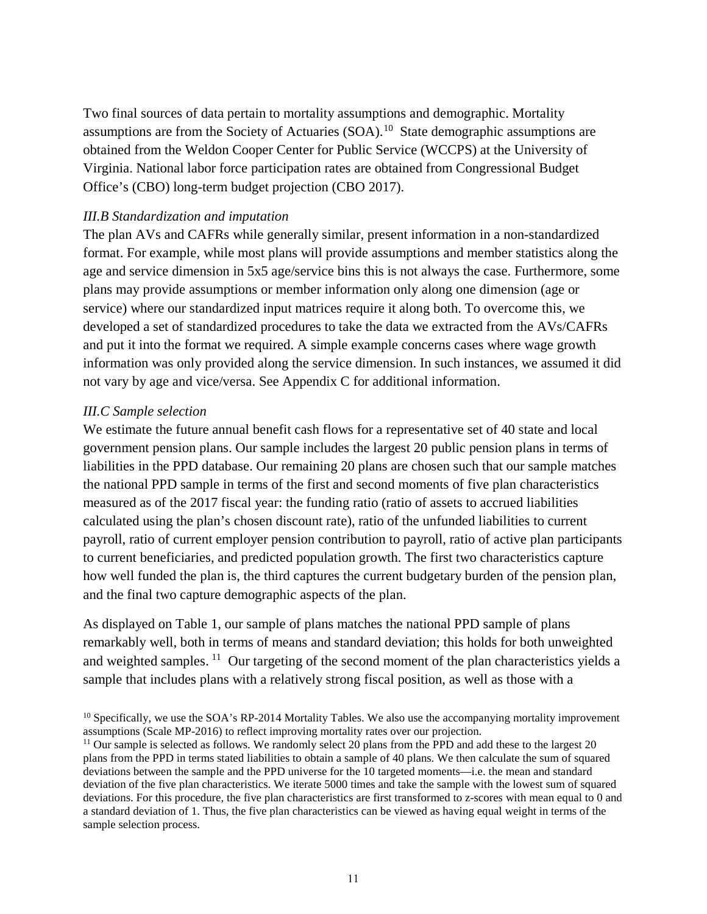Two final sources of data pertain to mortality assumptions and demographic. Mortality assumptions are from the Society of Actuaries (SOA).[10] State demographic assumptions are obtained from the Weldon Cooper Center for Public Service (WCCPS) at the University of Virginia. National labor force participation rates are obtained from Congressional Budget Office's (CBO) long-term budget projection (CBO 2017).

*III.B Standardization and imputation*

The plan AVs and CAFRs while generally similar, present information in a non-standardized format. For example, while most plans will provide assumptions and member statistics along the age and service dimension in 5x5 age/service bins this is not always the case. Furthermore, some plans may provide assumptions or member information only along one dimension (age or service) where our standardized input matrices require it along both. To overcome this, we developed a set of standardized procedures to take the data we extracted from the AVs/CAFRs and put it into the format we required. A simple example concerns cases where wage growth information was only provided along the service dimension. In such instances, we assumed it did not vary by age and vice/versa. See Appendix C for additional information.

*III.C Sample selection*

We estimate the future annual benefit cash flows for a representative set of 40 state and local government pension plans. Our sample includes the largest 20 public pension plans in terms of liabilities in the PPD database. Our remaining 20 plans are chosen such that our sample matches the national PPD sample in terms of the first and second moments of five plan characteristics measured as of the 2017 fiscal year: the funding ratio (ratio of assets to accrued liabilities calculated using the plan's chosen discount rate), ratio of the unfunded liabilities to current payroll, ratio of current employer pension contribution to payroll, ratio of active plan participants to current beneficiaries, and predicted population growth. The first two characteristics capture how well funded the plan is, the third captures the current budgetary burden of the pension plan, and the final two capture demographic aspects of the plan.

As displayed on Table 1, our sample of plans matches the national PPD sample of plans remarkably well, both in terms of means and standard deviation; this holds for both unweighted and weighted samples.[11] Our targeting of the second moment of the plan characteristics yields a sample that includes plans with a relatively strong fiscal position, as well as those with a

[10] Specifically, we use the SOA's RP-2014 Mortality Tables. We also use the accompanying mortality improvement assumptions (Scale MP-2016) to reflect improving mortality rates over our projection.

[11] Our sample is selected as follows. We randomly select 20 plans from the PPD and add these to the largest 20 plans from the PPD in terms stated liabilities to obtain a sample of 40 plans. We then calculate the sum of squared deviations between the sample and the PPD universe for the 10 targeted moments—i.e. the mean and standard deviation of the five plan characteristics. We iterate 5000 times and take the sample with the lowest sum of squared deviations. For this procedure, the five plan characteristics are first transformed to z-scores with mean equal to 0 and a standard deviation of 1. Thus, the five plan characteristics can be viewed as having equal weight in terms of the sample selection process.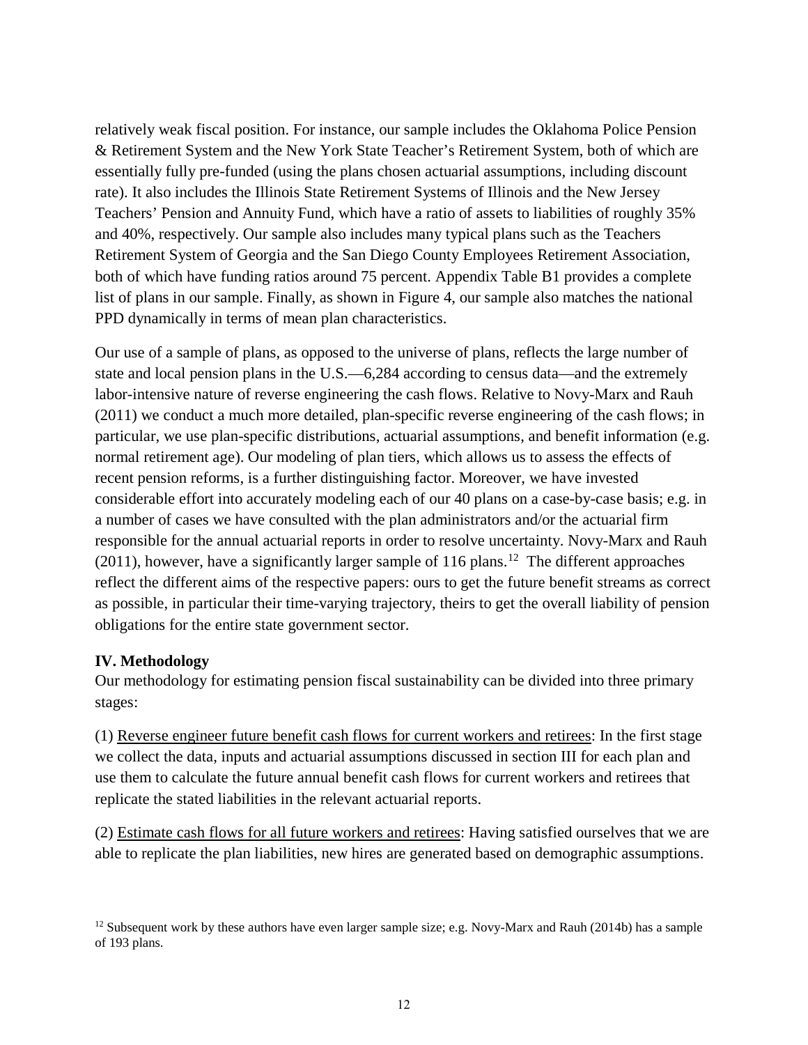relatively weak fiscal position. For instance, our sample includes the Oklahoma Police Pension & Retirement System and the New York State Teacher's Retirement System, both of which are essentially fully pre-funded (using the plans chosen actuarial assumptions, including discount rate). It also includes the Illinois State Retirement Systems of Illinois and the New Jersey Teachers' Pension and Annuity Fund, which have a ratio of assets to liabilities of roughly 35% and 40%, respectively. Our sample also includes many typical plans such as the Teachers Retirement System of Georgia and the San Diego County Employees Retirement Association, both of which have funding ratios around 75 percent. Appendix Table B1 provides a complete list of plans in our sample. Finally, as shown in Figure 4, our sample also matches the national PPD dynamically in terms of mean plan characteristics.

Our use of a sample of plans, as opposed to the universe of plans, reflects the large number of state and local pension plans in the U.S.—6,284 according to census data—and the extremely labor-intensive nature of reverse engineering the cash flows. Relative to Novy-Marx and Rauh (2011) we conduct a much more detailed, plan-specific reverse engineering of the cash flows; in particular, we use plan-specific distributions, actuarial assumptions, and benefit information (e.g. normal retirement age). Our modeling of plan tiers, which allows us to assess the effects of recent pension reforms, is a further distinguishing factor. Moreover, we have invested considerable effort into accurately modeling each of our 40 plans on a case-by-case basis; e.g. in a number of cases we have consulted with the plan administrators and/or the actuarial firm responsible for the annual actuarial reports in order to resolve uncertainty. Novy-Marx and Rauh (2011), however, have a significantly larger sample of 116 plans.[12] The different approaches reflect the different aims of the respective papers: ours to get the future benefit streams as correct as possible, in particular their time-varying trajectory, theirs to get the overall liability of pension obligations for the entire state government sector.

## IV. Methodology

Our methodology for estimating pension fiscal sustainability can be divided into three primary stages:

(1) Reverse engineer future benefit cash flows for current workers and retirees: In the first stage we collect the data, inputs and actuarial assumptions discussed in section III for each plan and use them to calculate the future annual benefit cash flows for current workers and retirees that replicate the stated liabilities in the relevant actuarial reports.

(2) Estimate cash flows for all future workers and retirees: Having satisfied ourselves that we are able to replicate the plan liabilities, new hires are generated based on demographic assumptions.

[12] Subsequent work by these authors have even larger sample size; e.g. Novy-Marx and Rauh (2014b) has a sample of 193 plans.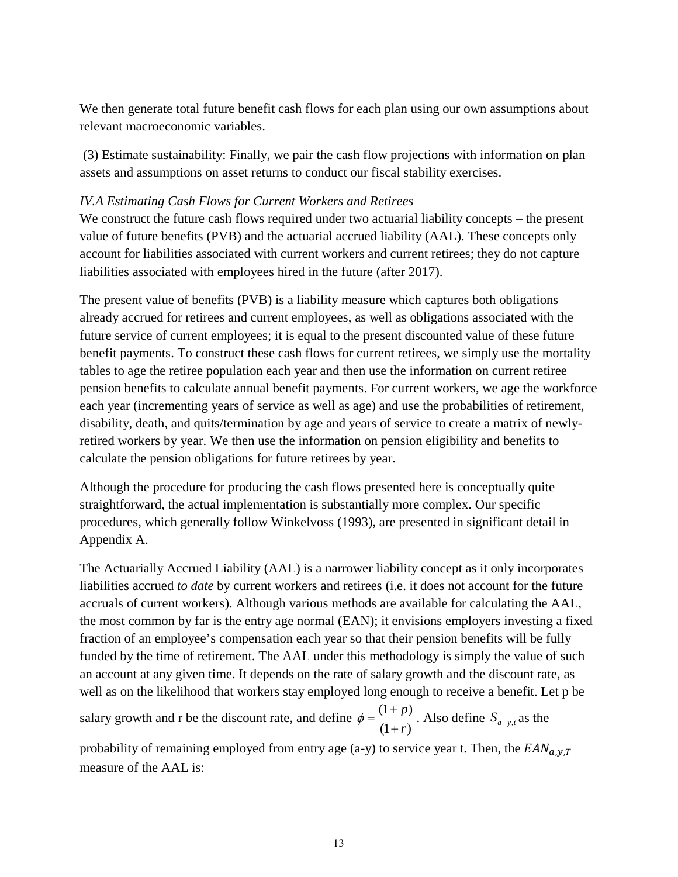We then generate total future benefit cash flows for each plan using our own assumptions about relevant macroeconomic variables.

(3) Estimate sustainability: Finally, we pair the cash flow projections with information on plan assets and assumptions on asset returns to conduct our fiscal stability exercises.

*IV.A Estimating Cash Flows for Current Workers and Retirees*

We construct the future cash flows required under two actuarial liability concepts – the present value of future benefits (PVB) and the actuarial accrued liability (AAL). These concepts only account for liabilities associated with current workers and current retirees; they do not capture liabilities associated with employees hired in the future (after 2017).

The present value of benefits (PVB) is a liability measure which captures both obligations already accrued for retirees and current employees, as well as obligations associated with the future service of current employees; it is equal to the present discounted value of these future benefit payments. To construct these cash flows for current retirees, we simply use the mortality tables to age the retiree population each year and then use the information on current retiree pension benefits to calculate annual benefit payments. For current workers, we age the workforce each year (incrementing years of service as well as age) and use the probabilities of retirement, disability, death, and quits/termination by age and years of service to create a matrix of newly-retired workers by year. We then use the information on pension eligibility and benefits to calculate the pension obligations for future retirees by year.

Although the procedure for producing the cash flows presented here is conceptually quite straightforward, the actual implementation is substantially more complex. Our specific procedures, which generally follow Winkelvoss (1993), are presented in significant detail in Appendix A.

The Actuarially Accrued Liability (AAL) is a narrower liability concept as it only incorporates liabilities accrued *to date* by current workers and retirees (i.e. it does not account for the future accruals of current workers). Although various methods are available for calculating the AAL, the most common by far is the entry age normal (EAN); it envisions employers investing a fixed fraction of an employee's compensation each year so that their pension benefits will be fully funded by the time of retirement. The AAL under this methodology is simply the value of such an account at any given time. It depends on the rate of salary growth and the discount rate, as well as on the likelihood that workers stay employed long enough to receive a benefit. Let p be salary growth and r be the discount rate, and define $\phi = \frac{(1+p)}{(1+r)}$. Also define $S_{a-y,t}$ as the probability of remaining employed from entry age (a-y) to service year t. Then, the $EAN_{a,y,T}$ measure of the AAL is: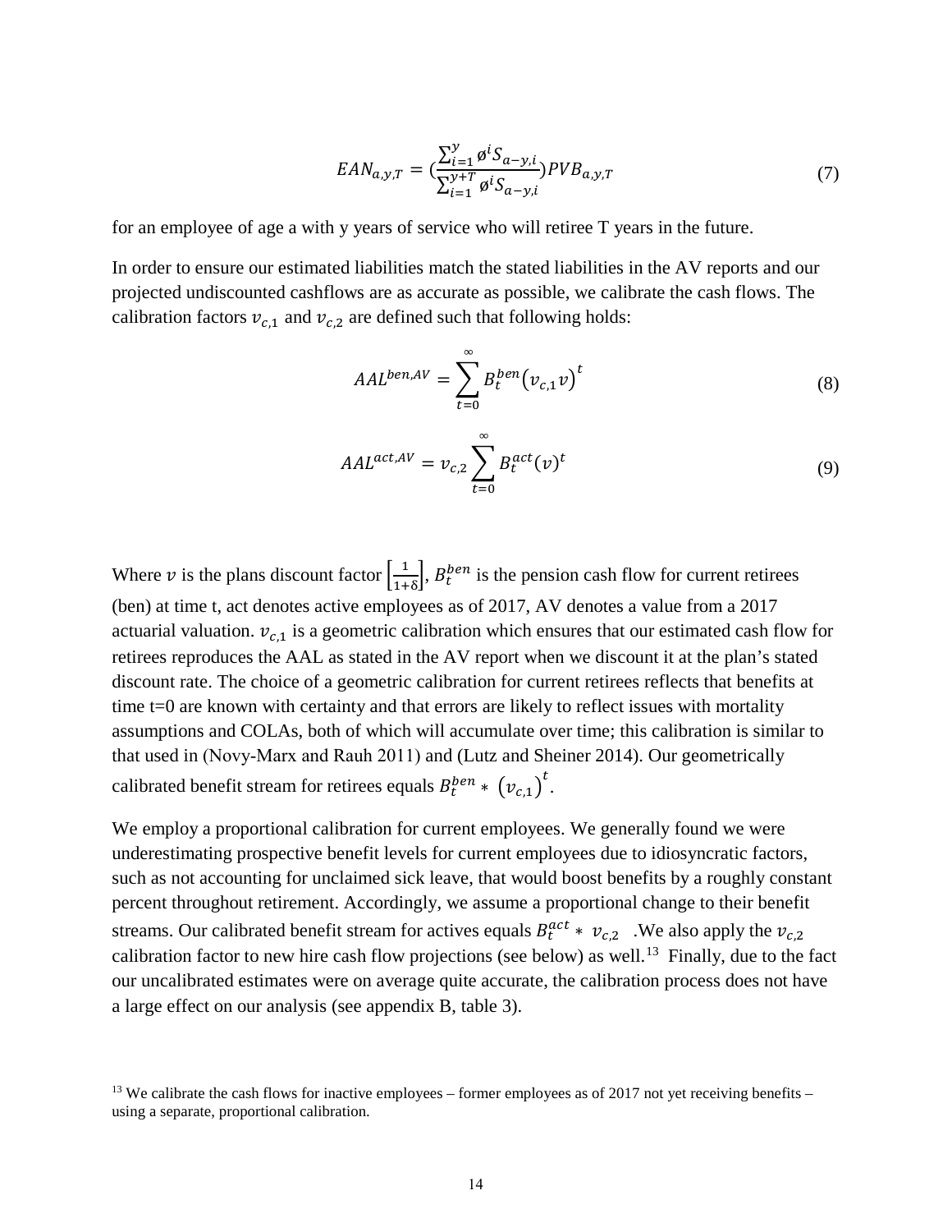$$EAN_{a,y,T} = \left(\frac{\sum_{i=1}^{y} \o^{i} S_{a-y,i}}{\sum_{i=1}^{y+T} \o^{i} S_{a-y,i}}\right) PVB_{a,y,T} \tag{7}$$

for an employee of age a with y years of service who will retiree T years in the future.

In order to ensure our estimated liabilities match the stated liabilities in the AV reports and our projected undiscounted cashflows are as accurate as possible, we calibrate the cash flows. The calibration factors $v_{c,1}$ and $v_{c,2}$ are defined such that following holds:

$$AAL^{ben,AV} = \sum_{t=0}^{\infty} B_t^{ben} \left(v_{c,1} v\right)^t \tag{8}$$

$$AAL^{act,AV} = v_{c,2} \sum_{t=0}^{\infty} B_t^{act} (v)^t \tag{9}$$

Where $v$ is the plans discount factor $\left[\frac{1}{1+\delta}\right]$, $B_t^{ben}$ is the pension cash flow for current retirees (ben) at time t, act denotes active employees as of 2017, AV denotes a value from a 2017 actuarial valuation. $v_{c,1}$ is a geometric calibration which ensures that our estimated cash flow for retirees reproduces the AAL as stated in the AV report when we discount it at the plan's stated discount rate. The choice of a geometric calibration for current retirees reflects that benefits at time t=0 are known with certainty and that errors are likely to reflect issues with mortality assumptions and COLAs, both of which will accumulate over time; this calibration is similar to that used in (Novy-Marx and Rauh 2011) and (Lutz and Sheiner 2014). Our geometrically calibrated benefit stream for retirees equals $B_t^{ben} * \left(v_{c,1}\right)^t$.

We employ a proportional calibration for current employees. We generally found we were underestimating prospective benefit levels for current employees due to idiosyncratic factors, such as not accounting for unclaimed sick leave, that would boost benefits by a roughly constant percent throughout retirement. Accordingly, we assume a proportional change to their benefit streams. Our calibrated benefit stream for actives equals $B_t^{act} * v_{c,2}$ .We also apply the $v_{c,2}$ calibration factor to new hire cash flow projections (see below) as well.[13] Finally, due to the fact our uncalibrated estimates were on average quite accurate, the calibration process does not have a large effect on our analysis (see appendix B, table 3).

[13] We calibrate the cash flows for inactive employees – former employees as of 2017 not yet receiving benefits – using a separate, proportional calibration.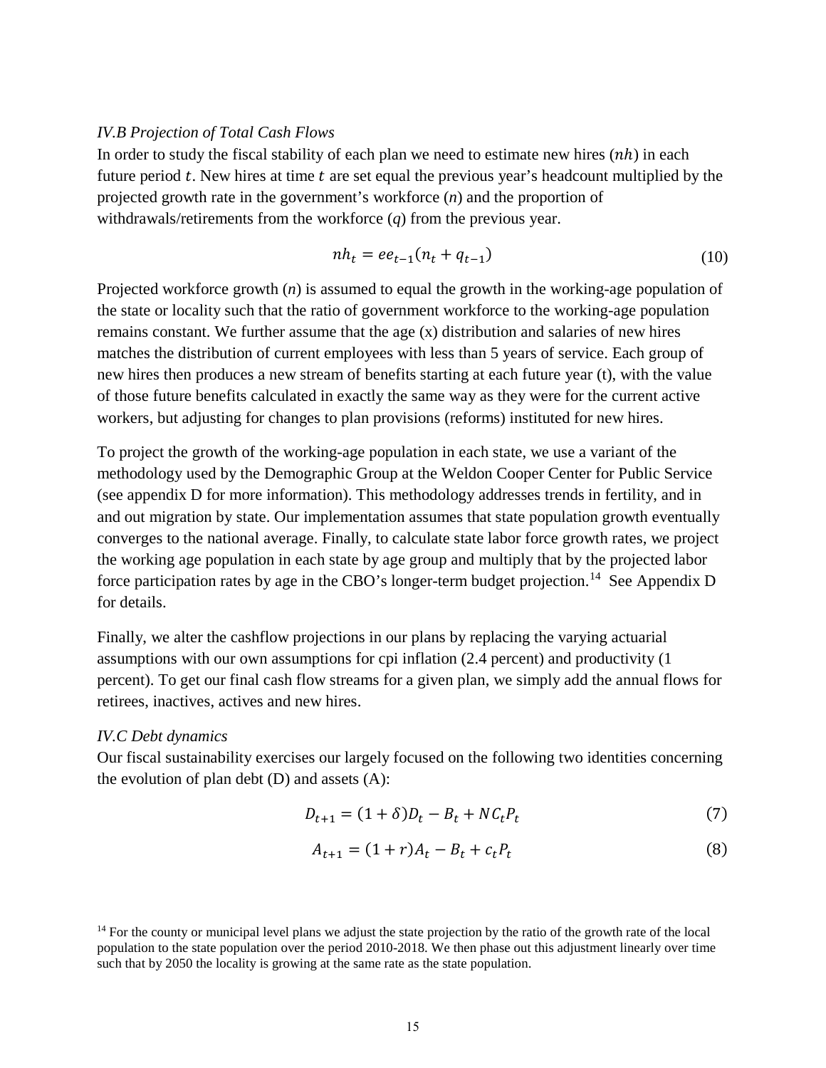*IV.B Projection of Total Cash Flows*

In order to study the fiscal stability of each plan we need to estimate new hires ($nh$) in each future period $t$. New hires at time $t$ are set equal the previous year's headcount multiplied by the projected growth rate in the government's workforce (*n*) and the proportion of withdrawals/retirements from the workforce (*q*) from the previous year.

$$nh_t = ee_{t-1}(n_t + q_{t-1}) \tag{10}$$

Projected workforce growth (*n*) is assumed to equal the growth in the working-age population of the state or locality such that the ratio of government workforce to the working-age population remains constant. We further assume that the age (x) distribution and salaries of new hires matches the distribution of current employees with less than 5 years of service. Each group of new hires then produces a new stream of benefits starting at each future year (t), with the value of those future benefits calculated in exactly the same way as they were for the current active workers, but adjusting for changes to plan provisions (reforms) instituted for new hires.

To project the growth of the working-age population in each state, we use a variant of the methodology used by the Demographic Group at the Weldon Cooper Center for Public Service (see appendix D for more information). This methodology addresses trends in fertility, and in and out migration by state. Our implementation assumes that state population growth eventually converges to the national average. Finally, to calculate state labor force growth rates, we project the working age population in each state by age group and multiply that by the projected labor force participation rates by age in the CBO's longer-term budget projection.[14] See Appendix D for details.

Finally, we alter the cashflow projections in our plans by replacing the varying actuarial assumptions with our own assumptions for cpi inflation (2.4 percent) and productivity (1 percent). To get our final cash flow streams for a given plan, we simply add the annual flows for retirees, inactives, actives and new hires.

*IV.C Debt dynamics*

Our fiscal sustainability exercises our largely focused on the following two identities concerning the evolution of plan debt (D) and assets (A):

$$D_{t+1} = (1+\delta)D_t - B_t + NC_t P_t \tag{7}$$

$$A_{t+1} = (1+r)A_t - B_t + c_t P_t \tag{8}$$

[14] For the county or municipal level plans we adjust the state projection by the ratio of the growth rate of the local population to the state population over the period 2010-2018. We then phase out this adjustment linearly over time such that by 2050 the locality is growing at the same rate as the state population.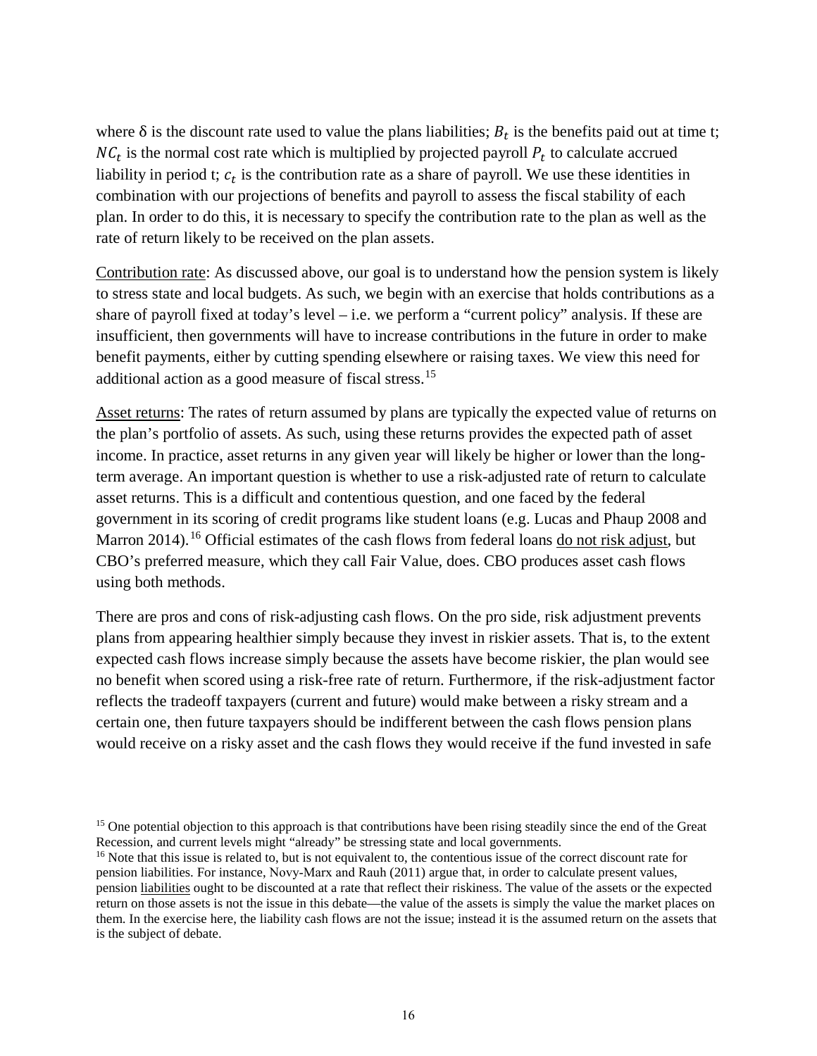where δ is the discount rate used to value the plans liabilities; $B_t$ is the benefits paid out at time t; $NC_t$ is the normal cost rate which is multiplied by projected payroll $P_t$ to calculate accrued liability in period t; $c_t$ is the contribution rate as a share of payroll. We use these identities in combination with our projections of benefits and payroll to assess the fiscal stability of each plan. In order to do this, it is necessary to specify the contribution rate to the plan as well as the rate of return likely to be received on the plan assets.

Contribution rate: As discussed above, our goal is to understand how the pension system is likely to stress state and local budgets. As such, we begin with an exercise that holds contributions as a share of payroll fixed at today's level – i.e. we perform a "current policy" analysis. If these are insufficient, then governments will have to increase contributions in the future in order to make benefit payments, either by cutting spending elsewhere or raising taxes. We view this need for additional action as a good measure of fiscal stress.[15]

Asset returns: The rates of return assumed by plans are typically the expected value of returns on the plan's portfolio of assets. As such, using these returns provides the expected path of asset income. In practice, asset returns in any given year will likely be higher or lower than the long-term average. An important question is whether to use a risk-adjusted rate of return to calculate asset returns. This is a difficult and contentious question, and one faced by the federal government in its scoring of credit programs like student loans (e.g. Lucas and Phaup 2008 and Marron 2014).[16] Official estimates of the cash flows from federal loans do not risk adjust, but CBO's preferred measure, which they call Fair Value, does. CBO produces asset cash flows using both methods.

There are pros and cons of risk-adjusting cash flows. On the pro side, risk adjustment prevents plans from appearing healthier simply because they invest in riskier assets. That is, to the extent expected cash flows increase simply because the assets have become riskier, the plan would see no benefit when scored using a risk-free rate of return. Furthermore, if the risk-adjustment factor reflects the tradeoff taxpayers (current and future) would make between a risky stream and a certain one, then future taxpayers should be indifferent between the cash flows pension plans would receive on a risky asset and the cash flows they would receive if the fund invested in safe

[15] One potential objection to this approach is that contributions have been rising steadily since the end of the Great Recession, and current levels might "already" be stressing state and local governments.

[16] Note that this issue is related to, but is not equivalent to, the contentious issue of the correct discount rate for pension liabilities. For instance, Novy-Marx and Rauh (2011) argue that, in order to calculate present values, pension liabilities ought to be discounted at a rate that reflect their riskiness. The value of the assets or the expected return on those assets is not the issue in this debate—the value of the assets is simply the value the market places on them. In the exercise here, the liability cash flows are not the issue; instead it is the assumed return on the assets that is the subject of debate.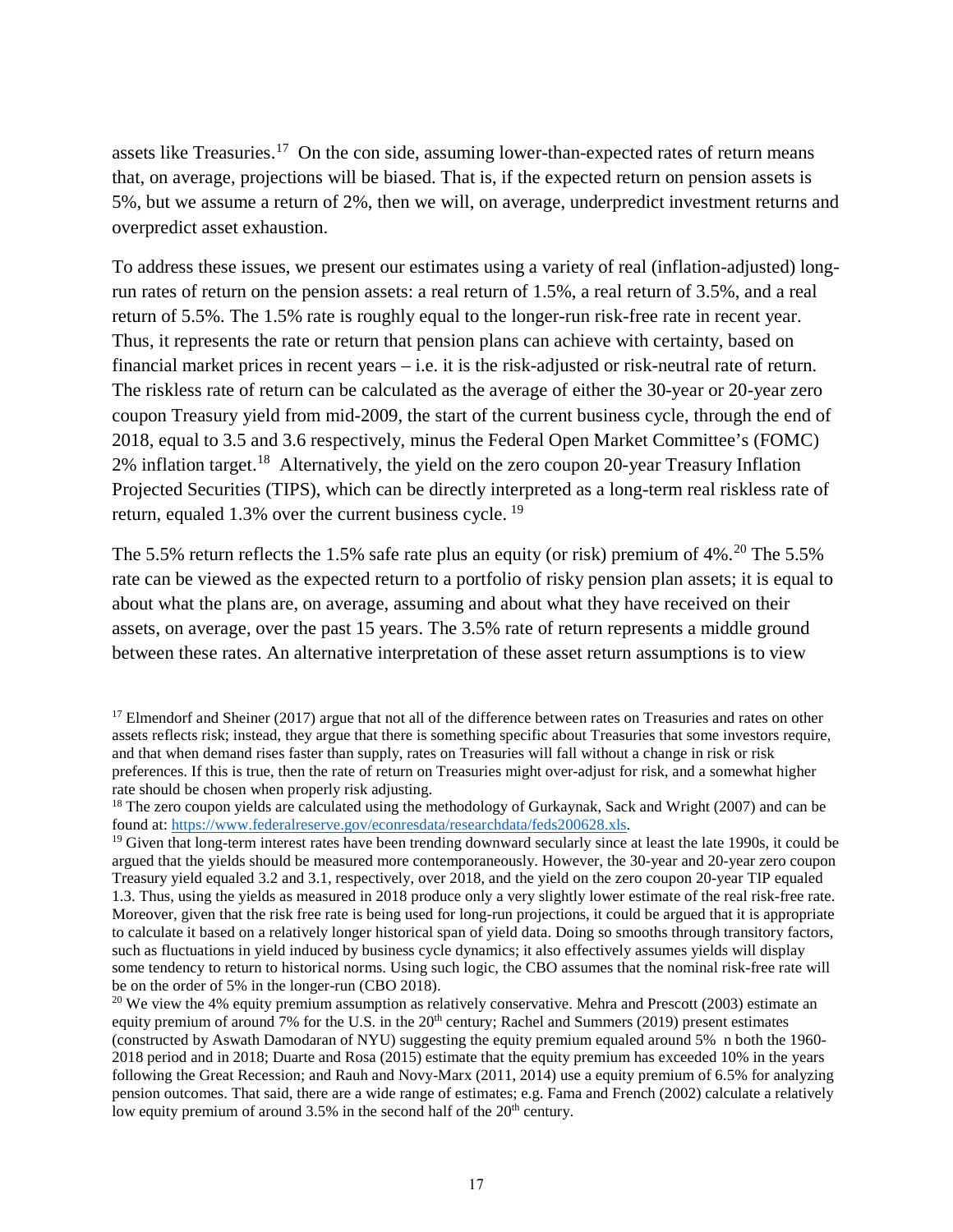assets like Treasuries.[17] On the con side, assuming lower-than-expected rates of return means that, on average, projections will be biased. That is, if the expected return on pension assets is 5%, but we assume a return of 2%, then we will, on average, underpredict investment returns and overpredict asset exhaustion.

To address these issues, we present our estimates using a variety of real (inflation-adjusted) long-run rates of return on the pension assets: a real return of 1.5%, a real return of 3.5%, and a real return of 5.5%. The 1.5% rate is roughly equal to the longer-run risk-free rate in recent year. Thus, it represents the rate or return that pension plans can achieve with certainty, based on financial market prices in recent years – i.e. it is the risk-adjusted or risk-neutral rate of return. The riskless rate of return can be calculated as the average of either the 30-year or 20-year zero coupon Treasury yield from mid-2009, the start of the current business cycle, through the end of 2018, equal to 3.5 and 3.6 respectively, minus the Federal Open Market Committee's (FOMC) 2% inflation target.[18] Alternatively, the yield on the zero coupon 20-year Treasury Inflation Projected Securities (TIPS), which can be directly interpreted as a long-term real riskless rate of return, equaled 1.3% over the current business cycle.[19]

The 5.5% return reflects the 1.5% safe rate plus an equity (or risk) premium of 4%.[20] The 5.5% rate can be viewed as the expected return to a portfolio of risky pension plan assets; it is equal to about what the plans are, on average, assuming and about what they have received on their assets, on average, over the past 15 years. The 3.5% rate of return represents a middle ground between these rates. An alternative interpretation of these asset return assumptions is to view

---

[17] Elmendorf and Sheiner (2017) argue that not all of the difference between rates on Treasuries and rates on other assets reflects risk; instead, they argue that there is something specific about Treasuries that some investors require, and that when demand rises faster than supply, rates on Treasuries will fall without a change in risk or risk preferences. If this is true, then the rate of return on Treasuries might over-adjust for risk, and a somewhat higher rate should be chosen when properly risk adjusting.

[18] The zero coupon yields are calculated using the methodology of Gurkaynak, Sack and Wright (2007) and can be found at: https://www.federalreserve.gov/econresdata/researchdata/feds200628.xls.

[19] Given that long-term interest rates have been trending downward secularly since at least the late 1990s, it could be argued that the yields should be measured more contemporaneously. However, the 30-year and 20-year zero coupon Treasury yield equaled 3.2 and 3.1, respectively, over 2018, and the yield on the zero coupon 20-year TIP equaled 1.3. Thus, using the yields as measured in 2018 produce only a very slightly lower estimate of the real risk-free rate. Moreover, given that the risk free rate is being used for long-run projections, it could be argued that it is appropriate to calculate it based on a relatively longer historical span of yield data. Doing so smooths through transitory factors, such as fluctuations in yield induced by business cycle dynamics; it also effectively assumes yields will display some tendency to return to historical norms. Using such logic, the CBO assumes that the nominal risk-free rate will be on the order of 5% in the longer-run (CBO 2018).

[20] We view the 4% equity premium assumption as relatively conservative. Mehra and Prescott (2003) estimate an equity premium of around 7% for the U.S. in the 20th century; Rachel and Summers (2019) present estimates (constructed by Aswath Damodaran of NYU) suggesting the equity premium equaled around 5% n both the 1960-2018 period and in 2018; Duarte and Rosa (2015) estimate that the equity premium has exceeded 10% in the years following the Great Recession; and Rauh and Novy-Marx (2011, 2014) use a equity premium of 6.5% for analyzing pension outcomes. That said, there are a wide range of estimates; e.g. Fama and French (2002) calculate a relatively low equity premium of around 3.5% in the second half of the 20th century.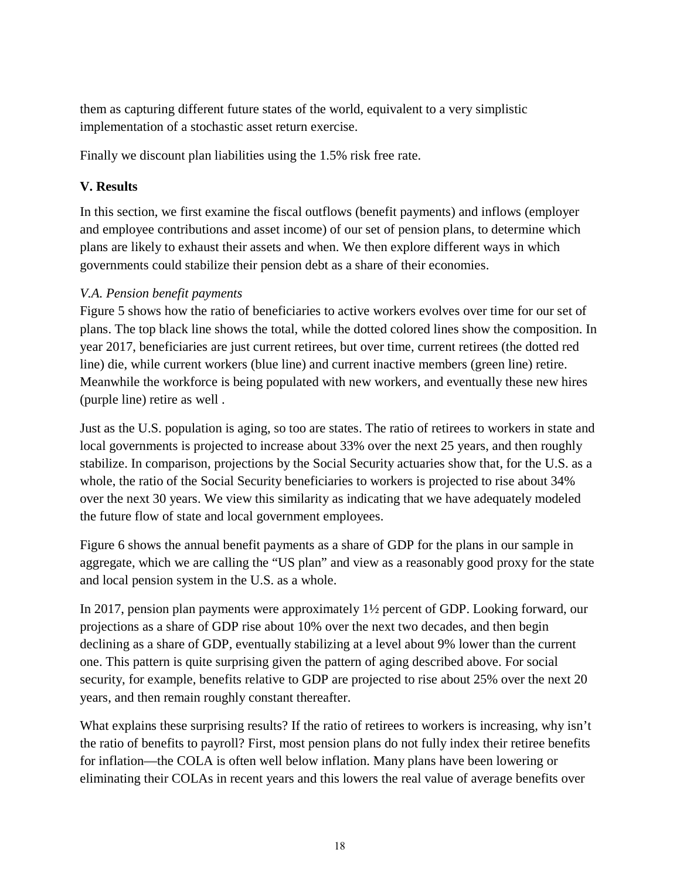them as capturing different future states of the world, equivalent to a very simplistic implementation of a stochastic asset return exercise.

Finally we discount plan liabilities using the 1.5% risk free rate.

## V. Results

In this section, we first examine the fiscal outflows (benefit payments) and inflows (employer and employee contributions and asset income) of our set of pension plans, to determine which plans are likely to exhaust their assets and when. We then explore different ways in which governments could stabilize their pension debt as a share of their economies.

### *V.A. Pension benefit payments*

Figure 5 shows how the ratio of beneficiaries to active workers evolves over time for our set of plans. The top black line shows the total, while the dotted colored lines show the composition. In year 2017, beneficiaries are just current retirees, but over time, current retirees (the dotted red line) die, while current workers (blue line) and current inactive members (green line) retire. Meanwhile the workforce is being populated with new workers, and eventually these new hires (purple line) retire as well .

Just as the U.S. population is aging, so too are states. The ratio of retirees to workers in state and local governments is projected to increase about 33% over the next 25 years, and then roughly stabilize. In comparison, projections by the Social Security actuaries show that, for the U.S. as a whole, the ratio of the Social Security beneficiaries to workers is projected to rise about 34% over the next 30 years. We view this similarity as indicating that we have adequately modeled the future flow of state and local government employees.

Figure 6 shows the annual benefit payments as a share of GDP for the plans in our sample in aggregate, which we are calling the "US plan" and view as a reasonably good proxy for the state and local pension system in the U.S. as a whole.

In 2017, pension plan payments were approximately 1½ percent of GDP. Looking forward, our projections as a share of GDP rise about 10% over the next two decades, and then begin declining as a share of GDP, eventually stabilizing at a level about 9% lower than the current one. This pattern is quite surprising given the pattern of aging described above. For social security, for example, benefits relative to GDP are projected to rise about 25% over the next 20 years, and then remain roughly constant thereafter.

What explains these surprising results? If the ratio of retirees to workers is increasing, why isn't the ratio of benefits to payroll? First, most pension plans do not fully index their retiree benefits for inflation—the COLA is often well below inflation. Many plans have been lowering or eliminating their COLAs in recent years and this lowers the real value of average benefits over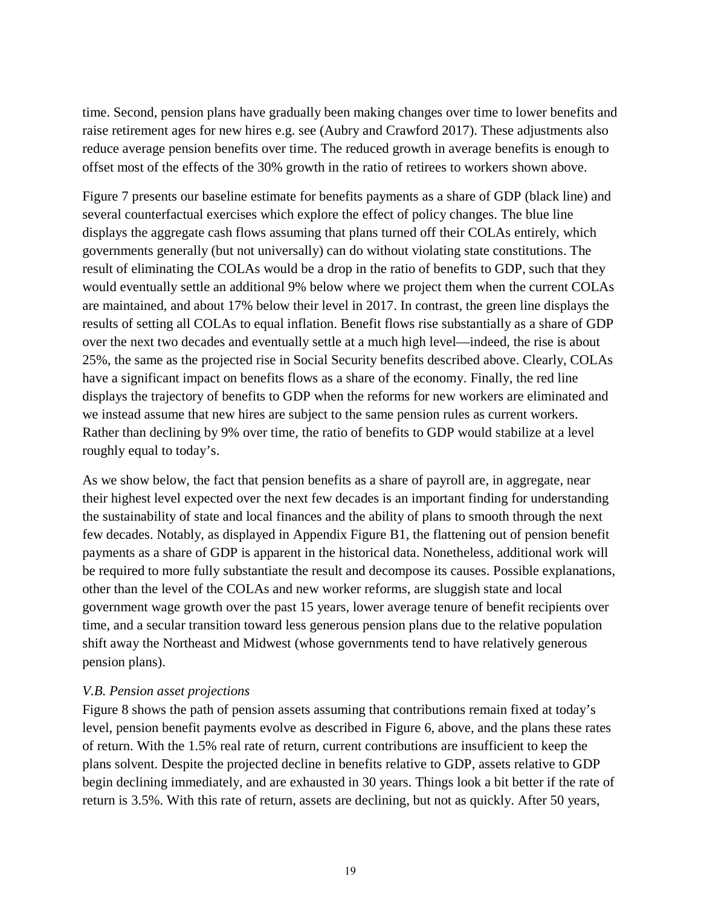time. Second, pension plans have gradually been making changes over time to lower benefits and raise retirement ages for new hires e.g. see (Aubry and Crawford 2017). These adjustments also reduce average pension benefits over time. The reduced growth in average benefits is enough to offset most of the effects of the 30% growth in the ratio of retirees to workers shown above.

Figure 7 presents our baseline estimate for benefits payments as a share of GDP (black line) and several counterfactual exercises which explore the effect of policy changes. The blue line displays the aggregate cash flows assuming that plans turned off their COLAs entirely, which governments generally (but not universally) can do without violating state constitutions. The result of eliminating the COLAs would be a drop in the ratio of benefits to GDP, such that they would eventually settle an additional 9% below where we project them when the current COLAs are maintained, and about 17% below their level in 2017. In contrast, the green line displays the results of setting all COLAs to equal inflation. Benefit flows rise substantially as a share of GDP over the next two decades and eventually settle at a much high level—indeed, the rise is about 25%, the same as the projected rise in Social Security benefits described above. Clearly, COLAs have a significant impact on benefits flows as a share of the economy. Finally, the red line displays the trajectory of benefits to GDP when the reforms for new workers are eliminated and we instead assume that new hires are subject to the same pension rules as current workers. Rather than declining by 9% over time, the ratio of benefits to GDP would stabilize at a level roughly equal to today's.

As we show below, the fact that pension benefits as a share of payroll are, in aggregate, near their highest level expected over the next few decades is an important finding for understanding the sustainability of state and local finances and the ability of plans to smooth through the next few decades. Notably, as displayed in Appendix Figure B1, the flattening out of pension benefit payments as a share of GDP is apparent in the historical data. Nonetheless, additional work will be required to more fully substantiate the result and decompose its causes. Possible explanations, other than the level of the COLAs and new worker reforms, are sluggish state and local government wage growth over the past 15 years, lower average tenure of benefit recipients over time, and a secular transition toward less generous pension plans due to the relative population shift away the Northeast and Midwest (whose governments tend to have relatively generous pension plans).

### *V.B. Pension asset projections*

Figure 8 shows the path of pension assets assuming that contributions remain fixed at today's level, pension benefit payments evolve as described in Figure 6, above, and the plans these rates of return. With the 1.5% real rate of return, current contributions are insufficient to keep the plans solvent. Despite the projected decline in benefits relative to GDP, assets relative to GDP begin declining immediately, and are exhausted in 30 years. Things look a bit better if the rate of return is 3.5%. With this rate of return, assets are declining, but not as quickly. After 50 years,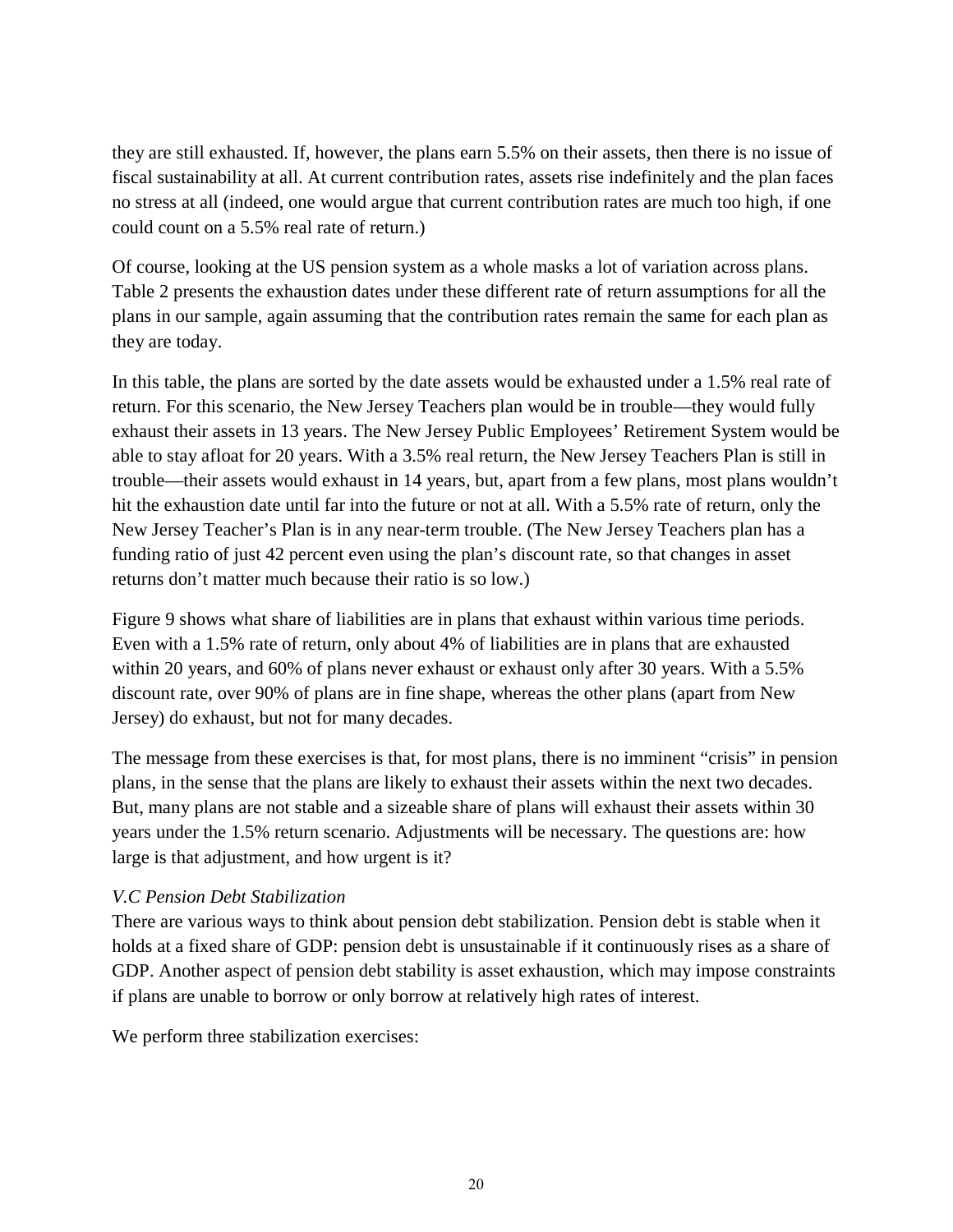they are still exhausted. If, however, the plans earn 5.5% on their assets, then there is no issue of fiscal sustainability at all. At current contribution rates, assets rise indefinitely and the plan faces no stress at all (indeed, one would argue that current contribution rates are much too high, if one could count on a 5.5% real rate of return.)

Of course, looking at the US pension system as a whole masks a lot of variation across plans. Table 2 presents the exhaustion dates under these different rate of return assumptions for all the plans in our sample, again assuming that the contribution rates remain the same for each plan as they are today.

In this table, the plans are sorted by the date assets would be exhausted under a 1.5% real rate of return. For this scenario, the New Jersey Teachers plan would be in trouble—they would fully exhaust their assets in 13 years. The New Jersey Public Employees' Retirement System would be able to stay afloat for 20 years. With a 3.5% real return, the New Jersey Teachers Plan is still in trouble—their assets would exhaust in 14 years, but, apart from a few plans, most plans wouldn't hit the exhaustion date until far into the future or not at all. With a 5.5% rate of return, only the New Jersey Teacher's Plan is in any near-term trouble. (The New Jersey Teachers plan has a funding ratio of just 42 percent even using the plan's discount rate, so that changes in asset returns don't matter much because their ratio is so low.)

Figure 9 shows what share of liabilities are in plans that exhaust within various time periods. Even with a 1.5% rate of return, only about 4% of liabilities are in plans that are exhausted within 20 years, and 60% of plans never exhaust or exhaust only after 30 years. With a 5.5% discount rate, over 90% of plans are in fine shape, whereas the other plans (apart from New Jersey) do exhaust, but not for many decades.

The message from these exercises is that, for most plans, there is no imminent "crisis" in pension plans, in the sense that the plans are likely to exhaust their assets within the next two decades. But, many plans are not stable and a sizeable share of plans will exhaust their assets within 30 years under the 1.5% return scenario. Adjustments will be necessary. The questions are: how large is that adjustment, and how urgent is it?

### *V.C Pension Debt Stabilization*

There are various ways to think about pension debt stabilization. Pension debt is stable when it holds at a fixed share of GDP: pension debt is unsustainable if it continuously rises as a share of GDP. Another aspect of pension debt stability is asset exhaustion, which may impose constraints if plans are unable to borrow or only borrow at relatively high rates of interest.

We perform three stabilization exercises: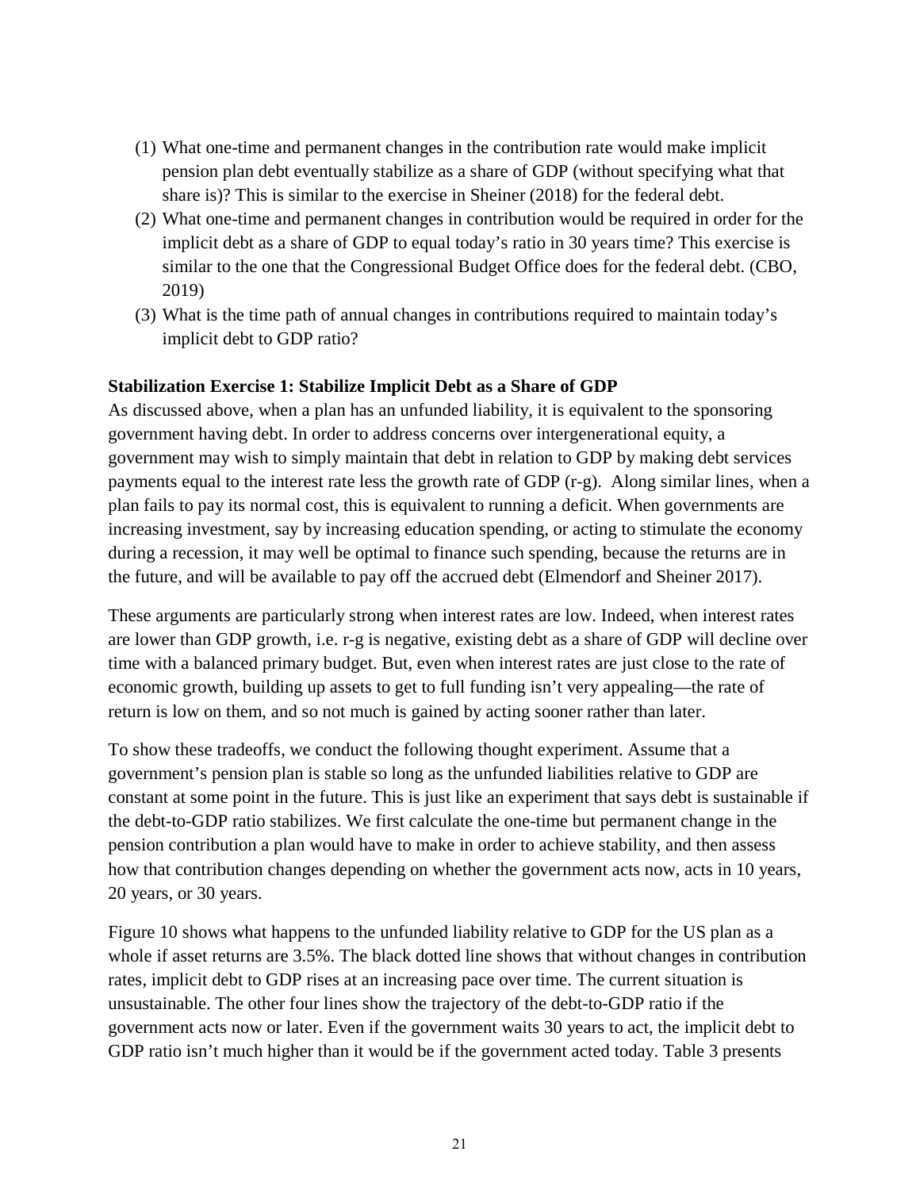(1) What one-time and permanent changes in the contribution rate would make implicit pension plan debt eventually stabilize as a share of GDP (without specifying what that share is)? This is similar to the exercise in Sheiner (2018) for the federal debt.
(2) What one-time and permanent changes in contribution would be required in order for the implicit debt as a share of GDP to equal today's ratio in 30 years time? This exercise is similar to the one that the Congressional Budget Office does for the federal debt. (CBO, 2019)
(3) What is the time path of annual changes in contributions required to maintain today's implicit debt to GDP ratio?

**Stabilization Exercise 1: Stabilize Implicit Debt as a Share of GDP**

As discussed above, when a plan has an unfunded liability, it is equivalent to the sponsoring government having debt. In order to address concerns over intergenerational equity, a government may wish to simply maintain that debt in relation to GDP by making debt services payments equal to the interest rate less the growth rate of GDP (r-g). Along similar lines, when a plan fails to pay its normal cost, this is equivalent to running a deficit. When governments are increasing investment, say by increasing education spending, or acting to stimulate the economy during a recession, it may well be optimal to finance such spending, because the returns are in the future, and will be available to pay off the accrued debt (Elmendorf and Sheiner 2017).

These arguments are particularly strong when interest rates are low. Indeed, when interest rates are lower than GDP growth, i.e. r-g is negative, existing debt as a share of GDP will decline over time with a balanced primary budget. But, even when interest rates are just close to the rate of economic growth, building up assets to get to full funding isn't very appealing—the rate of return is low on them, and so not much is gained by acting sooner rather than later.

To show these tradeoffs, we conduct the following thought experiment. Assume that a government's pension plan is stable so long as the unfunded liabilities relative to GDP are constant at some point in the future. This is just like an experiment that says debt is sustainable if the debt-to-GDP ratio stabilizes. We first calculate the one-time but permanent change in the pension contribution a plan would have to make in order to achieve stability, and then assess how that contribution changes depending on whether the government acts now, acts in 10 years, 20 years, or 30 years.

Figure 10 shows what happens to the unfunded liability relative to GDP for the US plan as a whole if asset returns are 3.5%. The black dotted line shows that without changes in contribution rates, implicit debt to GDP rises at an increasing pace over time. The current situation is unsustainable. The other four lines show the trajectory of the debt-to-GDP ratio if the government acts now or later. Even if the government waits 30 years to act, the implicit debt to GDP ratio isn't much higher than it would be if the government acted today. Table 3 presents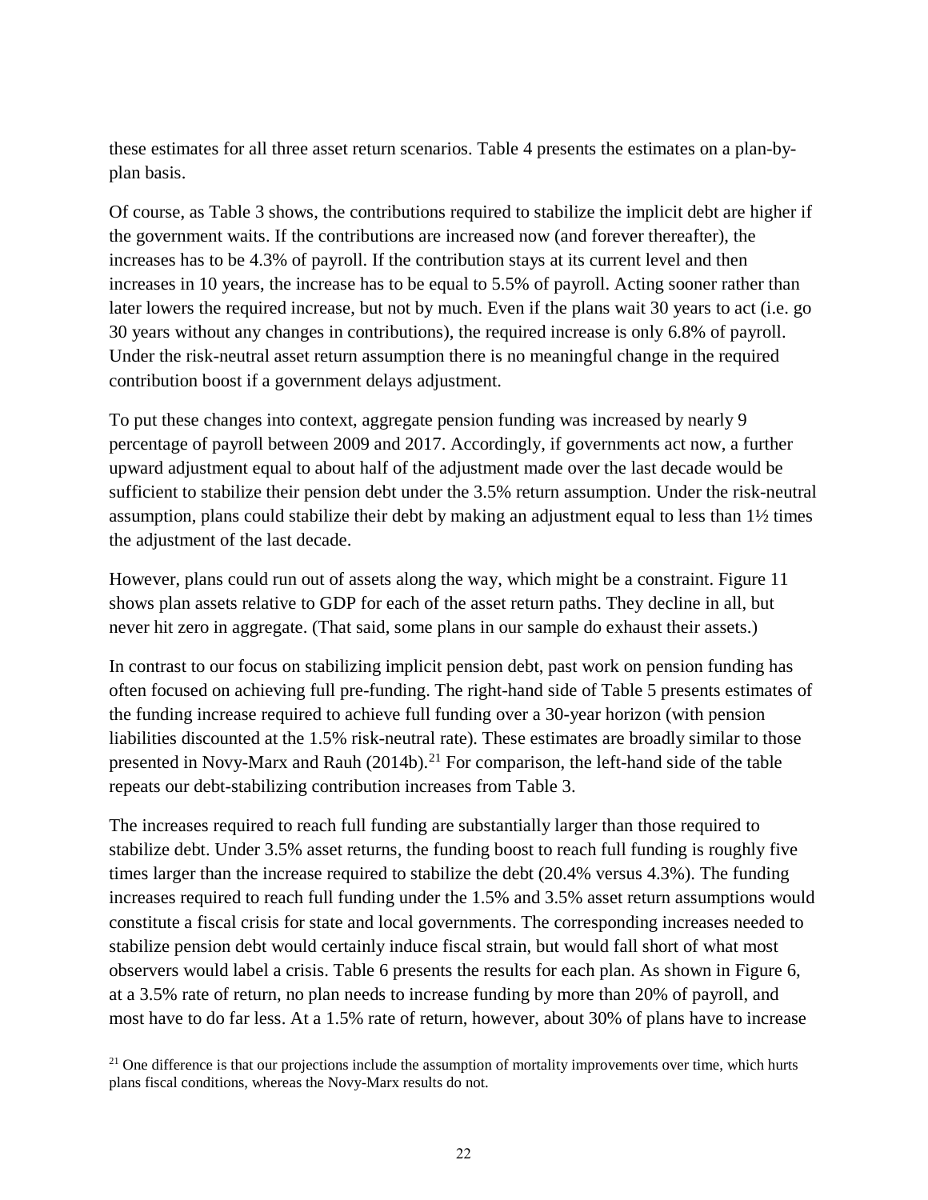these estimates for all three asset return scenarios. Table 4 presents the estimates on a plan-by-plan basis.

Of course, as Table 3 shows, the contributions required to stabilize the implicit debt are higher if the government waits. If the contributions are increased now (and forever thereafter), the increases has to be 4.3% of payroll. If the contribution stays at its current level and then increases in 10 years, the increase has to be equal to 5.5% of payroll. Acting sooner rather than later lowers the required increase, but not by much. Even if the plans wait 30 years to act (i.e. go 30 years without any changes in contributions), the required increase is only 6.8% of payroll. Under the risk-neutral asset return assumption there is no meaningful change in the required contribution boost if a government delays adjustment.

To put these changes into context, aggregate pension funding was increased by nearly 9 percentage of payroll between 2009 and 2017. Accordingly, if governments act now, a further upward adjustment equal to about half of the adjustment made over the last decade would be sufficient to stabilize their pension debt under the 3.5% return assumption. Under the risk-neutral assumption, plans could stabilize their debt by making an adjustment equal to less than 1½ times the adjustment of the last decade.

However, plans could run out of assets along the way, which might be a constraint. Figure 11 shows plan assets relative to GDP for each of the asset return paths. They decline in all, but never hit zero in aggregate. (That said, some plans in our sample do exhaust their assets.)

In contrast to our focus on stabilizing implicit pension debt, past work on pension funding has often focused on achieving full pre-funding. The right-hand side of Table 5 presents estimates of the funding increase required to achieve full funding over a 30-year horizon (with pension liabilities discounted at the 1.5% risk-neutral rate). These estimates are broadly similar to those presented in Novy-Marx and Rauh (2014b).[21] For comparison, the left-hand side of the table repeats our debt-stabilizing contribution increases from Table 3.

The increases required to reach full funding are substantially larger than those required to stabilize debt. Under 3.5% asset returns, the funding boost to reach full funding is roughly five times larger than the increase required to stabilize the debt (20.4% versus 4.3%). The funding increases required to reach full funding under the 1.5% and 3.5% asset return assumptions would constitute a fiscal crisis for state and local governments. The corresponding increases needed to stabilize pension debt would certainly induce fiscal strain, but would fall short of what most observers would label a crisis. Table 6 presents the results for each plan. As shown in Figure 6, at a 3.5% rate of return, no plan needs to increase funding by more than 20% of payroll, and most have to do far less. At a 1.5% rate of return, however, about 30% of plans have to increase

[21] One difference is that our projections include the assumption of mortality improvements over time, which hurts plans fiscal conditions, whereas the Novy-Marx results do not.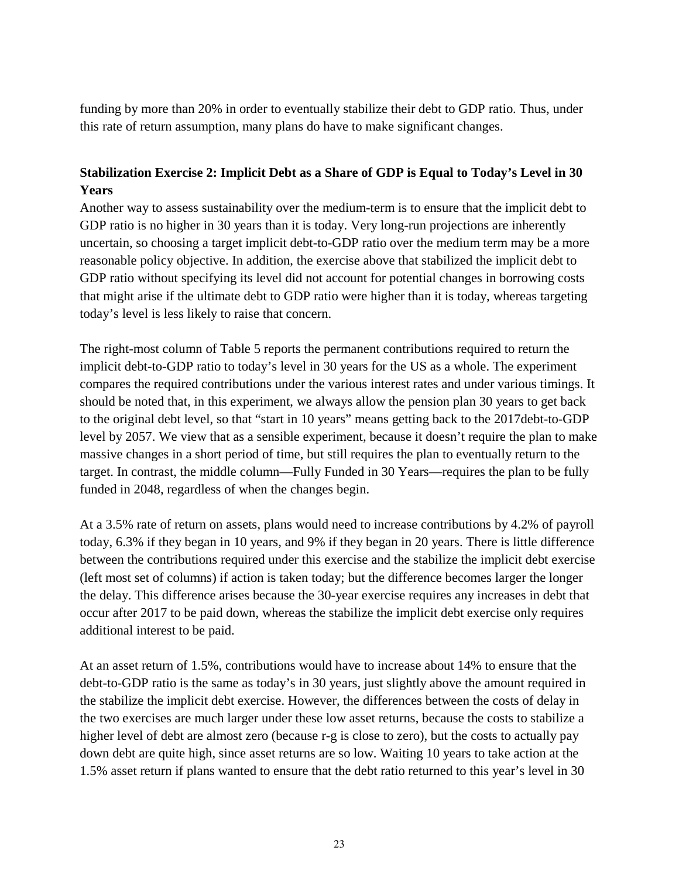funding by more than 20% in order to eventually stabilize their debt to GDP ratio. Thus, under this rate of return assumption, many plans do have to make significant changes.

**Stabilization Exercise 2: Implicit Debt as a Share of GDP is Equal to Today's Level in 30 Years**

Another way to assess sustainability over the medium-term is to ensure that the implicit debt to GDP ratio is no higher in 30 years than it is today. Very long-run projections are inherently uncertain, so choosing a target implicit debt-to-GDP ratio over the medium term may be a more reasonable policy objective. In addition, the exercise above that stabilized the implicit debt to GDP ratio without specifying its level did not account for potential changes in borrowing costs that might arise if the ultimate debt to GDP ratio were higher than it is today, whereas targeting today's level is less likely to raise that concern.

The right-most column of Table 5 reports the permanent contributions required to return the implicit debt-to-GDP ratio to today's level in 30 years for the US as a whole. The experiment compares the required contributions under the various interest rates and under various timings. It should be noted that, in this experiment, we always allow the pension plan 30 years to get back to the original debt level, so that "start in 10 years" means getting back to the 2017debt-to-GDP level by 2057. We view that as a sensible experiment, because it doesn't require the plan to make massive changes in a short period of time, but still requires the plan to eventually return to the target. In contrast, the middle column—Fully Funded in 30 Years—requires the plan to be fully funded in 2048, regardless of when the changes begin.

At a 3.5% rate of return on assets, plans would need to increase contributions by 4.2% of payroll today, 6.3% if they began in 10 years, and 9% if they began in 20 years. There is little difference between the contributions required under this exercise and the stabilize the implicit debt exercise (left most set of columns) if action is taken today; but the difference becomes larger the longer the delay. This difference arises because the 30-year exercise requires any increases in debt that occur after 2017 to be paid down, whereas the stabilize the implicit debt exercise only requires additional interest to be paid.

At an asset return of 1.5%, contributions would have to increase about 14% to ensure that the debt-to-GDP ratio is the same as today's in 30 years, just slightly above the amount required in the stabilize the implicit debt exercise. However, the differences between the costs of delay in the two exercises are much larger under these low asset returns, because the costs to stabilize a higher level of debt are almost zero (because r-g is close to zero), but the costs to actually pay down debt are quite high, since asset returns are so low. Waiting 10 years to take action at the 1.5% asset return if plans wanted to ensure that the debt ratio returned to this year's level in 30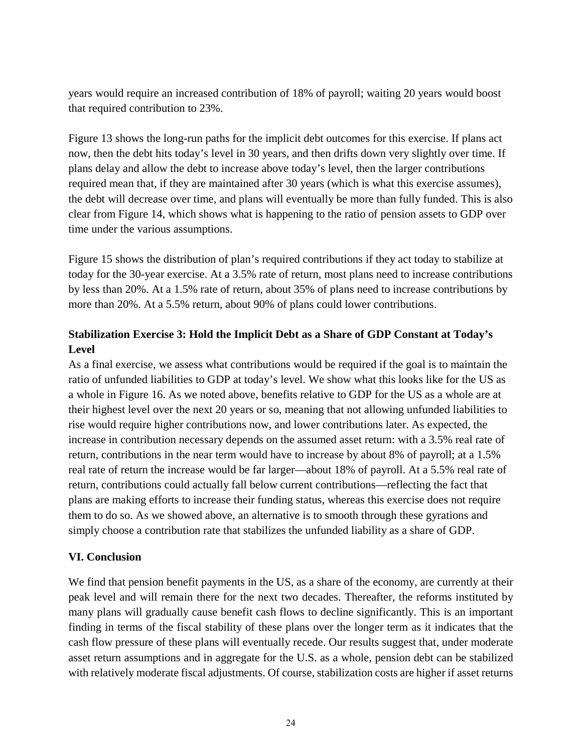years would require an increased contribution of 18% of payroll; waiting 20 years would boost that required contribution to 23%.

Figure 13 shows the long-run paths for the implicit debt outcomes for this exercise. If plans act now, then the debt hits today's level in 30 years, and then drifts down very slightly over time. If plans delay and allow the debt to increase above today's level, then the larger contributions required mean that, if they are maintained after 30 years (which is what this exercise assumes), the debt will decrease over time, and plans will eventually be more than fully funded. This is also clear from Figure 14, which shows what is happening to the ratio of pension assets to GDP over time under the various assumptions.

Figure 15 shows the distribution of plan's required contributions if they act today to stabilize at today for the 30-year exercise. At a 3.5% rate of return, most plans need to increase contributions by less than 20%. At a 1.5% rate of return, about 35% of plans need to increase contributions by more than 20%. At a 5.5% return, about 90% of plans could lower contributions.

**Stabilization Exercise 3: Hold the Implicit Debt as a Share of GDP Constant at Today's Level**

As a final exercise, we assess what contributions would be required if the goal is to maintain the ratio of unfunded liabilities to GDP at today's level. We show what this looks like for the US as a whole in Figure 16. As we noted above, benefits relative to GDP for the US as a whole are at their highest level over the next 20 years or so, meaning that not allowing unfunded liabilities to rise would require higher contributions now, and lower contributions later. As expected, the increase in contribution necessary depends on the assumed asset return: with a 3.5% real rate of return, contributions in the near term would have to increase by about 8% of payroll; at a 1.5% real rate of return the increase would be far larger—about 18% of payroll. At a 5.5% real rate of return, contributions could actually fall below current contributions—reflecting the fact that plans are making efforts to increase their funding status, whereas this exercise does not require them to do so. As we showed above, an alternative is to smooth through these gyrations and simply choose a contribution rate that stabilizes the unfunded liability as a share of GDP.

## VI. Conclusion

We find that pension benefit payments in the US, as a share of the economy, are currently at their peak level and will remain there for the next two decades. Thereafter, the reforms instituted by many plans will gradually cause benefit cash flows to decline significantly. This is an important finding in terms of the fiscal stability of these plans over the longer term as it indicates that the cash flow pressure of these plans will eventually recede. Our results suggest that, under moderate asset return assumptions and in aggregate for the U.S. as a whole, pension debt can be stabilized with relatively moderate fiscal adjustments. Of course, stabilization costs are higher if asset returns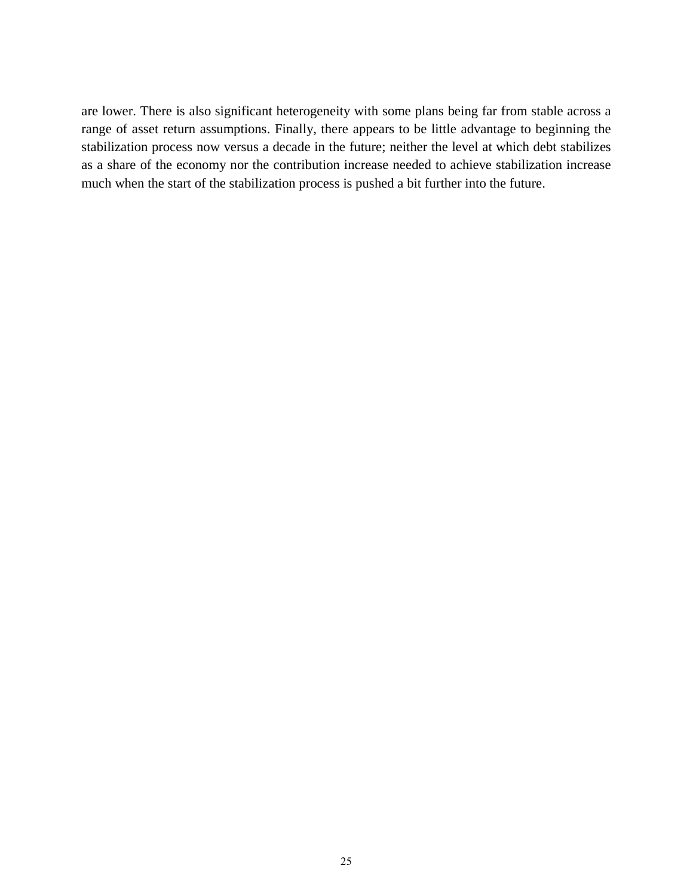are lower. There is also significant heterogeneity with some plans being far from stable across a range of asset return assumptions. Finally, there appears to be little advantage to beginning the stabilization process now versus a decade in the future; neither the level at which debt stabilizes as a share of the economy nor the contribution increase needed to achieve stabilization increase much when the start of the stabilization process is pushed a bit further into the future.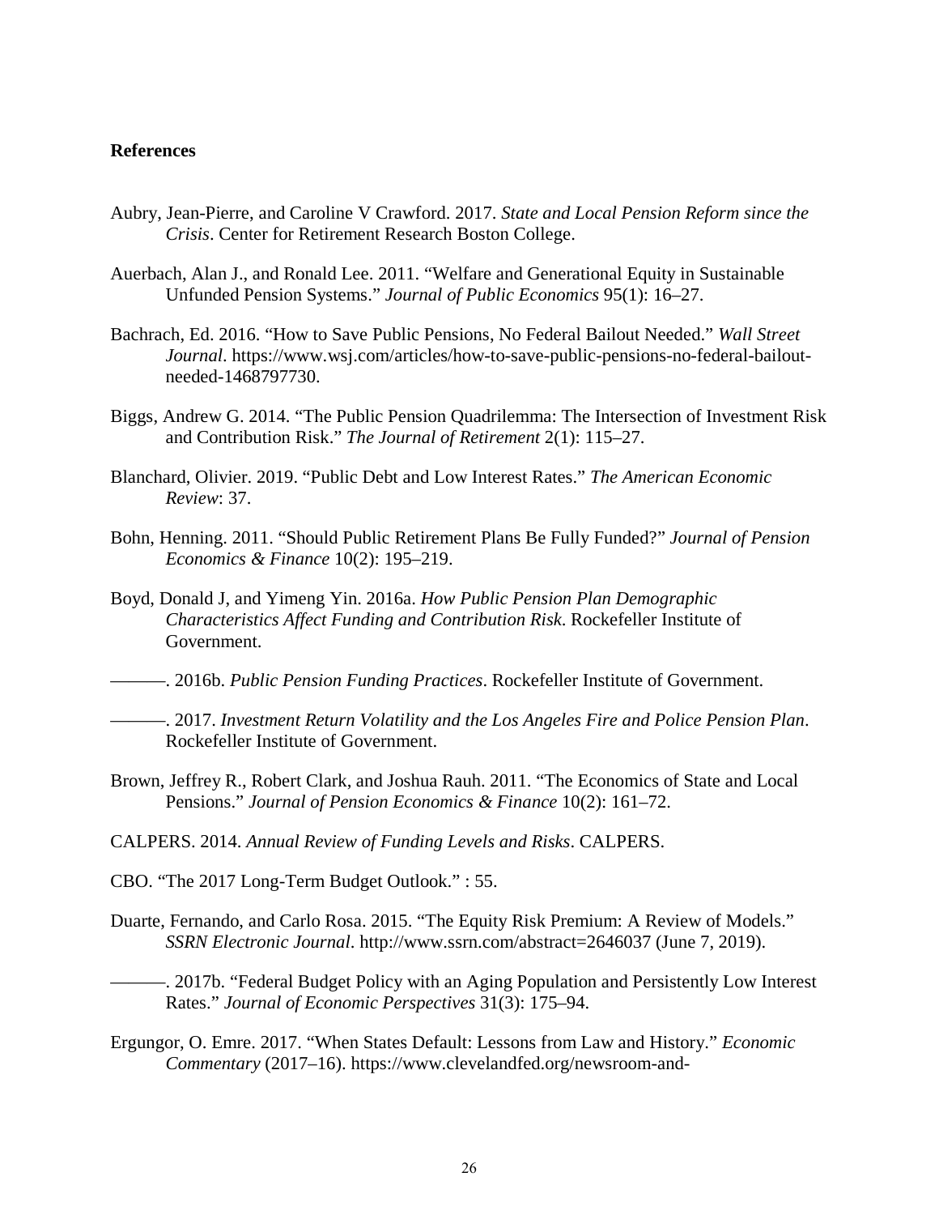**References**

Aubry, Jean-Pierre, and Caroline V Crawford. 2017. *State and Local Pension Reform since the Crisis*. Center for Retirement Research Boston College.

Auerbach, Alan J., and Ronald Lee. 2011. "Welfare and Generational Equity in Sustainable Unfunded Pension Systems." *Journal of Public Economics* 95(1): 16–27.

Bachrach, Ed. 2016. "How to Save Public Pensions, No Federal Bailout Needed." *Wall Street Journal*. https://www.wsj.com/articles/how-to-save-public-pensions-no-federal-bailout-needed-1468797730.

Biggs, Andrew G. 2014. "The Public Pension Quadrilemma: The Intersection of Investment Risk and Contribution Risk." *The Journal of Retirement* 2(1): 115–27.

Blanchard, Olivier. 2019. "Public Debt and Low Interest Rates." *The American Economic Review*: 37.

Bohn, Henning. 2011. "Should Public Retirement Plans Be Fully Funded?" *Journal of Pension Economics & Finance* 10(2): 195–219.

Boyd, Donald J, and Yimeng Yin. 2016a. *How Public Pension Plan Demographic Characteristics Affect Funding and Contribution Risk*. Rockefeller Institute of Government.

———. 2016b. *Public Pension Funding Practices*. Rockefeller Institute of Government.

———. 2017. *Investment Return Volatility and the Los Angeles Fire and Police Pension Plan*. Rockefeller Institute of Government.

Brown, Jeffrey R., Robert Clark, and Joshua Rauh. 2011. "The Economics of State and Local Pensions." *Journal of Pension Economics & Finance* 10(2): 161–72.

CALPERS. 2014. *Annual Review of Funding Levels and Risks*. CALPERS.

CBO. "The 2017 Long-Term Budget Outlook." : 55.

Duarte, Fernando, and Carlo Rosa. 2015. "The Equity Risk Premium: A Review of Models." *SSRN Electronic Journal*. http://www.ssrn.com/abstract=2646037 (June 7, 2019).

———. 2017b. "Federal Budget Policy with an Aging Population and Persistently Low Interest Rates." *Journal of Economic Perspectives* 31(3): 175–94.

Ergungor, O. Emre. 2017. "When States Default: Lessons from Law and History." *Economic Commentary* (2017–16). https://www.clevelandfed.org/newsroom-and-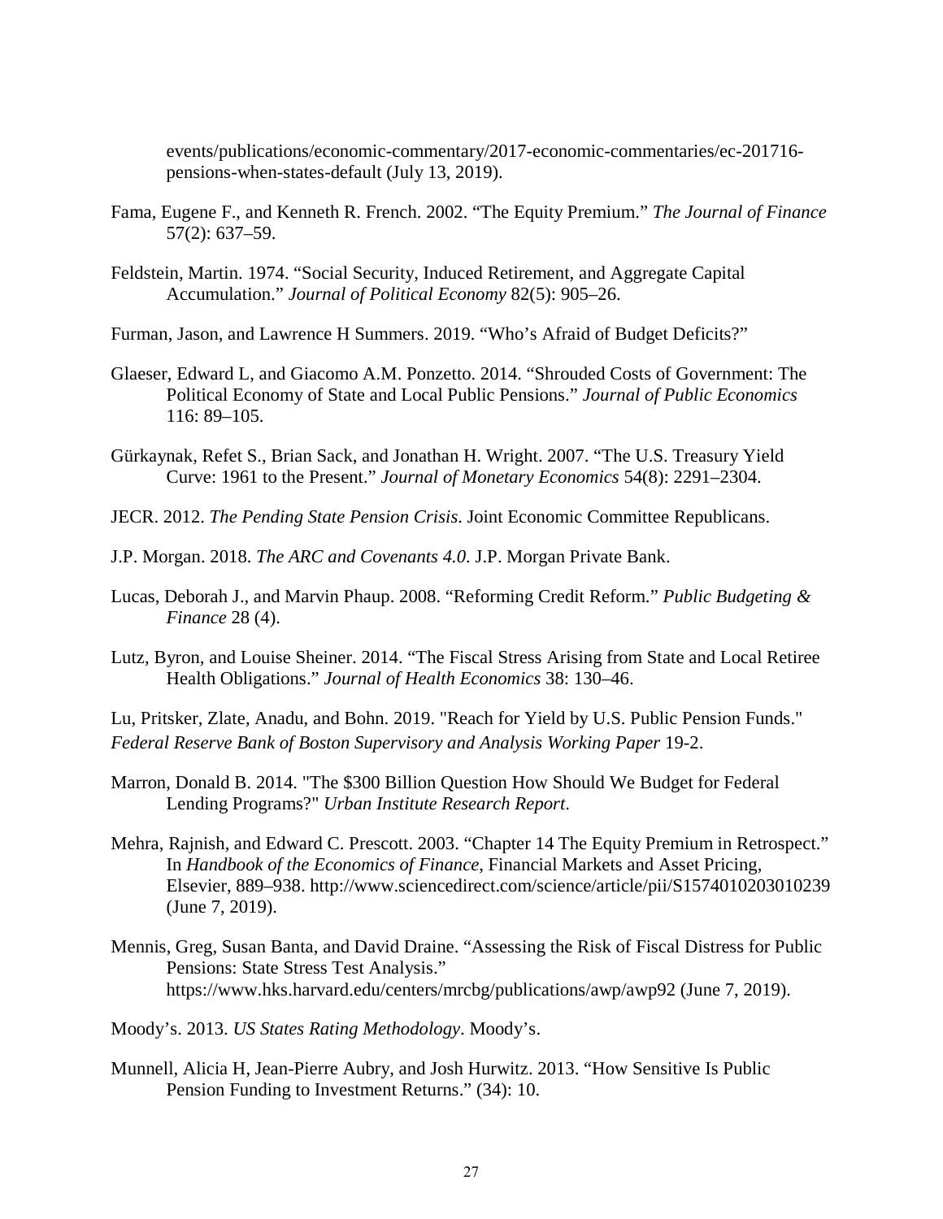events/publications/economic-commentary/2017-economic-commentaries/ec-201716-pensions-when-states-default (July 13, 2019).

Fama, Eugene F., and Kenneth R. French. 2002. "The Equity Premium." *The Journal of Finance* 57(2): 637–59.

Feldstein, Martin. 1974. "Social Security, Induced Retirement, and Aggregate Capital Accumulation." *Journal of Political Economy* 82(5): 905–26.

Furman, Jason, and Lawrence H Summers. 2019. "Who's Afraid of Budget Deficits?"

Glaeser, Edward L, and Giacomo A.M. Ponzetto. 2014. "Shrouded Costs of Government: The Political Economy of State and Local Public Pensions." *Journal of Public Economics* 116: 89–105.

Gürkaynak, Refet S., Brian Sack, and Jonathan H. Wright. 2007. "The U.S. Treasury Yield Curve: 1961 to the Present." *Journal of Monetary Economics* 54(8): 2291–2304.

JECR. 2012. *The Pending State Pension Crisis*. Joint Economic Committee Republicans.

J.P. Morgan. 2018. *The ARC and Covenants 4.0*. J.P. Morgan Private Bank.

Lucas, Deborah J., and Marvin Phaup. 2008. "Reforming Credit Reform." *Public Budgeting & Finance* 28 (4).

Lutz, Byron, and Louise Sheiner. 2014. "The Fiscal Stress Arising from State and Local Retiree Health Obligations." *Journal of Health Economics* 38: 130–46.

Lu, Pritsker, Zlate, Anadu, and Bohn. 2019. "Reach for Yield by U.S. Public Pension Funds." *Federal Reserve Bank of Boston Supervisory and Analysis Working Paper* 19-2.

Marron, Donald B. 2014. "The $300 Billion Question How Should We Budget for Federal Lending Programs?" *Urban Institute Research Report*.

Mehra, Rajnish, and Edward C. Prescott. 2003. "Chapter 14 The Equity Premium in Retrospect." In *Handbook of the Economics of Finance*, Financial Markets and Asset Pricing, Elsevier, 889–938. http://www.sciencedirect.com/science/article/pii/S1574010203010239 (June 7, 2019).

Mennis, Greg, Susan Banta, and David Draine. "Assessing the Risk of Fiscal Distress for Public Pensions: State Stress Test Analysis." https://www.hks.harvard.edu/centers/mrcbg/publications/awp/awp92 (June 7, 2019).

Moody's. 2013. *US States Rating Methodology*. Moody's.

Munnell, Alicia H, Jean-Pierre Aubry, and Josh Hurwitz. 2013. "How Sensitive Is Public Pension Funding to Investment Returns." (34): 10.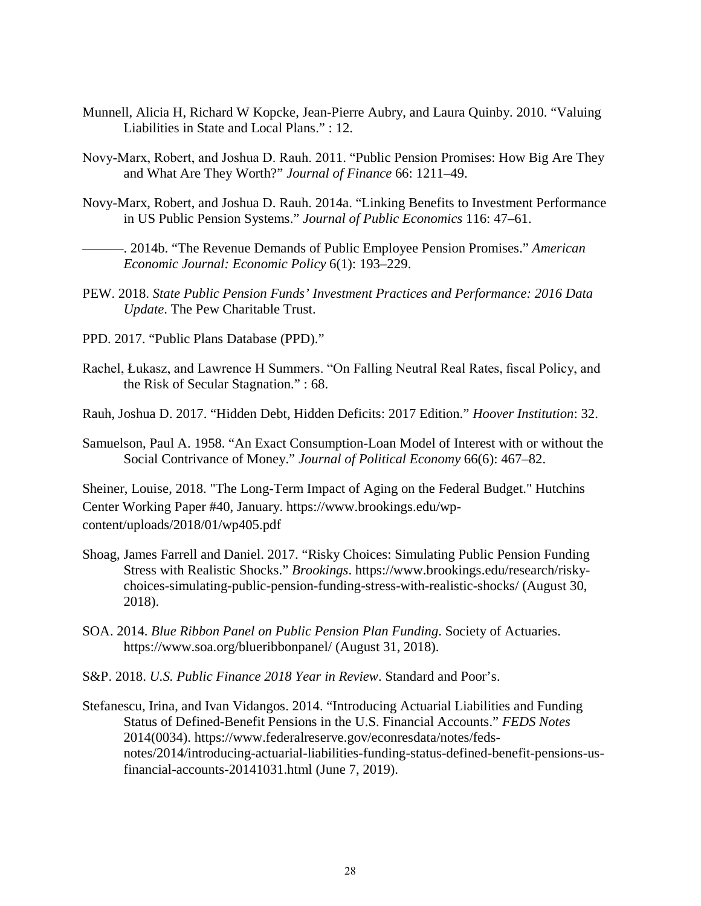Munnell, Alicia H, Richard W Kopcke, Jean-Pierre Aubry, and Laura Quinby. 2010. "Valuing Liabilities in State and Local Plans." : 12.

Novy-Marx, Robert, and Joshua D. Rauh. 2011. "Public Pension Promises: How Big Are They and What Are They Worth?" *Journal of Finance* 66: 1211–49.

Novy-Marx, Robert, and Joshua D. Rauh. 2014a. "Linking Benefits to Investment Performance in US Public Pension Systems." *Journal of Public Economics* 116: 47–61.

———. 2014b. "The Revenue Demands of Public Employee Pension Promises." *American Economic Journal: Economic Policy* 6(1): 193–229.

PEW. 2018. *State Public Pension Funds' Investment Practices and Performance: 2016 Data Update*. The Pew Charitable Trust.

PPD. 2017. "Public Plans Database (PPD)."

Rachel, Łukasz, and Lawrence H Summers. "On Falling Neutral Real Rates, fiscal Policy, and the Risk of Secular Stagnation." : 68.

Rauh, Joshua D. 2017. "Hidden Debt, Hidden Deficits: 2017 Edition." *Hoover Institution*: 32.

Samuelson, Paul A. 1958. "An Exact Consumption-Loan Model of Interest with or without the Social Contrivance of Money." *Journal of Political Economy* 66(6): 467–82.

Sheiner, Louise, 2018. "The Long-Term Impact of Aging on the Federal Budget." Hutchins Center Working Paper #40, January. https://www.brookings.edu/wp-content/uploads/2018/01/wp405.pdf

Shoag, James Farrell and Daniel. 2017. "Risky Choices: Simulating Public Pension Funding Stress with Realistic Shocks." *Brookings*. https://www.brookings.edu/research/risky-choices-simulating-public-pension-funding-stress-with-realistic-shocks/ (August 30, 2018).

SOA. 2014. *Blue Ribbon Panel on Public Pension Plan Funding*. Society of Actuaries. https://www.soa.org/blueribbonpanel/ (August 31, 2018).

S&P. 2018. *U.S. Public Finance 2018 Year in Review*. Standard and Poor's.

Stefanescu, Irina, and Ivan Vidangos. 2014. "Introducing Actuarial Liabilities and Funding Status of Defined-Benefit Pensions in the U.S. Financial Accounts." *FEDS Notes* 2014(0034). https://www.federalreserve.gov/econresdata/notes/feds-notes/2014/introducing-actuarial-liabilities-funding-status-defined-benefit-pensions-us-financial-accounts-20141031.html (June 7, 2019).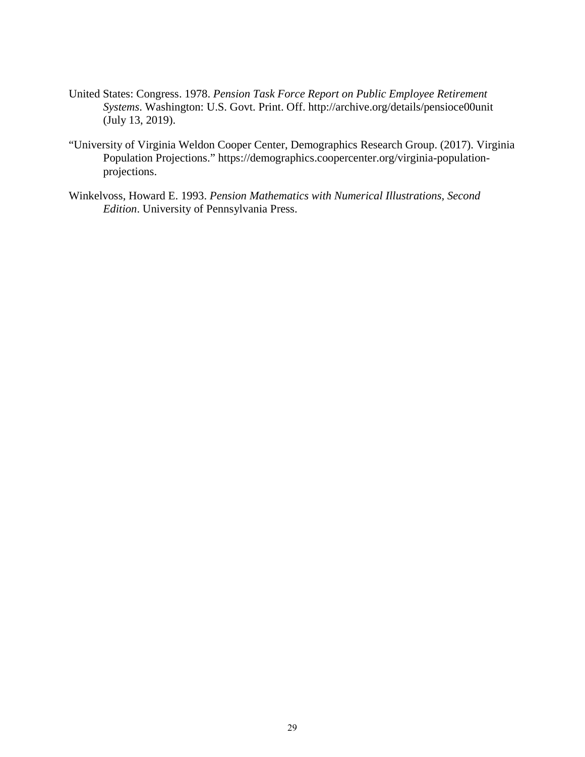United States: Congress. 1978. *Pension Task Force Report on Public Employee Retirement Systems*. Washington: U.S. Govt. Print. Off. http://archive.org/details/pensioce00unit (July 13, 2019).

"University of Virginia Weldon Cooper Center, Demographics Research Group. (2017). Virginia Population Projections." https://demographics.coopercenter.org/virginia-population-projections.

Winkelvoss, Howard E. 1993. *Pension Mathematics with Numerical Illustrations, Second Edition*. University of Pennsylvania Press.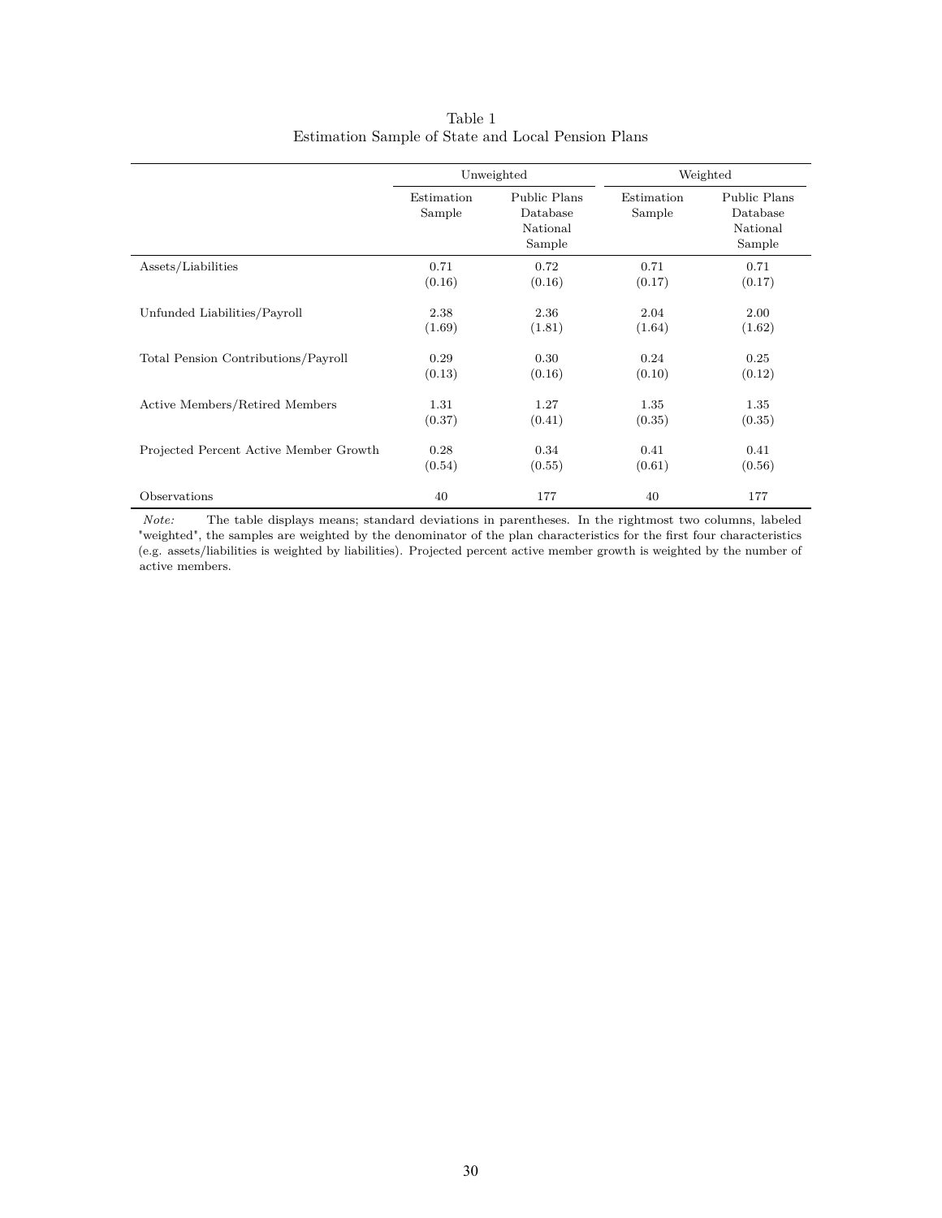Table 1
Estimation Sample of State and Local Pension Plans

| | Unweighted | | Weighted | |
|---|---|---|---|---|
| | Estimation Sample | Public Plans Database National Sample | Estimation Sample | Public Plans Database National Sample |
| Assets/Liabilities | 0.71 | 0.72 | 0.71 | 0.71 |
| | (0.16) | (0.16) | (0.17) | (0.17) |
| Unfunded Liabilities/Payroll | 2.38 | 2.36 | 2.04 | 2.00 |
| | (1.69) | (1.81) | (1.64) | (1.62) |
| Total Pension Contributions/Payroll | 0.29 | 0.30 | 0.24 | 0.25 |
| | (0.13) | (0.16) | (0.10) | (0.12) |
| Active Members/Retired Members | 1.31 | 1.27 | 1.35 | 1.35 |
| | (0.37) | (0.41) | (0.35) | (0.35) |
| Projected Percent Active Member Growth | 0.28 | 0.34 | 0.41 | 0.41 |
| | (0.54) | (0.55) | (0.61) | (0.56) |
| Observations | 40 | 177 | 40 | 177 |

*Note:* The table displays means; standard deviations in parentheses. In the rightmost two columns, labeled "weighted", the samples are weighted by the denominator of the plan characteristics for the first four characteristics (e.g. assets/liabilities is weighted by liabilities). Projected percent active member growth is weighted by the number of active members.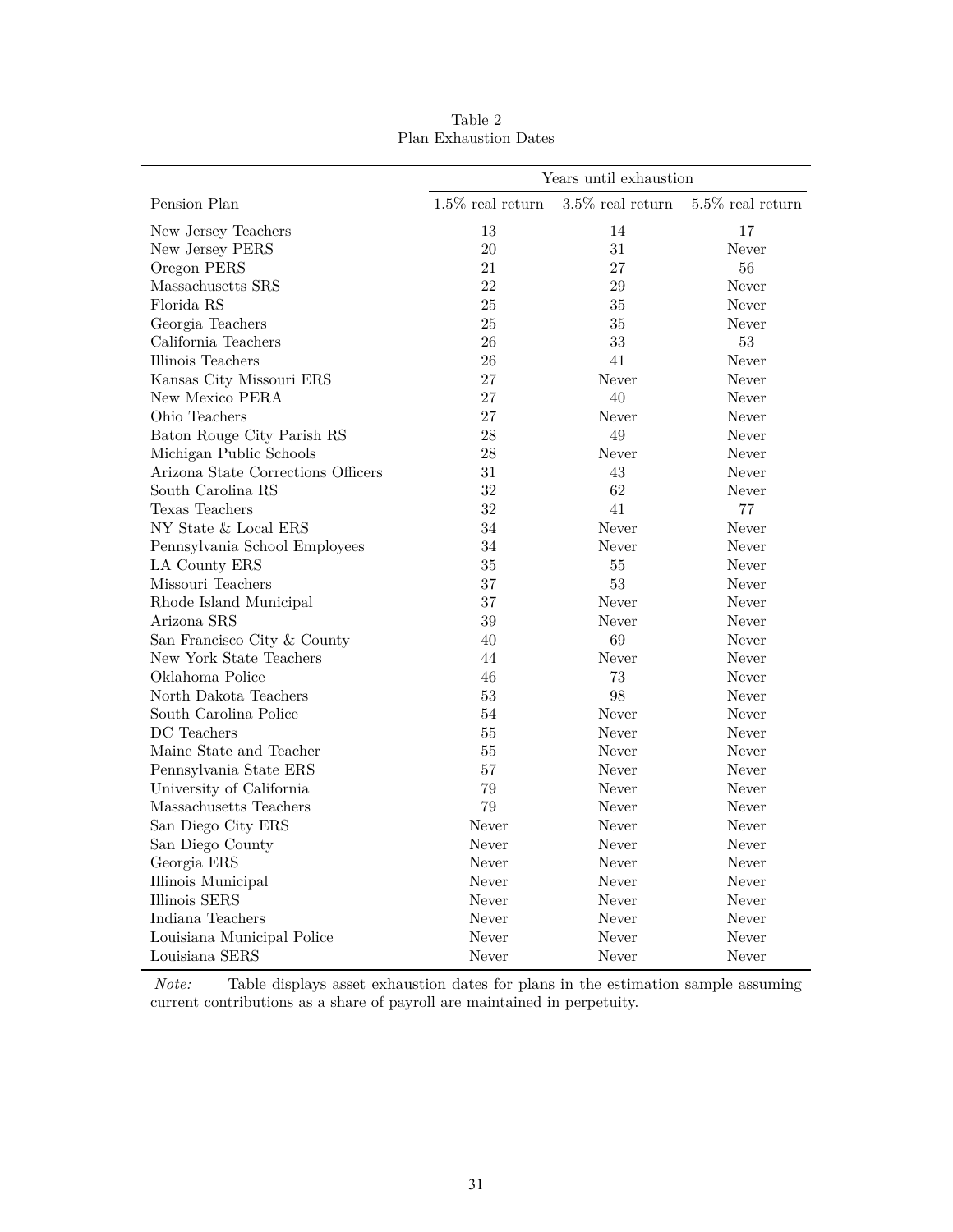Table 2
Plan Exhaustion Dates

| | Years until exhaustion | | |
|---|---|---|---|
| Pension Plan | 1.5% real return | 3.5% real return | 5.5% real return |
| New Jersey Teachers | 13 | 14 | 17 |
| New Jersey PERS | 20 | 31 | Never |
| Oregon PERS | 21 | 27 | 56 |
| Massachusetts SRS | 22 | 29 | Never |
| Florida RS | 25 | 35 | Never |
| Georgia Teachers | 25 | 35 | Never |
| California Teachers | 26 | 33 | 53 |
| Illinois Teachers | 26 | 41 | Never |
| Kansas City Missouri ERS | 27 | Never | Never |
| New Mexico PERA | 27 | 40 | Never |
| Ohio Teachers | 27 | Never | Never |
| Baton Rouge City Parish RS | 28 | 49 | Never |
| Michigan Public Schools | 28 | Never | Never |
| Arizona State Corrections Officers | 31 | 43 | Never |
| South Carolina RS | 32 | 62 | Never |
| Texas Teachers | 32 | 41 | 77 |
| NY State & Local ERS | 34 | Never | Never |
| Pennsylvania School Employees | 34 | Never | Never |
| LA County ERS | 35 | 55 | Never |
| Missouri Teachers | 37 | 53 | Never |
| Rhode Island Municipal | 37 | Never | Never |
| Arizona SRS | 39 | Never | Never |
| San Francisco City & County | 40 | 69 | Never |
| New York State Teachers | 44 | Never | Never |
| Oklahoma Police | 46 | 73 | Never |
| North Dakota Teachers | 53 | 98 | Never |
| South Carolina Police | 54 | Never | Never |
| DC Teachers | 55 | Never | Never |
| Maine State and Teacher | 55 | Never | Never |
| Pennsylvania State ERS | 57 | Never | Never |
| University of California | 79 | Never | Never |
| Massachusetts Teachers | 79 | Never | Never |
| San Diego City ERS | Never | Never | Never |
| San Diego County | Never | Never | Never |
| Georgia ERS | Never | Never | Never |
| Illinois Municipal | Never | Never | Never |
| Illinois SERS | Never | Never | Never |
| Indiana Teachers | Never | Never | Never |
| Louisiana Municipal Police | Never | Never | Never |
| Louisiana SERS | Never | Never | Never |

*Note:* Table displays asset exhaustion dates for plans in the estimation sample assuming current contributions as a share of payroll are maintained in perpetuity.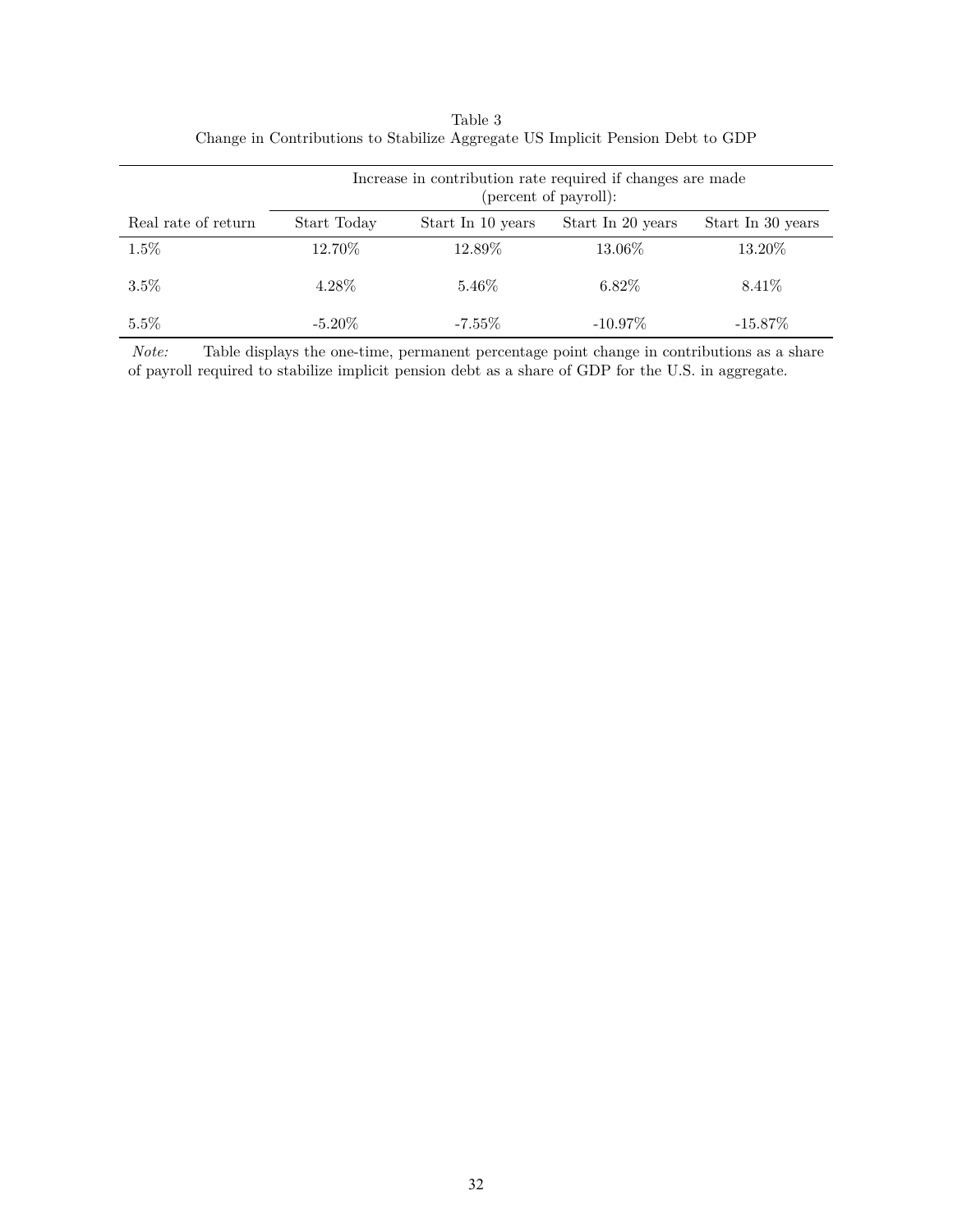Table 3
Change in Contributions to Stabilize Aggregate US Implicit Pension Debt to GDP

| | Increase in contribution rate required if changes are made (percent of payroll): | | | |
|---|---|---|---|---|
| Real rate of return | Start Today | Start In 10 years | Start In 20 years | Start In 30 years |
| 1.5% | 12.70% | 12.89% | 13.06% | 13.20% |
| 3.5% | 4.28% | 5.46% | 6.82% | 8.41% |
| 5.5% | -5.20% | -7.55% | -10.97% | -15.87% |

*Note:* Table displays the one-time, permanent percentage point change in contributions as a share of payroll required to stabilize implicit pension debt as a share of GDP for the U.S. in aggregate.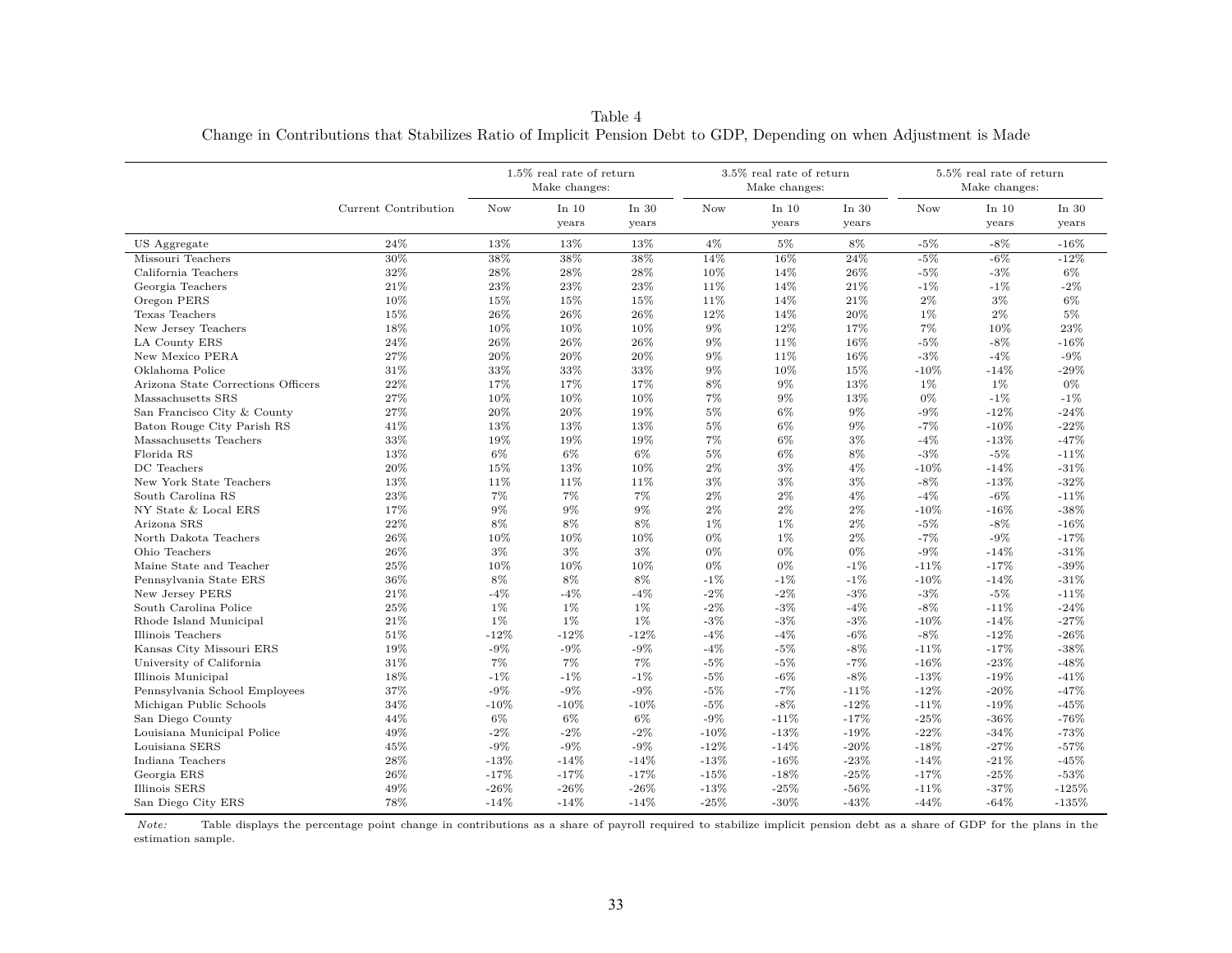Table 4
Change in Contributions that Stabilizes Ratio of Implicit Pension Debt to GDP, Depending on when Adjustment is Made

| | | 1.5% real rate of return Make changes: | | | 3.5% real rate of return Make changes: | | | 5.5% real rate of return Make changes: | | |
|---|---|---|---|---|---|---|---|---|---|---|
| | Current Contribution | Now | In 10 years | In 30 years | Now | In 10 years | In 30 years | Now | In 10 years | In 30 years |
| US Aggregate | 24% | 13% | 13% | 13% | 4% | 5% | 8% | -5% | -8% | -16% |
| Missouri Teachers | 30% | 38% | 38% | 38% | 14% | 16% | 24% | -5% | -6% | -12% |
| California Teachers | 32% | 28% | 28% | 28% | 10% | 14% | 26% | -5% | -3% | 6% |
| Georgia Teachers | 21% | 23% | 23% | 23% | 11% | 14% | 21% | -1% | -1% | -2% |
| Oregon PERS | 10% | 15% | 15% | 15% | 11% | 14% | 21% | 2% | 3% | 6% |
| Texas Teachers | 15% | 26% | 26% | 26% | 12% | 14% | 20% | 1% | 2% | 5% |
| New Jersey Teachers | 18% | 10% | 10% | 10% | 9% | 12% | 17% | 7% | 10% | 23% |
| LA County ERS | 24% | 26% | 26% | 26% | 9% | 11% | 16% | -5% | -8% | -16% |
| New Mexico PERA | 27% | 20% | 20% | 20% | 9% | 11% | 16% | -3% | -4% | -9% |
| Oklahoma Police | 31% | 33% | 33% | 33% | 9% | 10% | 15% | -10% | -14% | -29% |
| Arizona State Corrections Officers | 22% | 17% | 17% | 17% | 8% | 9% | 13% | 1% | 1% | 0% |
| Massachusetts SRS | 27% | 10% | 10% | 10% | 7% | 9% | 13% | 0% | -1% | -1% |
| San Francisco City & County | 27% | 20% | 20% | 19% | 5% | 6% | 9% | -9% | -12% | -24% |
| Baton Rouge City Parish RS | 41% | 13% | 13% | 13% | 5% | 6% | 9% | -7% | -10% | -22% |
| Massachusetts Teachers | 33% | 19% | 19% | 19% | 7% | 6% | 3% | -4% | -13% | -47% |
| Florida RS | 13% | 6% | 6% | 6% | 5% | 6% | 8% | -3% | -5% | -11% |
| DC Teachers | 20% | 15% | 13% | 10% | 2% | 3% | 4% | -10% | -14% | -31% |
| New York State Teachers | 13% | 11% | 11% | 11% | 3% | 3% | 3% | -8% | -13% | -32% |
| South Carolina RS | 23% | 7% | 7% | 7% | 2% | 2% | 4% | -4% | -6% | -11% |
| NY State & Local ERS | 17% | 9% | 9% | 9% | 2% | 2% | 2% | -10% | -16% | -38% |
| Arizona SRS | 22% | 8% | 8% | 8% | 1% | 1% | 2% | -5% | -8% | -16% |
| North Dakota Teachers | 26% | 10% | 10% | 10% | 0% | 1% | 2% | -7% | -9% | -17% |
| Ohio Teachers | 26% | 3% | 3% | 3% | 0% | 0% | 0% | -9% | -14% | -31% |
| Maine State and Teacher | 25% | 10% | 10% | 10% | 0% | 0% | -1% | -11% | -17% | -39% |
| Pennsylvania State ERS | 36% | 8% | 8% | 8% | -1% | -1% | -1% | -10% | -14% | -31% |
| New Jersey PERS | 21% | -4% | -4% | -4% | -2% | -2% | -3% | -3% | -5% | -11% |
| South Carolina Police | 25% | 1% | 1% | 1% | -2% | -3% | -4% | -8% | -11% | -24% |
| Rhode Island Municipal | 21% | 1% | 1% | 1% | -3% | -3% | -3% | -10% | -14% | -27% |
| Illinois Teachers | 51% | -12% | -12% | -12% | -4% | -4% | -6% | -8% | -12% | -26% |
| Kansas City Missouri ERS | 19% | -9% | -9% | -9% | -4% | -5% | -8% | -11% | -17% | -38% |
| University of California | 31% | 7% | 7% | 7% | -5% | -5% | -7% | -16% | -23% | -48% |
| Illinois Municipal | 18% | -1% | -1% | -1% | -5% | -6% | -8% | -13% | -19% | -41% |
| Pennsylvania School Employees | 37% | -9% | -9% | -9% | -5% | -7% | -11% | -12% | -20% | -47% |
| Michigan Public Schools | 34% | -10% | -10% | -10% | -5% | -8% | -12% | -11% | -19% | -45% |
| San Diego County | 44% | 6% | 6% | 6% | -9% | -11% | -17% | -25% | -36% | -76% |
| Louisiana Municipal Police | 49% | -2% | -2% | -2% | -10% | -13% | -19% | -22% | -34% | -73% |
| Louisiana SERS | 45% | -9% | -9% | -9% | -12% | -14% | -20% | -18% | -27% | -57% |
| Indiana Teachers | 28% | -13% | -14% | -14% | -13% | -16% | -23% | -14% | -21% | -45% |
| Georgia ERS | 26% | -17% | -17% | -17% | -15% | -18% | -25% | -17% | -25% | -53% |
| Illinois SERS | 49% | -26% | -26% | -26% | -13% | -25% | -56% | -11% | -37% | -125% |
| San Diego City ERS | 78% | -14% | -14% | -14% | -25% | -30% | -43% | -44% | -64% | -135% |

*Note:* Table displays the percentage point change in contributions as a share of payroll required to stabilize implicit pension debt as a share of GDP for the plans in the estimation sample.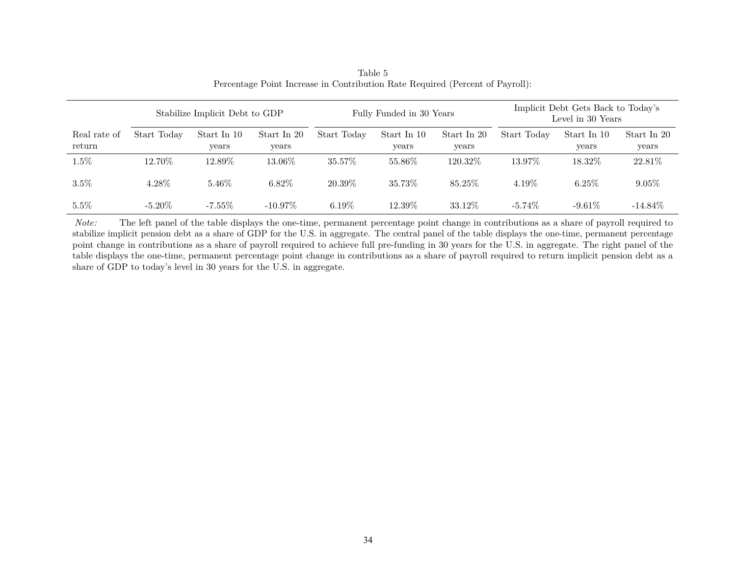Table 5
Percentage Point Increase in Contribution Rate Required (Percent of Payroll):

| | Stabilize Implicit Debt to GDP | | | Fully Funded in 30 Years | | | Implicit Debt Gets Back to Today's Level in 30 Years | | |
|---|---|---|---|---|---|---|---|---|---|
| Real rate of return | Start Today | Start In 10 years | Start In 20 years | Start Today | Start In 10 years | Start In 20 years | Start Today | Start In 10 years | Start In 20 years |
| 1.5% | 12.70% | 12.89% | 13.06% | 35.57% | 55.86% | 120.32% | 13.97% | 18.32% | 22.81% |
| 3.5% | 4.28% | 5.46% | 6.82% | 20.39% | 35.73% | 85.25% | 4.19% | 6.25% | 9.05% |
| 5.5% | -5.20% | -7.55% | -10.97% | 6.19% | 12.39% | 33.12% | -5.74% | -9.61% | -14.84% |

*Note:* The left panel of the table displays the one-time, permanent percentage point change in contributions as a share of payroll required to stabilize implicit pension debt as a share of GDP for the U.S. in aggregate. The central panel of the table displays the one-time, permanent percentage point change in contributions as a share of payroll required to achieve full pre-funding in 30 years for the U.S. in aggregate. The right panel of the table displays the one-time, permanent percentage point change in contributions as a share of payroll required to return implicit pension debt as a share of GDP to today's level in 30 years for the U.S. in aggregate.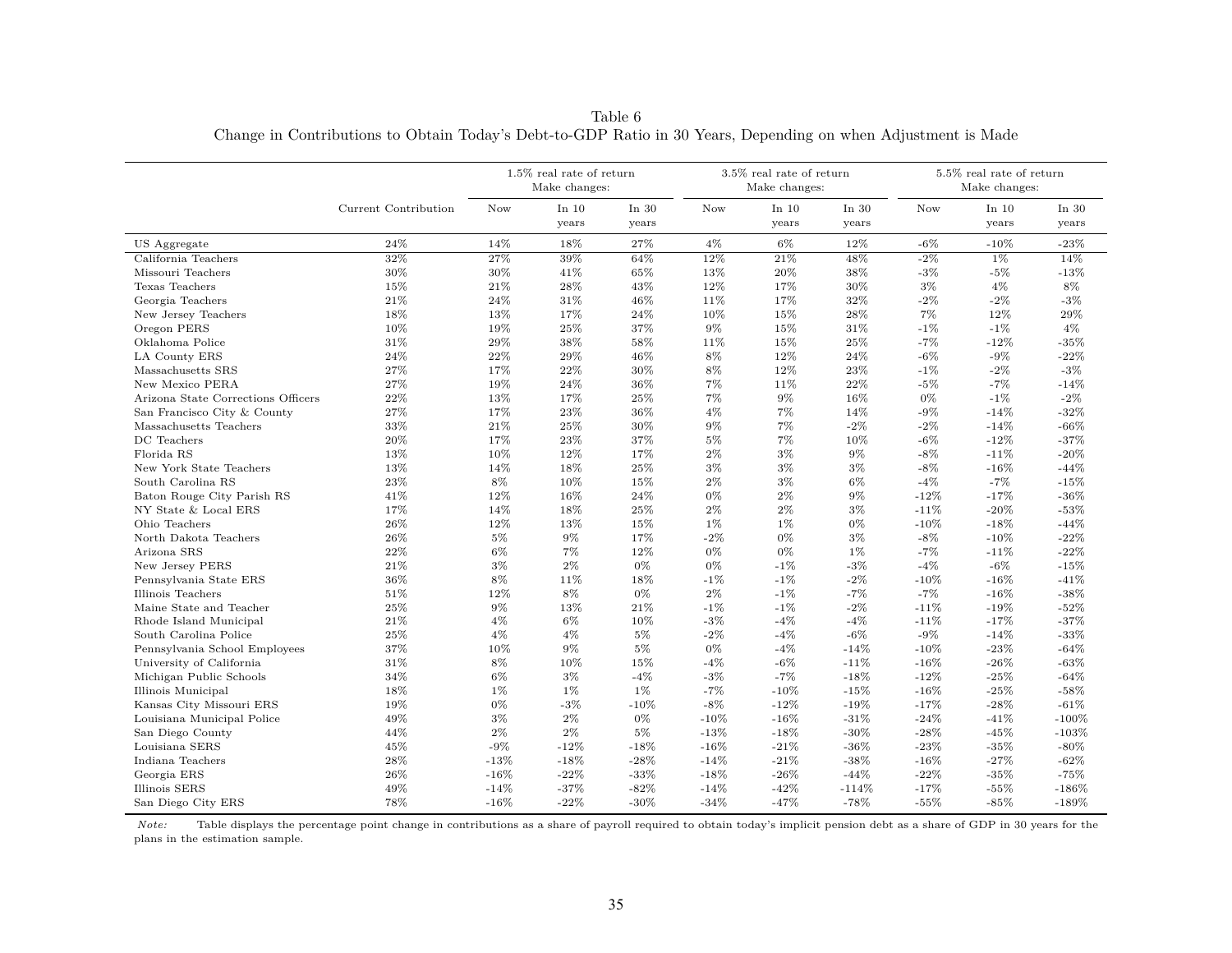Table 6
Change in Contributions to Obtain Today's Debt-to-GDP Ratio in 30 Years, Depending on when Adjustment is Made

| | | 1.5% real rate of return Make changes: | | | 3.5% real rate of return Make changes: | | | 5.5% real rate of return Make changes: | | |
|---|---|---|---|---|---|---|---|---|---|---|
| | Current Contribution | Now | In 10 years | In 30 years | Now | In 10 years | In 30 years | Now | In 10 years | In 30 years |
| US Aggregate | 24% | 14% | 18% | 27% | 4% | 6% | 12% | -6% | -10% | -23% |
| California Teachers | 32% | 27% | 39% | 64% | 12% | 21% | 48% | -2% | 1% | 14% |
| Missouri Teachers | 30% | 30% | 41% | 65% | 13% | 20% | 38% | -3% | -5% | -13% |
| Texas Teachers | 15% | 21% | 28% | 43% | 12% | 17% | 30% | 3% | 4% | 8% |
| Georgia Teachers | 21% | 24% | 31% | 46% | 11% | 17% | 32% | -2% | -2% | -3% |
| New Jersey Teachers | 18% | 13% | 17% | 24% | 10% | 15% | 28% | 7% | 12% | 29% |
| Oregon PERS | 10% | 19% | 25% | 37% | 9% | 15% | 31% | -1% | -1% | 4% |
| Oklahoma Police | 31% | 29% | 38% | 58% | 11% | 15% | 25% | -7% | -12% | -35% |
| LA County ERS | 24% | 22% | 29% | 46% | 8% | 12% | 24% | -6% | -9% | -22% |
| Massachusetts SRS | 27% | 17% | 22% | 30% | 8% | 12% | 23% | -1% | -2% | -3% |
| New Mexico PERA | 27% | 19% | 24% | 36% | 7% | 11% | 22% | -5% | -7% | -14% |
| Arizona State Corrections Officers | 22% | 13% | 17% | 25% | 7% | 9% | 16% | 0% | -1% | -2% |
| San Francisco City & County | 27% | 17% | 23% | 36% | 4% | 7% | 14% | -9% | -14% | -32% |
| Massachusetts Teachers | 33% | 21% | 25% | 30% | 9% | 7% | -2% | -2% | -14% | -66% |
| DC Teachers | 20% | 17% | 23% | 37% | 5% | 7% | 10% | -6% | -12% | -37% |
| Florida RS | 13% | 10% | 12% | 17% | 2% | 3% | 9% | -8% | -11% | -20% |
| New York State Teachers | 13% | 14% | 18% | 25% | 3% | 3% | 3% | -8% | -16% | -44% |
| South Carolina RS | 23% | 8% | 10% | 15% | 2% | 3% | 6% | -4% | -7% | -15% |
| Baton Rouge City Parish RS | 41% | 12% | 16% | 24% | 0% | 2% | 9% | -12% | -17% | -36% |
| NY State & Local ERS | 17% | 14% | 18% | 25% | 2% | 2% | 3% | -11% | -20% | -53% |
| Ohio Teachers | 26% | 12% | 13% | 15% | 1% | 1% | 0% | -10% | -18% | -44% |
| North Dakota Teachers | 26% | 5% | 9% | 17% | -2% | 0% | 3% | -8% | -10% | -22% |
| Arizona SRS | 22% | 6% | 7% | 12% | 0% | 0% | 1% | -7% | -11% | -22% |
| New Jersey PERS | 21% | 3% | 2% | 0% | 0% | -1% | -3% | -4% | -6% | -15% |
| Pennsylvania State ERS | 36% | 8% | 11% | 18% | -1% | -1% | -2% | -10% | -16% | -41% |
| Illinois Teachers | 51% | 12% | 8% | 0% | 2% | -1% | -7% | -7% | -16% | -38% |
| Maine State and Teacher | 25% | 9% | 13% | 21% | -1% | -1% | -2% | -11% | -19% | -52% |
| Rhode Island Municipal | 21% | 4% | 6% | 10% | -3% | -4% | -4% | -11% | -17% | -37% |
| South Carolina Police | 25% | 4% | 4% | 5% | -2% | -4% | -6% | -9% | -14% | -33% |
| Pennsylvania School Employees | 37% | 10% | 9% | 5% | 0% | -4% | -14% | -10% | -23% | -64% |
| University of California | 31% | 8% | 10% | 15% | -4% | -6% | -11% | -16% | -26% | -63% |
| Michigan Public Schools | 34% | 6% | 3% | -4% | -3% | -7% | -18% | -12% | -25% | -64% |
| Illinois Municipal | 18% | 1% | 1% | 1% | -7% | -10% | -15% | -16% | -25% | -58% |
| Kansas City Missouri ERS | 19% | 0% | -3% | -10% | -8% | -12% | -19% | -17% | -28% | -61% |
| Louisiana Municipal Police | 49% | 3% | 2% | 0% | -10% | -16% | -31% | -24% | -41% | -100% |
| San Diego County | 44% | 2% | 2% | 5% | -13% | -18% | -30% | -28% | -45% | -103% |
| Louisiana SERS | 45% | -9% | -12% | -18% | -16% | -21% | -36% | -23% | -35% | -80% |
| Indiana Teachers | 28% | -13% | -18% | -28% | -14% | -21% | -38% | -16% | -27% | -62% |
| Georgia ERS | 26% | -16% | -22% | -33% | -18% | -26% | -44% | -22% | -35% | -75% |
| Illinois SERS | 49% | -14% | -37% | -82% | -14% | -42% | -114% | -17% | -55% | -186% |
| San Diego City ERS | 78% | -16% | -22% | -30% | -34% | -47% | -78% | -55% | -85% | -189% |

*Note:* Table displays the percentage point change in contributions as a share of payroll required to obtain today's implicit pension debt as a share of GDP in 30 years for the plans in the estimation sample.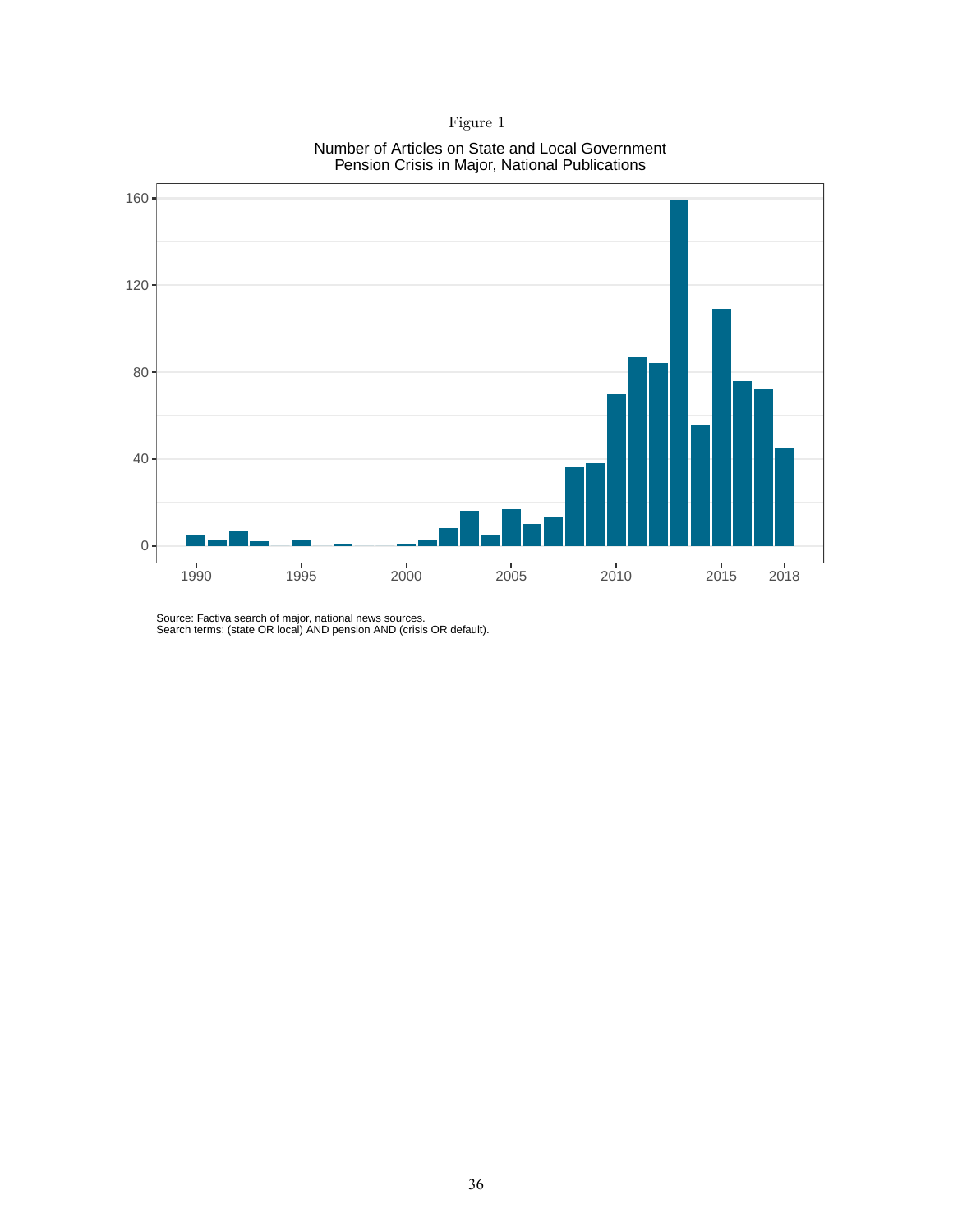Figure 1

Number of Articles on State and Local Government Pension Crisis in Major, National Publications

Source: Factiva search of major, national news sources.
Search terms: (state OR local) AND pension AND (crisis OR default).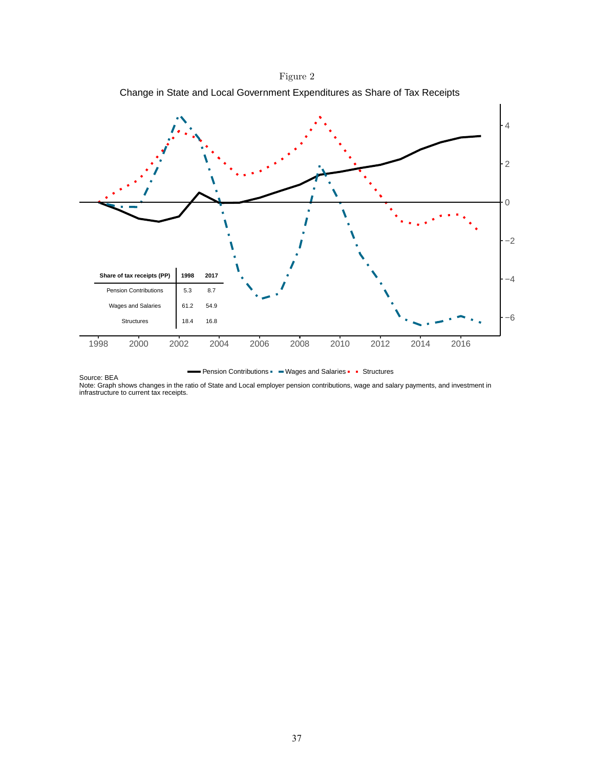Figure 2

Change in State and Local Government Expenditures as Share of Tax Receipts

| Share of tax receipts (PP) | 1998 | 2017 |
|---|---|---|
| Pension Contributions | 5.3 | 8.7 |
| Wages and Salaries | 61.2 | 54.9 |
| Structures | 18.4 | 16.8 |

Source: BEA

Note: Graph shows changes in the ratio of State and Local employer pension contributions, wage and salary payments, and investment in infrastructure to current tax receipts.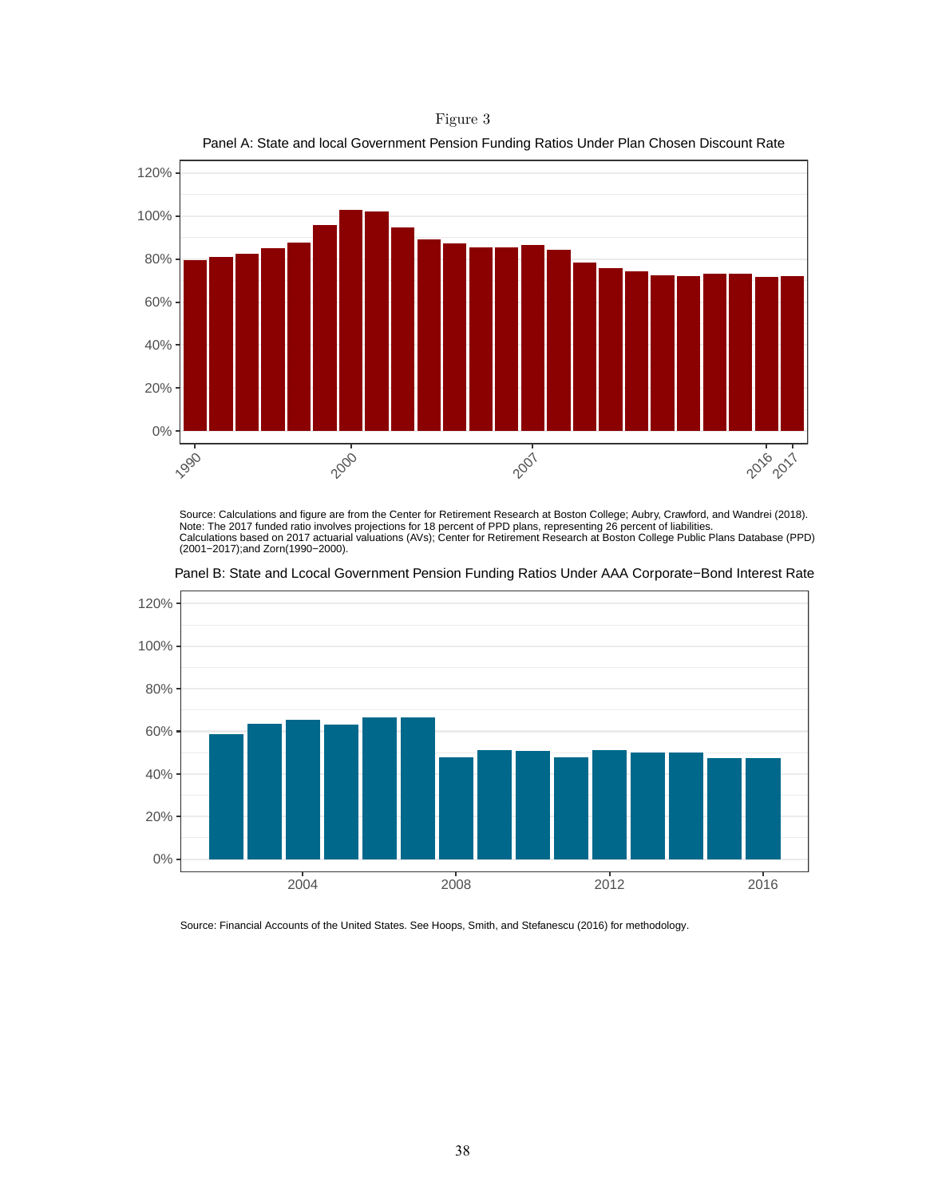Figure 3

Panel A: State and local Government Pension Funding Ratios Under Plan Chosen Discount Rate

Source: Calculations and figure are from the Center for Retirement Research at Boston College; Aubry, Crawford, and Wandrei (2018).
Note: The 2017 funded ratio involves projections for 18 percent of PPD plans, representing 26 percent of liabilities.
Calculations based on 2017 actuarial valuations (AVs); Center for Retirement Research at Boston College Public Plans Database (PPD) (2001−2017);and Zorn(1990−2000).

Panel B: State and Lcocal Government Pension Funding Ratios Under AAA Corporate−Bond Interest Rate

Source: Financial Accounts of the United States. See Hoops, Smith, and Stefanescu (2016) for methodology.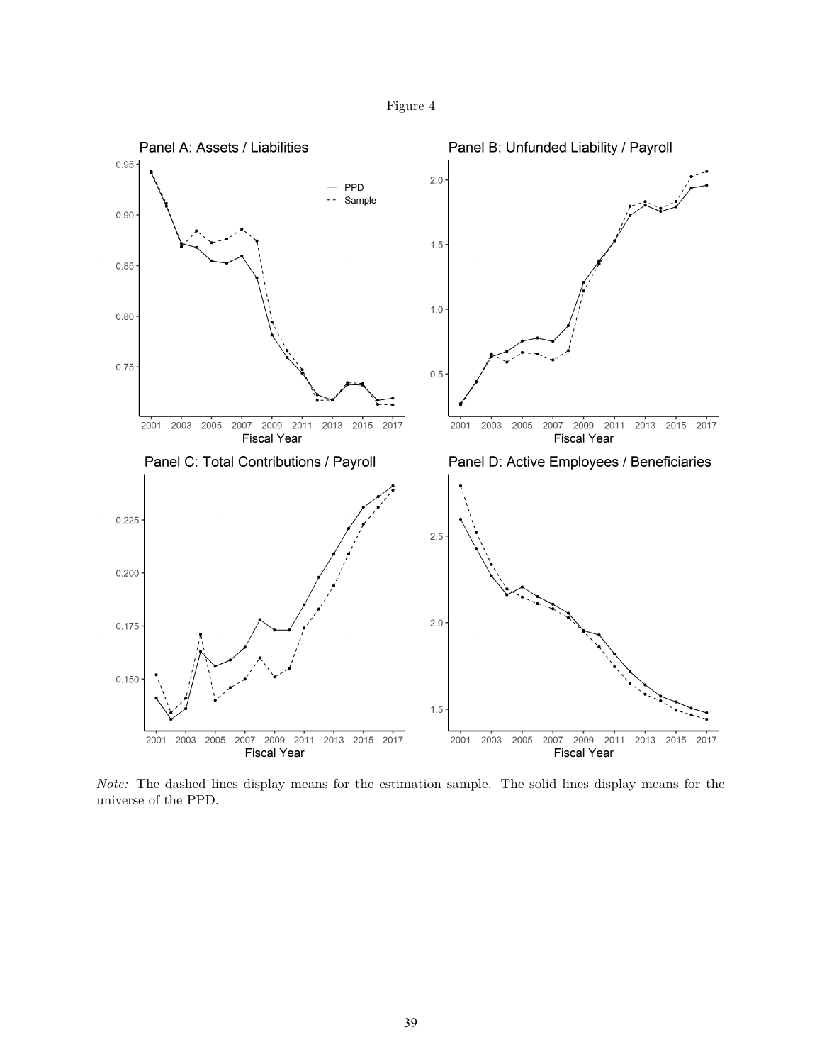Figure 4

*Note:* The dashed lines display means for the estimation sample. The solid lines display means for the universe of the PPD.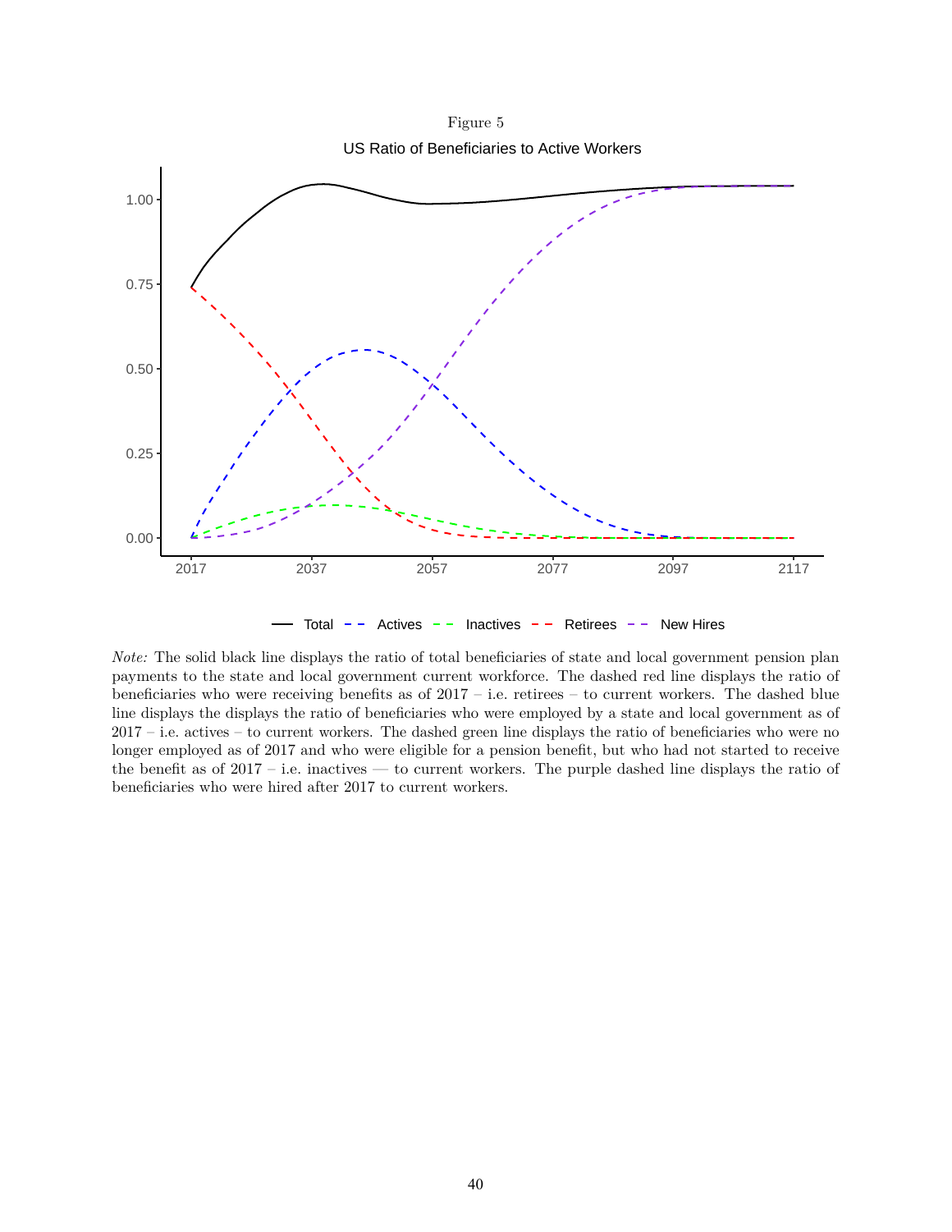Figure 5

US Ratio of Beneficiaries to Active Workers

*Note:* The solid black line displays the ratio of total beneficiaries of state and local government pension plan payments to the state and local government current workforce. The dashed red line displays the ratio of beneficiaries who were receiving benefits as of 2017 – i.e. retirees – to current workers. The dashed blue line displays the displays the ratio of beneficiaries who were employed by a state and local government as of 2017 – i.e. actives – to current workers. The dashed green line displays the ratio of beneficiaries who were no longer employed as of 2017 and who were eligible for a pension benefit, but who had not started to receive the benefit as of 2017 – i.e. inactives — to current workers. The purple dashed line displays the ratio of beneficiaries who were hired after 2017 to current workers.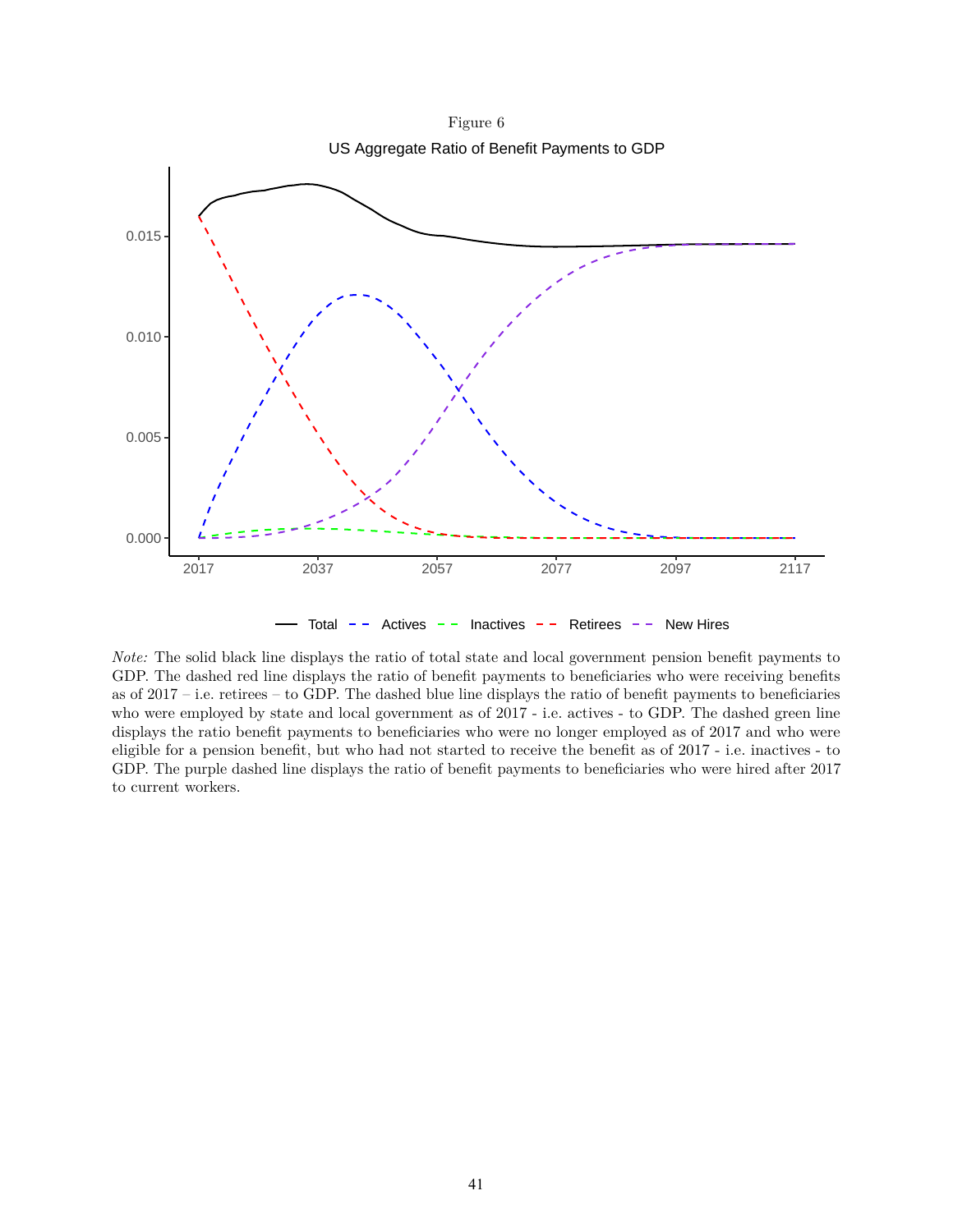Figure 6

US Aggregate Ratio of Benefit Payments to GDP

*Note:* The solid black line displays the ratio of total state and local government pension benefit payments to GDP. The dashed red line displays the ratio of benefit payments to beneficiaries who were receiving benefits as of 2017 – i.e. retirees – to GDP. The dashed blue line displays the ratio of benefit payments to beneficiaries who were employed by state and local government as of 2017 - i.e. actives - to GDP. The dashed green line displays the ratio benefit payments to beneficiaries who were no longer employed as of 2017 and who were eligible for a pension benefit, but who had not started to receive the benefit as of 2017 - i.e. inactives - to GDP. The purple dashed line displays the ratio of benefit payments to beneficiaries who were hired after 2017 to current workers.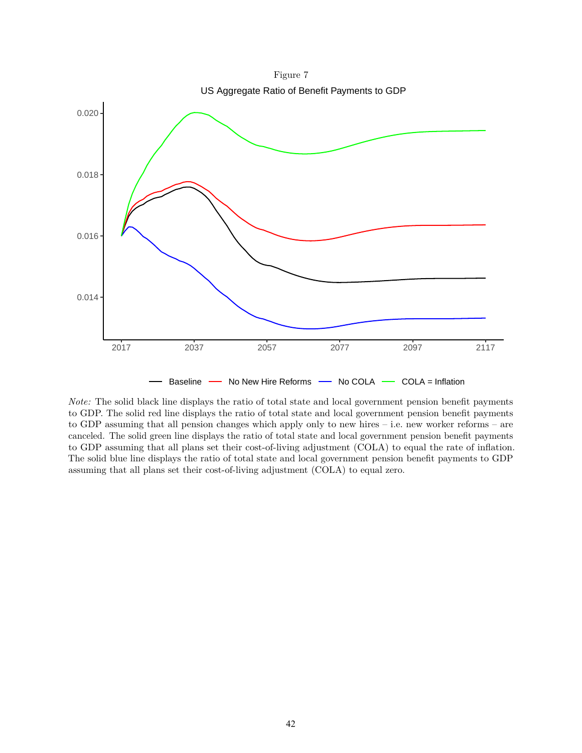Figure 7

US Aggregate Ratio of Benefit Payments to GDP

*Note:* The solid black line displays the ratio of total state and local government pension benefit payments to GDP. The solid red line displays the ratio of total state and local government pension benefit payments to GDP assuming that all pension changes which apply only to new hires – i.e. new worker reforms – are canceled. The solid green line displays the ratio of total state and local government pension benefit payments to GDP assuming that all plans set their cost-of-living adjustment (COLA) to equal the rate of inflation. The solid blue line displays the ratio of total state and local government pension benefit payments to GDP assuming that all plans set their cost-of-living adjustment (COLA) to equal zero.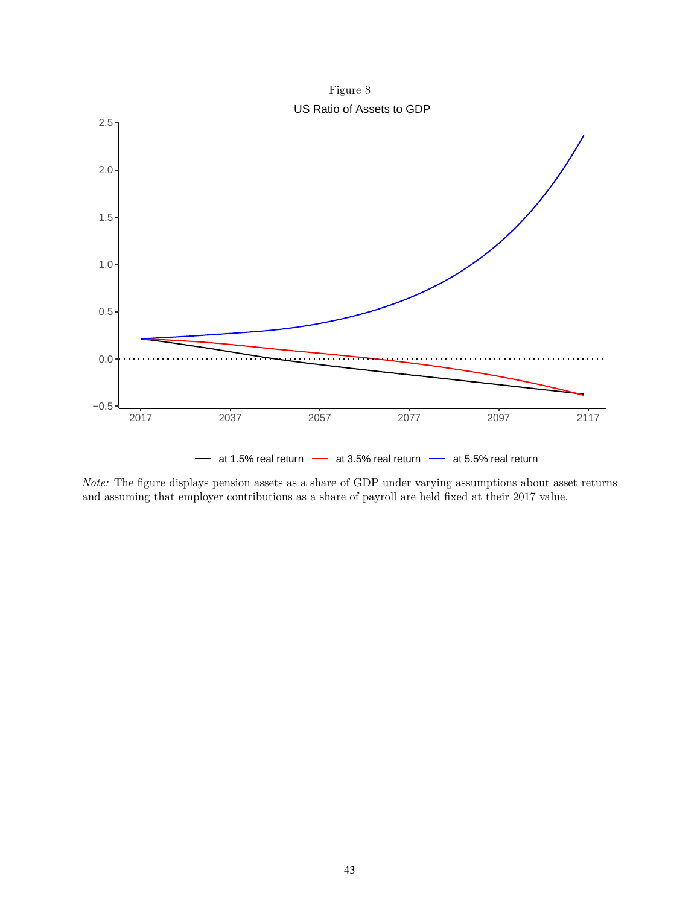Figure 8

US Ratio of Assets to GDP

*Note:* The figure displays pension assets as a share of GDP under varying assumptions about asset returns and assuming that employer contributions as a share of payroll are held fixed at their 2017 value.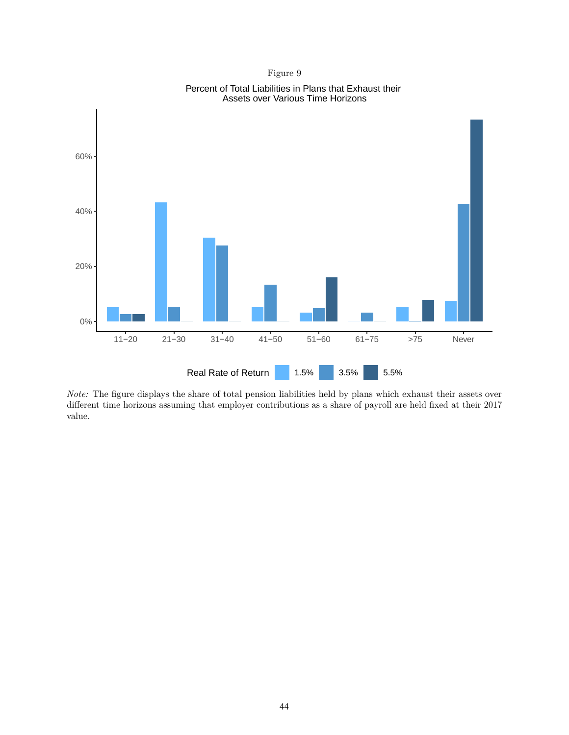Figure 9

Percent of Total Liabilities in Plans that Exhaust their Assets over Various Time Horizons

*Note:* The figure displays the share of total pension liabilities held by plans which exhaust their assets over different time horizons assuming that employer contributions as a share of payroll are held fixed at their 2017 value.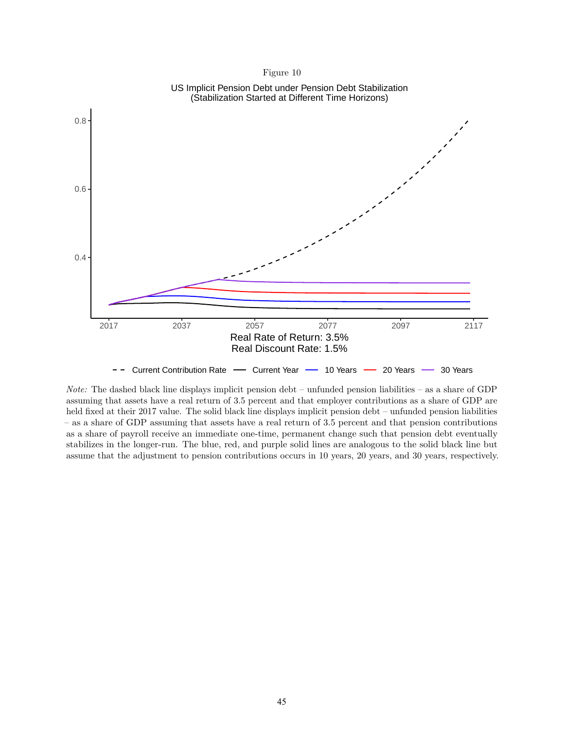Figure 10

US Implicit Pension Debt under Pension Debt Stabilization
(Stabilization Started at Different Time Horizons)

Real Rate of Return: 3.5%
Real Discount Rate: 1.5%

*Note:* The dashed black line displays implicit pension debt – unfunded pension liabilities – as a share of GDP assuming that assets have a real return of 3.5 percent and that employer contributions as a share of GDP are held fixed at their 2017 value. The solid black line displays implicit pension debt – unfunded pension liabilities – as a share of GDP assuming that assets have a real return of 3.5 percent and that pension contributions as a share of payroll receive an immediate one-time, permanent change such that pension debt eventually stabilizes in the longer-run. The blue, red, and purple solid lines are analogous to the solid black line but assume that the adjustment to pension contributions occurs in 10 years, 20 years, and 30 years, respectively.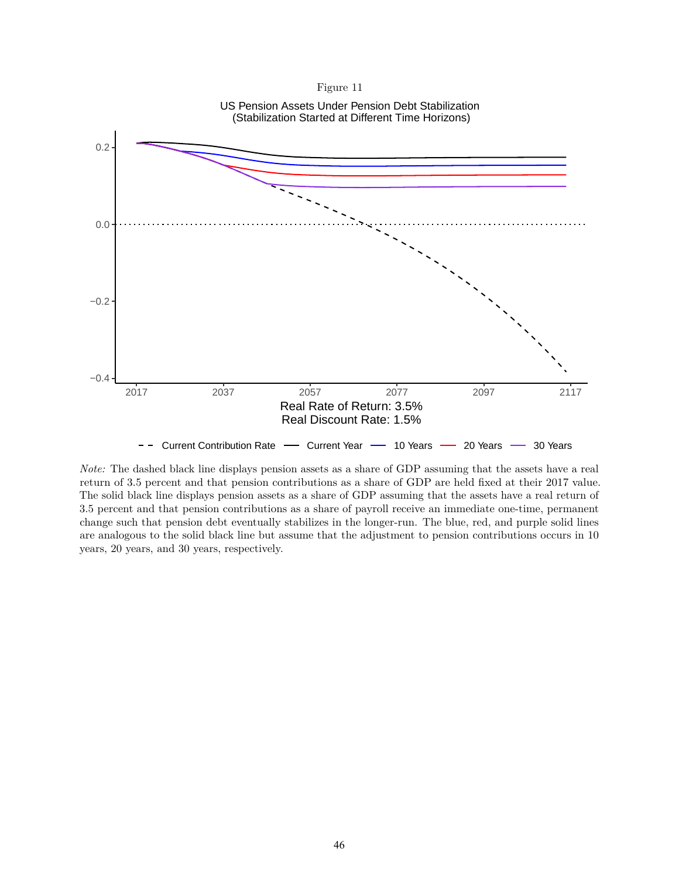Figure 11

US Pension Assets Under Pension Debt Stabilization (Stabilization Started at Different Time Horizons)

Real Rate of Return: 3.5%
Real Discount Rate: 1.5%

*Note:* The dashed black line displays pension assets as a share of GDP assuming that the assets have a real return of 3.5 percent and that pension contributions as a share of GDP are held fixed at their 2017 value. The solid black line displays pension assets as a share of GDP assuming that the assets have a real return of 3.5 percent and that pension contributions as a share of payroll receive an immediate one-time, permanent change such that pension debt eventually stabilizes in the longer-run. The blue, red, and purple solid lines are analogous to the solid black line but assume that the adjustment to pension contributions occurs in 10 years, 20 years, and 30 years, respectively.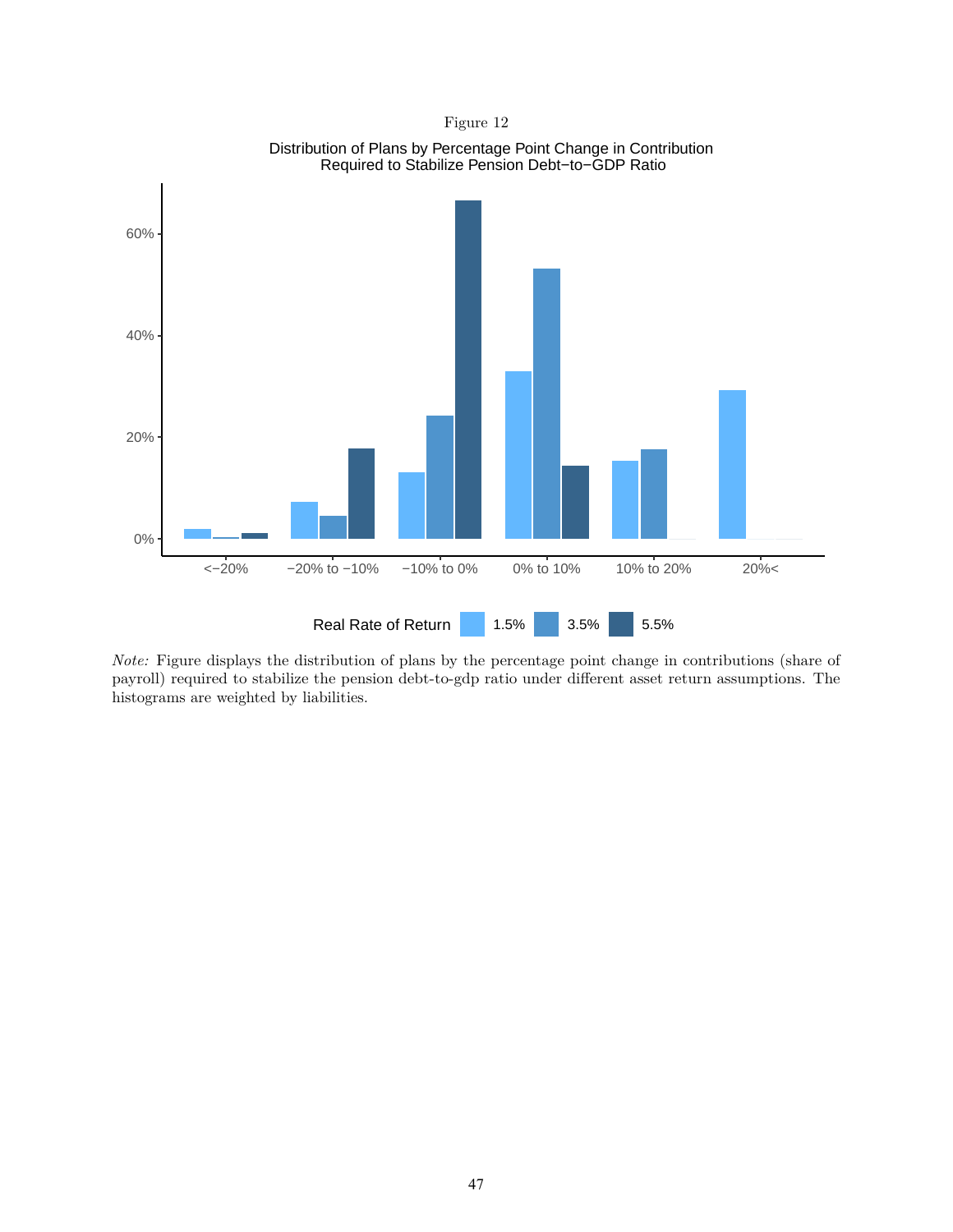Figure 12

Distribution of Plans by Percentage Point Change in Contribution Required to Stabilize Pension Debt−to−GDP Ratio

*Note:* Figure displays the distribution of plans by the percentage point change in contributions (share of payroll) required to stabilize the pension debt-to-gdp ratio under different asset return assumptions. The histograms are weighted by liabilities.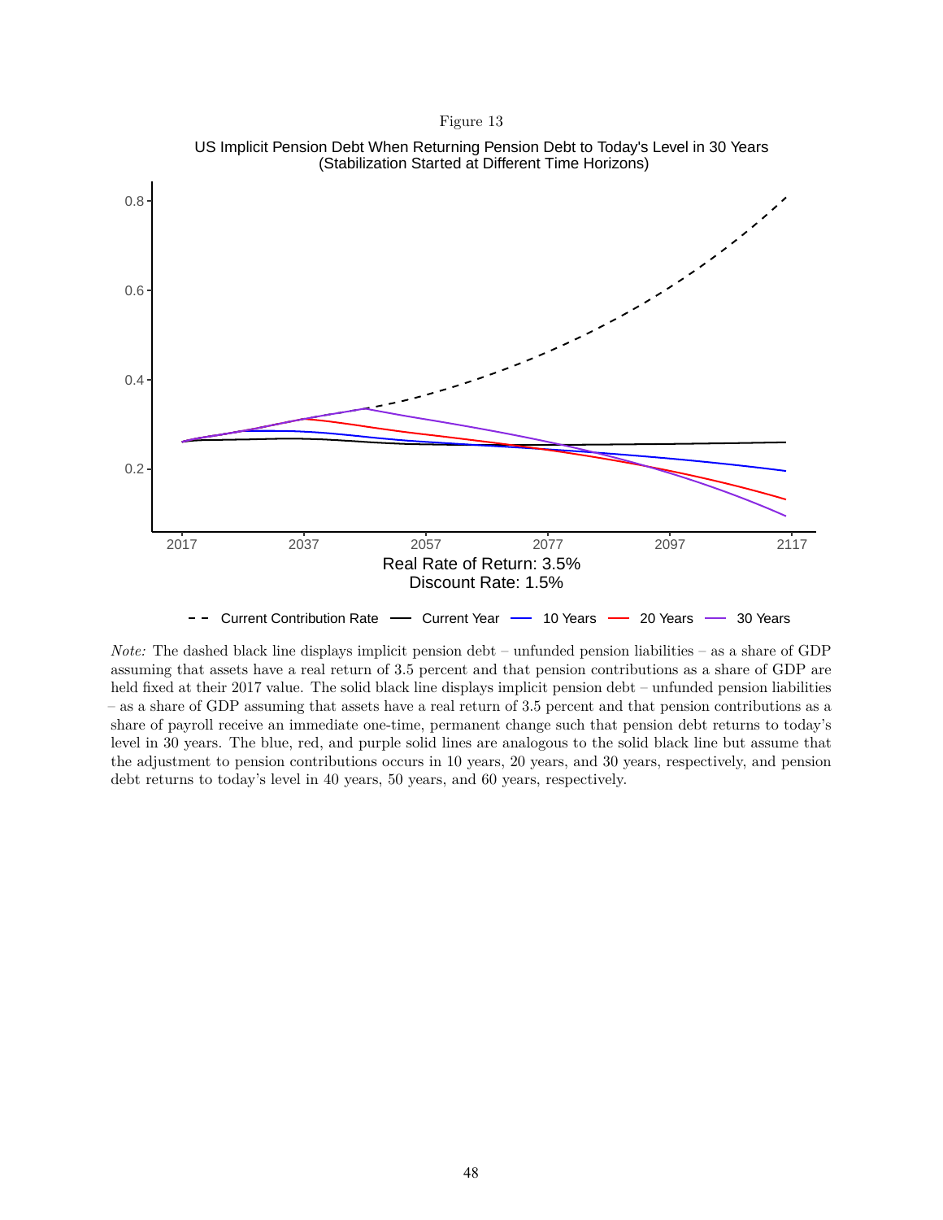Figure 13

US Implicit Pension Debt When Returning Pension Debt to Today's Level in 30 Years
(Stabilization Started at Different Time Horizons)

Real Rate of Return: 3.5%
Discount Rate: 1.5%

*Note:* The dashed black line displays implicit pension debt – unfunded pension liabilities – as a share of GDP assuming that assets have a real return of 3.5 percent and that pension contributions as a share of GDP are held fixed at their 2017 value. The solid black line displays implicit pension debt – unfunded pension liabilities – as a share of GDP assuming that assets have a real return of 3.5 percent and that pension contributions as a share of payroll receive an immediate one-time, permanent change such that pension debt returns to today's level in 30 years. The blue, red, and purple solid lines are analogous to the solid black line but assume that the adjustment to pension contributions occurs in 10 years, 20 years, and 30 years, respectively, and pension debt returns to today's level in 40 years, 50 years, and 60 years, respectively.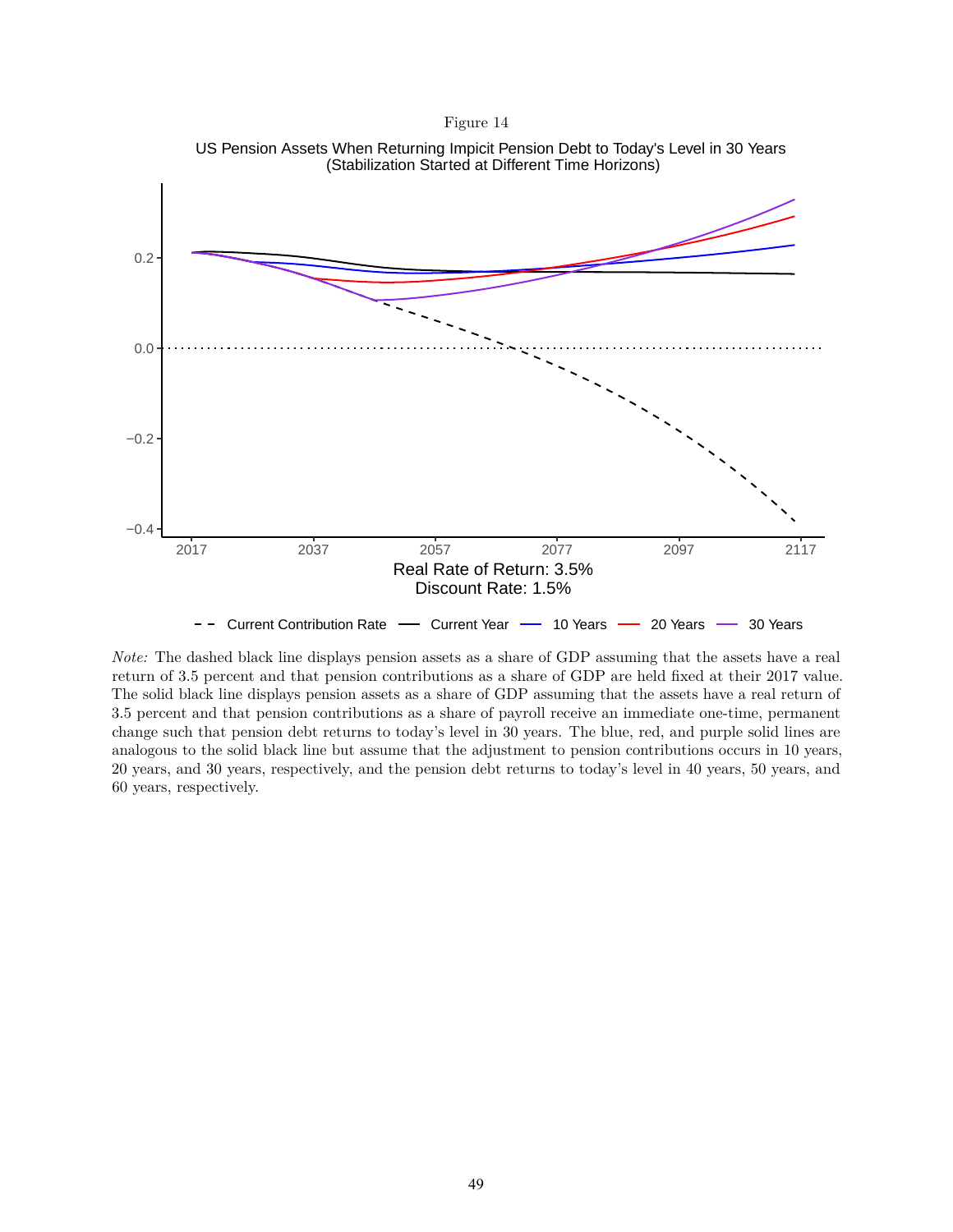Figure 14

US Pension Assets When Returning Impicit Pension Debt to Today's Level in 30 Years
(Stabilization Started at Different Time Horizons)

Real Rate of Return: 3.5%
Discount Rate: 1.5%

*Note:* The dashed black line displays pension assets as a share of GDP assuming that the assets have a real return of 3.5 percent and that pension contributions as a share of GDP are held fixed at their 2017 value. The solid black line displays pension assets as a share of GDP assuming that the assets have a real return of 3.5 percent and that pension contributions as a share of payroll receive an immediate one-time, permanent change such that pension debt returns to today's level in 30 years. The blue, red, and purple solid lines are analogous to the solid black line but assume that the adjustment to pension contributions occurs in 10 years, 20 years, and 30 years, respectively, and the pension debt returns to today's level in 40 years, 50 years, and 60 years, respectively.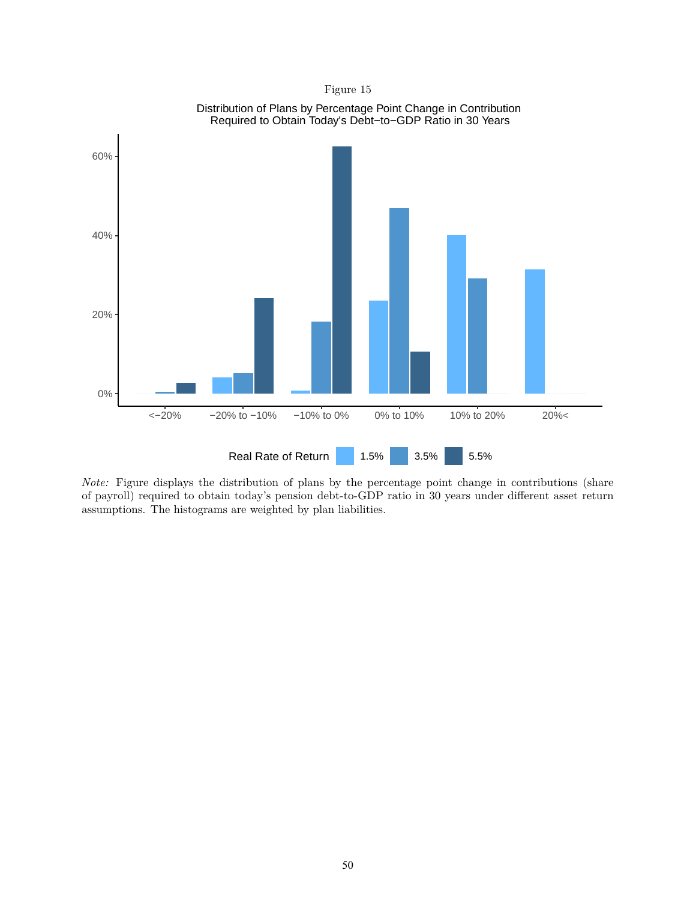Figure 15

Distribution of Plans by Percentage Point Change in Contribution Required to Obtain Today's Debt−to−GDP Ratio in 30 Years

*Note:* Figure displays the distribution of plans by the percentage point change in contributions (share of payroll) required to obtain today's pension debt-to-GDP ratio in 30 years under different asset return assumptions. The histograms are weighted by plan liabilities.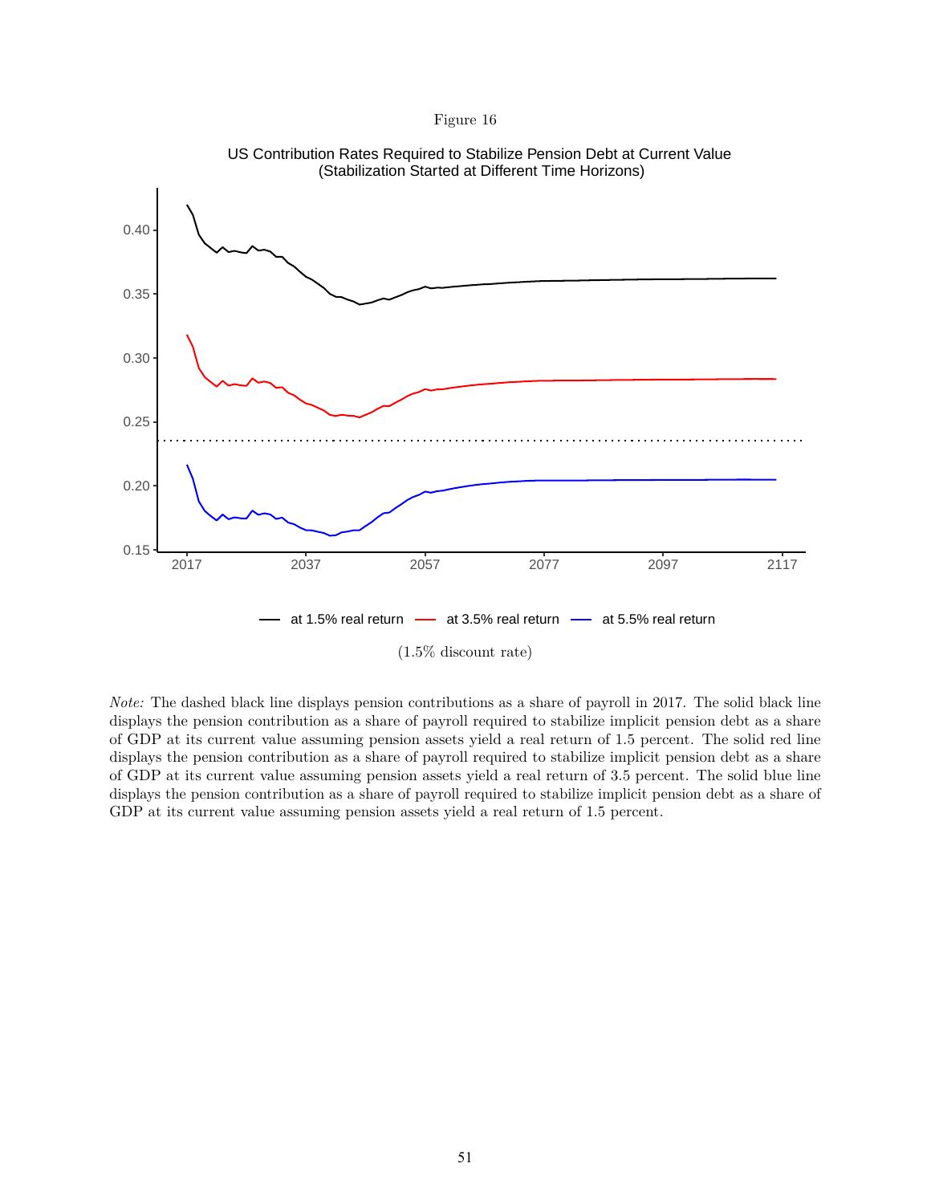Figure 16

US Contribution Rates Required to Stabilize Pension Debt at Current Value
(Stabilization Started at Different Time Horizons)

(1.5% discount rate)

*Note:* The dashed black line displays pension contributions as a share of payroll in 2017. The solid black line displays the pension contribution as a share of payroll required to stabilize implicit pension debt as a share of GDP at its current value assuming pension assets yield a real return of 1.5 percent. The solid red line displays the pension contribution as a share of payroll required to stabilize implicit pension debt as a share of GDP at its current value assuming pension assets yield a real return of 3.5 percent. The solid blue line displays the pension contribution as a share of payroll required to stabilize implicit pension debt as a share of GDP at its current value assuming pension assets yield a real return of 1.5 percent.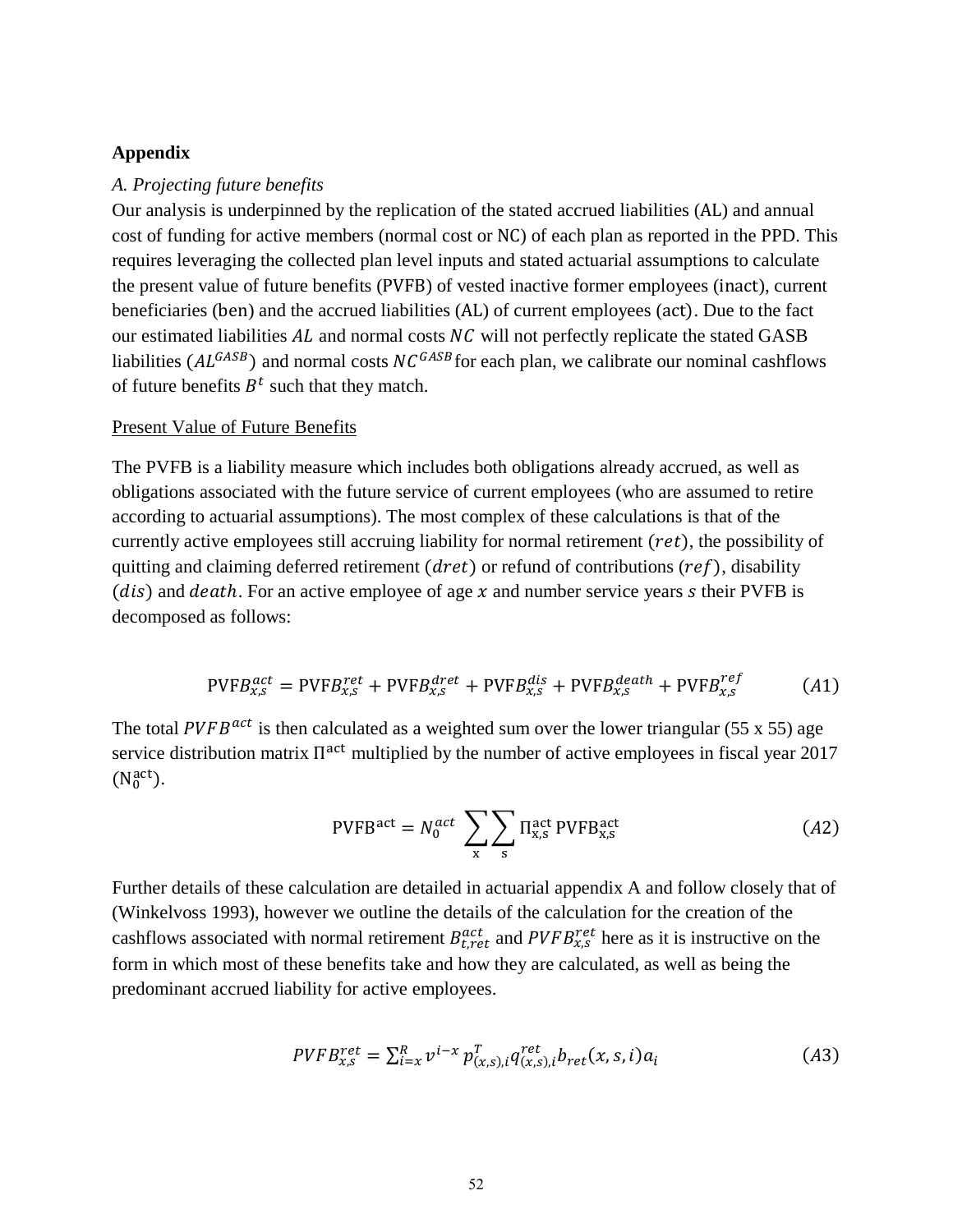**Appendix**

*A. Projecting future benefits*

Our analysis is underpinned by the replication of the stated accrued liabilities (AL) and annual cost of funding for active members (normal cost or NC) of each plan as reported in the PPD. This requires leveraging the collected plan level inputs and stated actuarial assumptions to calculate the present value of future benefits (PVFB) of vested inactive former employees (inact), current beneficiaries (ben) and the accrued liabilities (AL) of current employees (act). Due to the fact our estimated liabilities $AL$ and normal costs $NC$ will not perfectly replicate the stated GASB liabilities ($AL^{GASB}$) and normal costs $NC^{GASB}$ for each plan, we calibrate our nominal cashflows of future benefits $B^t$ such that they match.

Present Value of Future Benefits

The PVFB is a liability measure which includes both obligations already accrued, as well as obligations associated with the future service of current employees (who are assumed to retire according to actuarial assumptions). The most complex of these calculations is that of the currently active employees still accruing liability for normal retirement ($ret$), the possibility of quitting and claiming deferred retirement ($dret$) or refund of contributions ($ref$), disability ($dis$) and $death$. For an active employee of age $x$ and number service years $s$ their PVFB is decomposed as follows:

$$\text{PVFB}_{x,s}^{act} = \text{PVFB}_{x,s}^{ret} + \text{PVFB}_{x,s}^{dret} + \text{PVFB}_{x,s}^{dis} + \text{PVFB}_{x,s}^{death} + \text{PVFB}_{x,s}^{ref} \qquad (A1)$$

The total $PVFB^{act}$ is then calculated as a weighted sum over the lower triangular (55 x 55) age service distribution matrix $\Pi^{\text{act}}$ multiplied by the number of active employees in fiscal year 2017 ($\text{N}_0^{\text{act}}$).

$$\text{PVFB}^{\text{act}} = N_0^{act} \sum_{\text{x}} \sum_{\text{s}} \Pi_{\text{x,s}}^{\text{act}} \, \text{PVFB}_{\text{x,s}}^{\text{act}} \qquad (A2)$$

Further details of these calculation are detailed in actuarial appendix A and follow closely that of (Winkelvoss 1993), however we outline the details of the calculation for the creation of the cashflows associated with normal retirement $B_{t,ret}^{act}$ and $PVFB_{x,s}^{ret}$ here as it is instructive on the form in which most of these benefits take and how they are calculated, as well as being the predominant accrued liability for active employees.

$$PVFB_{x,s}^{ret} = \sum_{i=x}^{R} v^{i-x} \, p_{(x,s),i}^{T} q_{(x,s),i}^{ret} b_{ret}(x,s,i) a_i \qquad (A3)$$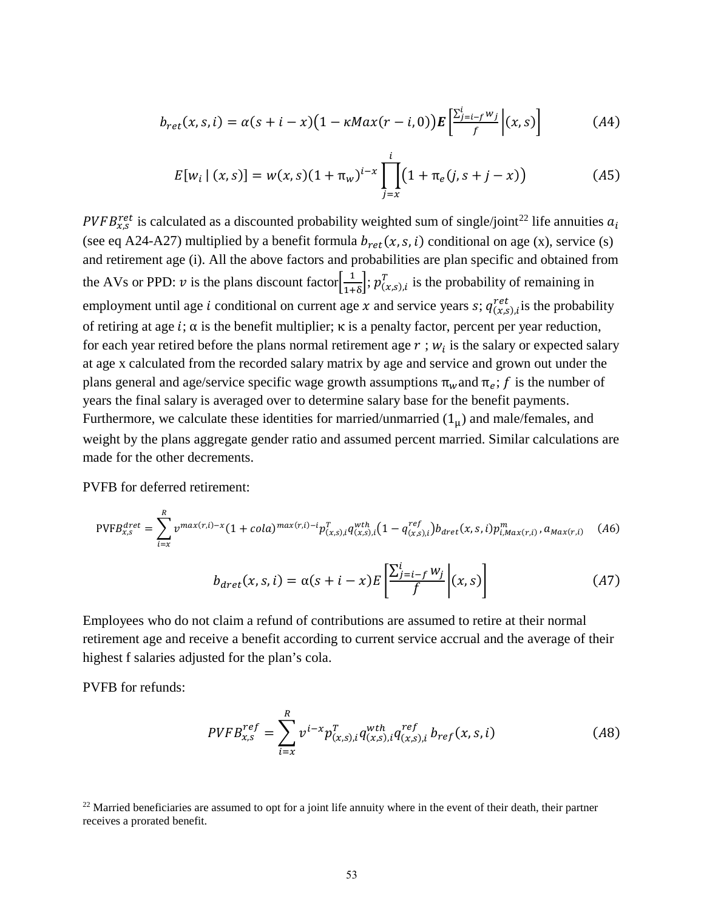$$b_{ret}(x,s,i) = \alpha(s+i-x)\big(1-\kappa Max(r-i,0)\big)\boldsymbol{E}\left[\frac{\sum_{j=i-f}^{i} w_j}{f}\,\middle|\,(x,s)\right] \tag{A4}$$

$$E[w_i \mid (x,s)] = w(x,s)(1+\pi_w)^{i-x}\prod_{j=x}^{i}\big(1+\pi_e(j,s+j-x)\big) \tag{A5}$$

$PVFB^{ret}_{x,s}$ is calculated as a discounted probability weighted sum of single/joint[22] life annuities $a_i$ (see eq A24-A27) multiplied by a benefit formula $b_{ret}(x,s,i)$ conditional on age (x), service (s) and retirement age (i). All the above factors and probabilities are plan specific and obtained from the AVs or PPD: $v$ is the plans discount factor$\left[\frac{1}{1+\delta}\right]$; $p^{T}_{(x,s),i}$ is the probability of remaining in employment until age $i$ conditional on current age $x$ and service years $s$; $q^{ret}_{(x,s),i}$is the probability of retiring at age $i$; $\alpha$ is the benefit multiplier; $\kappa$ is a penalty factor, percent per year reduction, for each year retired before the plans normal retirement age $r$ ; $w_i$ is the salary or expected salary at age x calculated from the recorded salary matrix by age and service and grown out under the plans general and age/service specific wage growth assumptions $\pi_w$and $\pi_e$; $f$ is the number of years the final salary is averaged over to determine salary base for the benefit payments. Furthermore, we calculate these identities for married/unmarried ($1_\mu$) and male/females, and weight by the plans aggregate gender ratio and assumed percent married. Similar calculations are made for the other decrements.

PVFB for deferred retirement:

$$\text{PVFB}^{dret}_{x,s} = \sum_{i=x}^{R} v^{max(r,i)-x}(1+cola)^{max(r,i)-i}p^{T}_{(x,s),i}q^{wth}_{(x,s),i}\big(1-q^{ref}_{(x,s),i}\big)b_{dret}(x,s,i)p^{m}_{i,Max(r,i)}\,,a_{Max(r,i)} \tag{A6}$$

$$b_{dret}(x,s,i) = \alpha(s+i-x)E\left[\frac{\sum_{j=i-f}^{i} w_j}{f}\,\middle|\,(x,s)\right] \tag{A7}$$

Employees who do not claim a refund of contributions are assumed to retire at their normal retirement age and receive a benefit according to current service accrual and the average of their highest f salaries adjusted for the plan's cola.

PVFB for refunds:

$$PVFB^{ref}_{x,s} = \sum_{i=x}^{R} v^{i-x}p^{T}_{(x,s),i}q^{wth}_{(x,s),i}q^{ref}_{(x,s),i}\,b_{ref}(x,s,i) \tag{A8}$$

[22] Married beneficiaries are assumed to opt for a joint life annuity where in the event of their death, their partner receives a prorated benefit.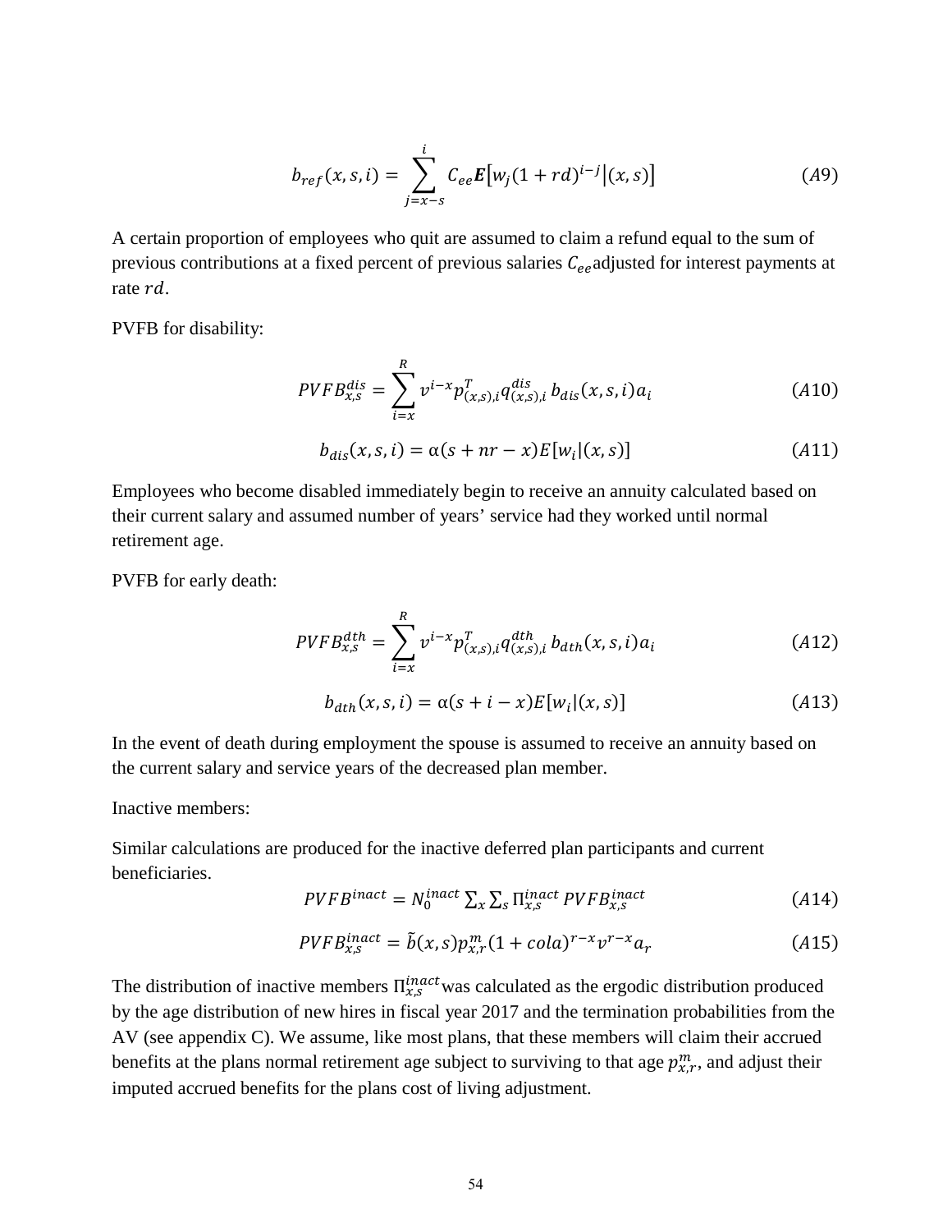$$b_{ref}(x,s,i) = \sum_{j=x-s}^{i} C_{ee}\boldsymbol{E}\left[w_j(1+rd)^{i-j}\middle|(x,s)\right] \tag{A9}$$

A certain proportion of employees who quit are assumed to claim a refund equal to the sum of previous contributions at a fixed percent of previous salaries $C_{ee}$ adjusted for interest payments at rate $rd$.

PVFB for disability:

$$PVFB_{x,s}^{dis} = \sum_{i=x}^{R} v^{i-x} p_{(x,s),i}^{T} q_{(x,s),i}^{dis}\, b_{dis}(x,s,i) a_i \tag{A10}$$

$$b_{dis}(x,s,i) = \alpha(s + nr - x) E[w_i|(x,s)] \tag{A11}$$

Employees who become disabled immediately begin to receive an annuity calculated based on their current salary and assumed number of years' service had they worked until normal retirement age.

PVFB for early death:

$$PVFB_{x,s}^{dth} = \sum_{i=x}^{R} v^{i-x} p_{(x,s),i}^{T} q_{(x,s),i}^{dth}\, b_{dth}(x,s,i) a_i \tag{A12}$$

$$b_{dth}(x,s,i) = \alpha(s + i - x) E[w_i|(x,s)] \tag{A13}$$

In the event of death during employment the spouse is assumed to receive an annuity based on the current salary and service years of the decreased plan member.

Inactive members:

Similar calculations are produced for the inactive deferred plan participants and current beneficiaries.

$$PVFB^{inact} = N_0^{inact} \textstyle\sum_x \sum_s \Pi_{x,s}^{inact}\, PVFB_{x,s}^{inact} \tag{A14}$$

$$PVFB_{x,s}^{inact} = \tilde{b}(x,s) p_{x,r}^{m} (1 + cola)^{r-x} v^{r-x} a_r \tag{A15}$$

The distribution of inactive members $\Pi_{x,s}^{inact}$ was calculated as the ergodic distribution produced by the age distribution of new hires in fiscal year 2017 and the termination probabilities from the AV (see appendix C). We assume, like most plans, that these members will claim their accrued benefits at the plans normal retirement age subject to surviving to that age $p_{x,r}^{m}$, and adjust their imputed accrued benefits for the plans cost of living adjustment.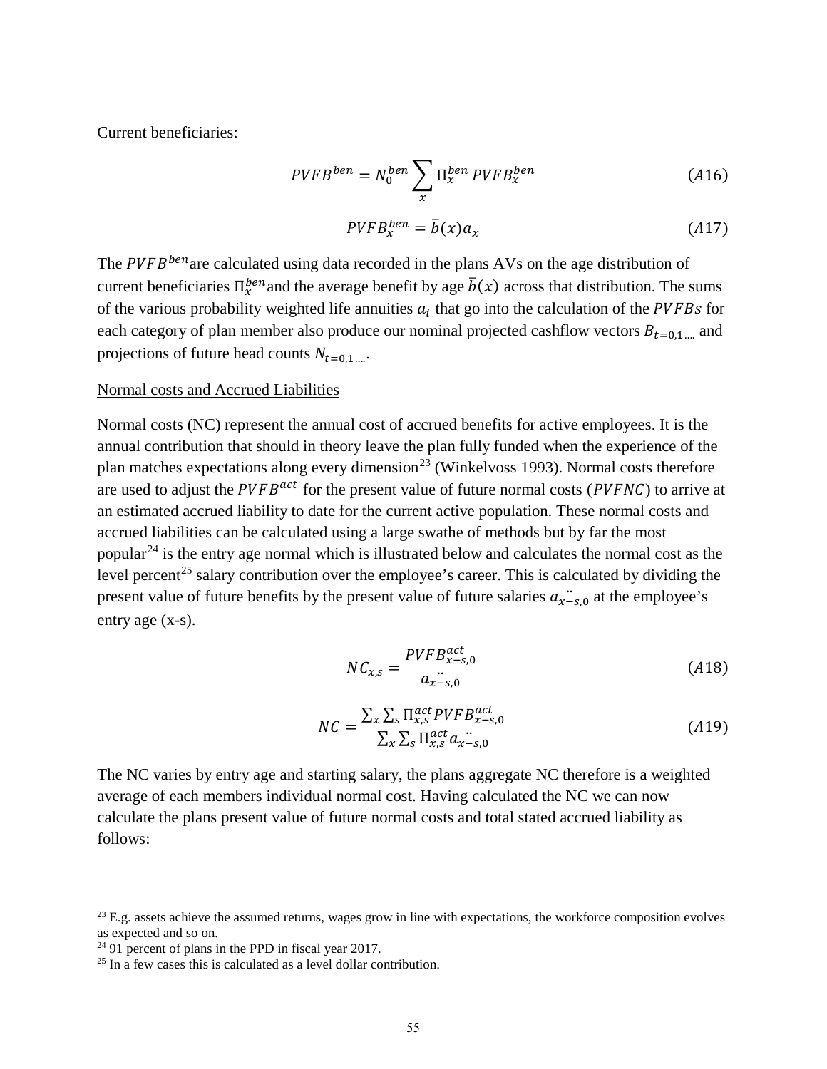Current beneficiaries:

$$PVFB^{ben} = N_0^{ben} \sum_x \Pi_x^{ben} \, PVFB_x^{ben} \tag{A16}$$

$$PVFB_x^{ben} = \bar{b}(x) a_x \tag{A17}$$

The $PVFB^{ben}$ are calculated using data recorded in the plans AVs on the age distribution of current beneficiaries $\Pi_x^{ben}$ and the average benefit by age $\bar{b}(x)$ across that distribution. The sums of the various probability weighted life annuities $a_i$ that go into the calculation of the $PVFBs$ for each category of plan member also produce our nominal projected cashflow vectors $B_{t=0,1\,...}$ and projections of future head counts $N_{t=0,1\,...}$.

Normal costs and Accrued Liabilities

Normal costs (NC) represent the annual cost of accrued benefits for active employees. It is the annual contribution that should in theory leave the plan fully funded when the experience of the plan matches expectations along every dimension[23] (Winkelvoss 1993). Normal costs therefore are used to adjust the $PVFB^{act}$ for the present value of future normal costs ($PVFNC$) to arrive at an estimated accrued liability to date for the current active population. These normal costs and accrued liabilities can be calculated using a large swathe of methods but by far the most popular[24] is the entry age normal which is illustrated below and calculates the normal cost as the level percent[25] salary contribution over the employee's career. This is calculated by dividing the present value of future benefits by the present value of future salaries $\ddot{a_{x-s,0}}$ at the employee's entry age (x-s).

$$NC_{x,s} = \frac{PVFB_{x-s,0}^{act}}{\ddot{a}_{x-s,0}} \tag{A18}$$

$$NC = \frac{\sum_x \sum_s \Pi_{x,s}^{act} PVFB_{x-s,0}^{act}}{\sum_x \sum_s \Pi_{x,s}^{act} \ddot{a}_{x-s,0}} \tag{A19}$$

The NC varies by entry age and starting salary, the plans aggregate NC therefore is a weighted average of each members individual normal cost. Having calculated the NC we can now calculate the plans present value of future normal costs and total stated accrued liability as follows:

[23] E.g. assets achieve the assumed returns, wages grow in line with expectations, the workforce composition evolves as expected and so on.

[24] 91 percent of plans in the PPD in fiscal year 2017.

[25] In a few cases this is calculated as a level dollar contribution.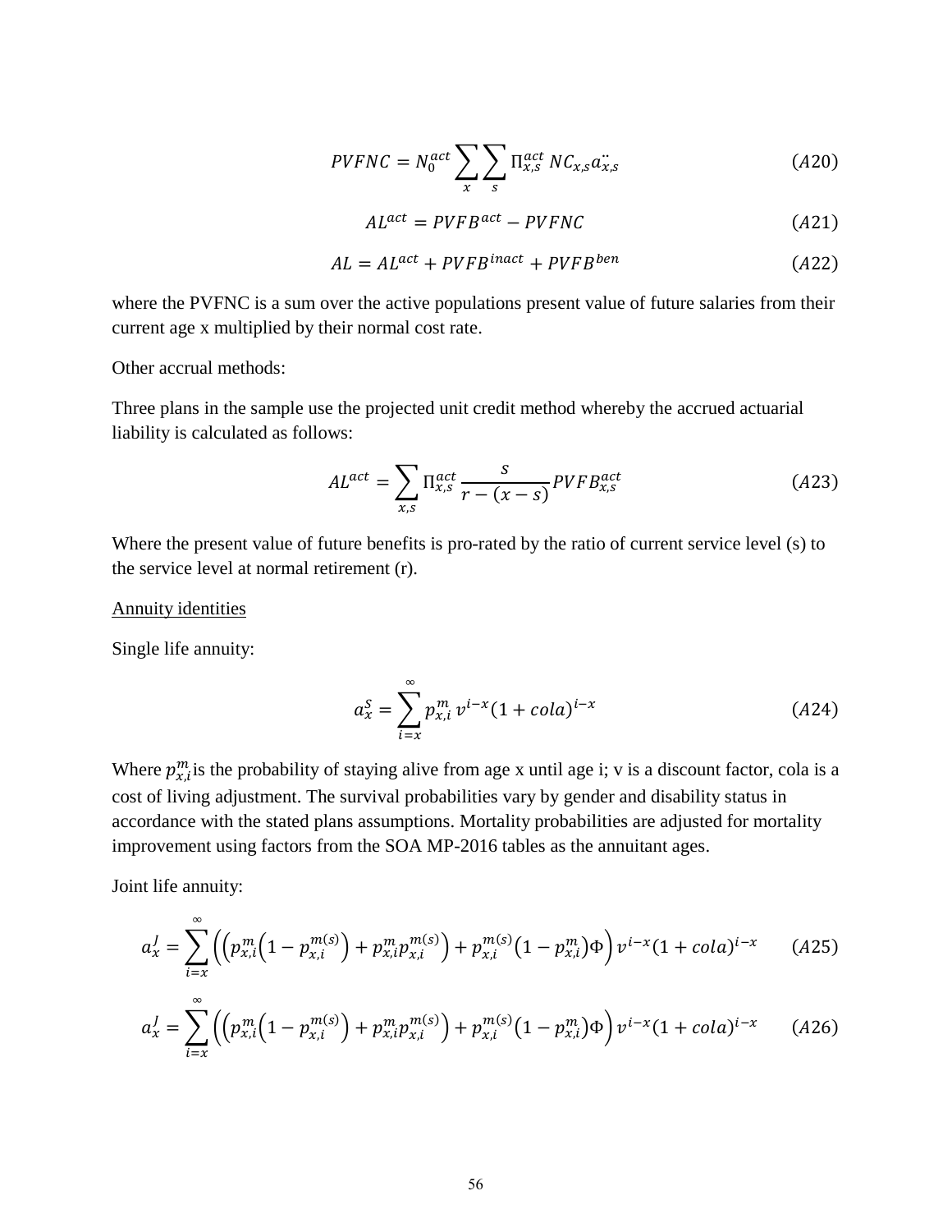$$PVFNC = N_0^{act} \sum_x \sum_s \Pi_{x,s}^{act} \, NC_{x,s} \ddot{a}_{x,s} \qquad (A20)$$

$$AL^{act} = PVFB^{act} - PVFNC \qquad (A21)$$

$$AL = AL^{act} + PVFB^{inact} + PVFB^{ben} \qquad (A22)$$

where the PVFNC is a sum over the active populations present value of future salaries from their current age x multiplied by their normal cost rate.

Other accrual methods:

Three plans in the sample use the projected unit credit method whereby the accrued actuarial liability is calculated as follows:

$$AL^{act} = \sum_{x,s} \Pi_{x,s}^{act} \frac{s}{r - (x - s)} PVFB_{x,s}^{act} \qquad (A23)$$

Where the present value of future benefits is pro-rated by the ratio of current service level (s) to the service level at normal retirement (r).

Annuity identities

Single life annuity:

$$a_x^S = \sum_{i=x}^{\infty} p_{x,i}^m \, v^{i-x} (1 + cola)^{i-x} \qquad (A24)$$

Where $p_{x,i}^m$ is the probability of staying alive from age x until age i; v is a discount factor, cola is a cost of living adjustment. The survival probabilities vary by gender and disability status in accordance with the stated plans assumptions. Mortality probabilities are adjusted for mortality improvement using factors from the SOA MP-2016 tables as the annuitant ages.

Joint life annuity:

$$a_x^J = \sum_{i=x}^{\infty} \left( \left( p_{x,i}^m \left(1 - p_{x,i}^{m(s)}\right) + p_{x,i}^m p_{x,i}^{m(s)} \right) + p_{x,i}^{m(s)} \left(1 - p_{x,i}^m\right) \Phi \right) v^{i-x} (1 + cola)^{i-x} \qquad (A25)$$

$$a_x^J = \sum_{i=x}^{\infty} \left( \left( p_{x,i}^m \left(1 - p_{x,i}^{m(s)}\right) + p_{x,i}^m p_{x,i}^{m(s)} \right) + p_{x,i}^{m(s)} \left(1 - p_{x,i}^m\right) \Phi \right) v^{i-x} (1 + cola)^{i-x} \qquad (A26)$$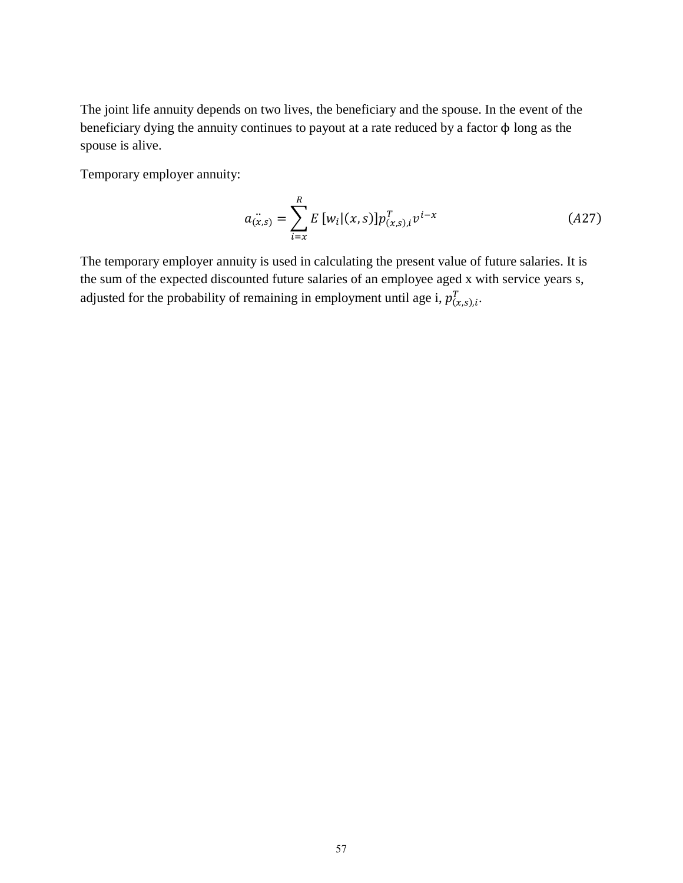The joint life annuity depends on two lives, the beneficiary and the spouse. In the event of the beneficiary dying the annuity continues to payout at a rate reduced by a factor ϕ long as the spouse is alive.

Temporary employer annuity:

$$\ddot{a}_{(x,s)} = \sum_{i=x}^{R} E\left[w_i|(x,s)\right] p_{(x,s),i}^{T} v^{i-x} \tag{A27}$$

The temporary employer annuity is used in calculating the present value of future salaries. It is the sum of the expected discounted future salaries of an employee aged x with service years s, adjusted for the probability of remaining in employment until age i, $p_{(x,s),i}^{T}$.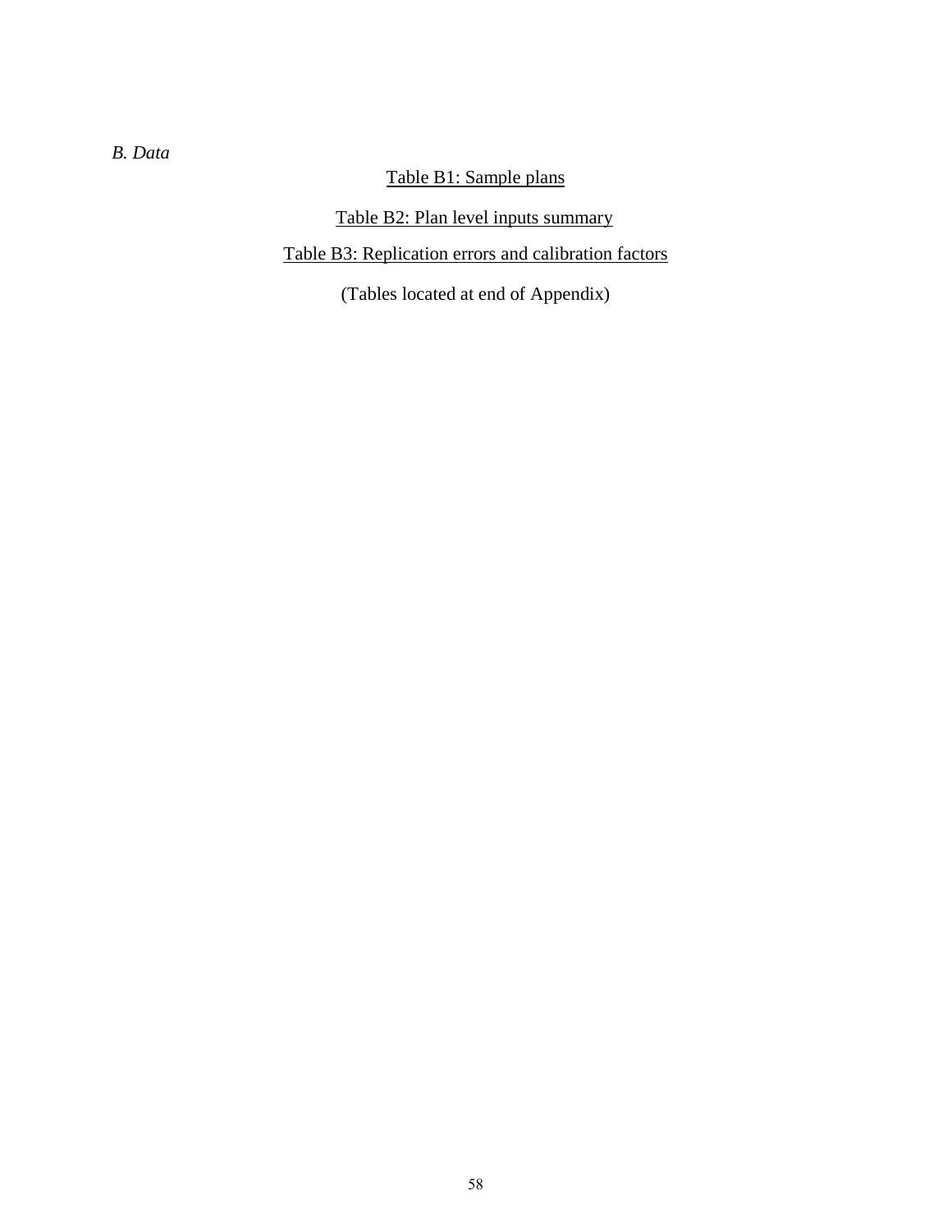*B. Data*

Table B1: Sample plans

Table B2: Plan level inputs summary

Table B3: Replication errors and calibration factors

(Tables located at end of Appendix)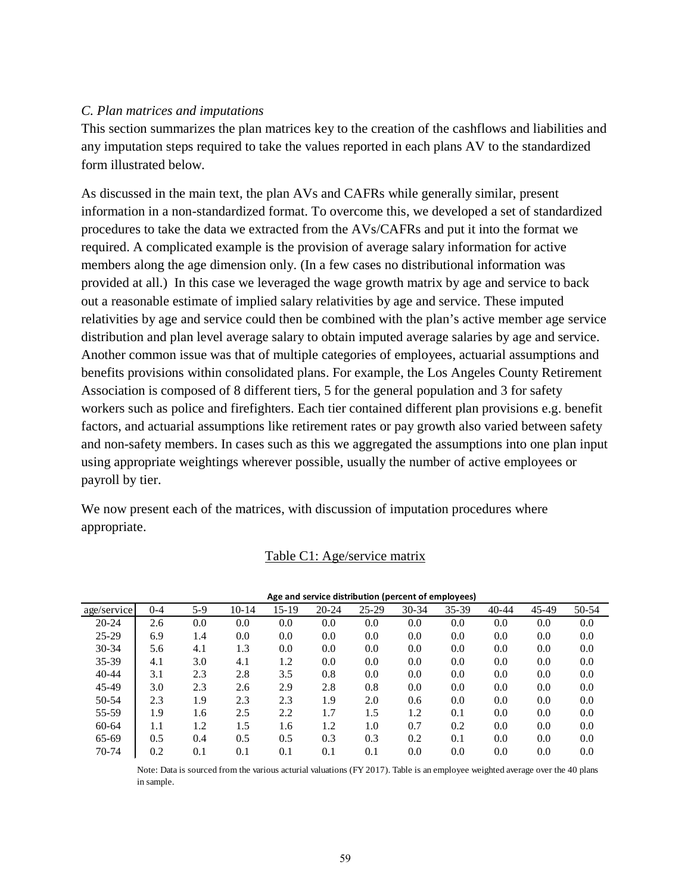*C. Plan matrices and imputations*

This section summarizes the plan matrices key to the creation of the cashflows and liabilities and any imputation steps required to take the values reported in each plans AV to the standardized form illustrated below.

As discussed in the main text, the plan AVs and CAFRs while generally similar, present information in a non-standardized format. To overcome this, we developed a set of standardized procedures to take the data we extracted from the AVs/CAFRs and put it into the format we required. A complicated example is the provision of average salary information for active members along the age dimension only. (In a few cases no distributional information was provided at all.) In this case we leveraged the wage growth matrix by age and service to back out a reasonable estimate of implied salary relativities by age and service. These imputed relativities by age and service could then be combined with the plan's active member age service distribution and plan level average salary to obtain imputed average salaries by age and service. Another common issue was that of multiple categories of employees, actuarial assumptions and benefits provisions within consolidated plans. For example, the Los Angeles County Retirement Association is composed of 8 different tiers, 5 for the general population and 3 for safety workers such as police and firefighters. Each tier contained different plan provisions e.g. benefit factors, and actuarial assumptions like retirement rates or pay growth also varied between safety and non-safety members. In cases such as this we aggregated the assumptions into one plan input using appropriate weightings wherever possible, usually the number of active employees or payroll by tier.

We now present each of the matrices, with discussion of imputation procedures where appropriate.

Table C1: Age/service matrix

**Age and service distribution (percent of employees)**

| age/service | 0-4 | 5-9 | 10-14 | 15-19 | 20-24 | 25-29 | 30-34 | 35-39 | 40-44 | 45-49 | 50-54 |
|---|---|---|---|---|---|---|---|---|---|---|---|
| 20-24 | 2.6 | 0.0 | 0.0 | 0.0 | 0.0 | 0.0 | 0.0 | 0.0 | 0.0 | 0.0 | 0.0 |
| 25-29 | 6.9 | 1.4 | 0.0 | 0.0 | 0.0 | 0.0 | 0.0 | 0.0 | 0.0 | 0.0 | 0.0 |
| 30-34 | 5.6 | 4.1 | 1.3 | 0.0 | 0.0 | 0.0 | 0.0 | 0.0 | 0.0 | 0.0 | 0.0 |
| 35-39 | 4.1 | 3.0 | 4.1 | 1.2 | 0.0 | 0.0 | 0.0 | 0.0 | 0.0 | 0.0 | 0.0 |
| 40-44 | 3.1 | 2.3 | 2.8 | 3.5 | 0.8 | 0.0 | 0.0 | 0.0 | 0.0 | 0.0 | 0.0 |
| 45-49 | 3.0 | 2.3 | 2.6 | 2.9 | 2.8 | 0.8 | 0.0 | 0.0 | 0.0 | 0.0 | 0.0 |
| 50-54 | 2.3 | 1.9 | 2.3 | 2.3 | 1.9 | 2.0 | 0.6 | 0.0 | 0.0 | 0.0 | 0.0 |
| 55-59 | 1.9 | 1.6 | 2.5 | 2.2 | 1.7 | 1.5 | 1.2 | 0.1 | 0.0 | 0.0 | 0.0 |
| 60-64 | 1.1 | 1.2 | 1.5 | 1.6 | 1.2 | 1.0 | 0.7 | 0.2 | 0.0 | 0.0 | 0.0 |
| 65-69 | 0.5 | 0.4 | 0.5 | 0.5 | 0.3 | 0.3 | 0.2 | 0.1 | 0.0 | 0.0 | 0.0 |
| 70-74 | 0.2 | 0.1 | 0.1 | 0.1 | 0.1 | 0.1 | 0.0 | 0.0 | 0.0 | 0.0 | 0.0 |

Note: Data is sourced from the various acturial valuations (FY 2017). Table is an employee weighted average over the 40 plans in sample.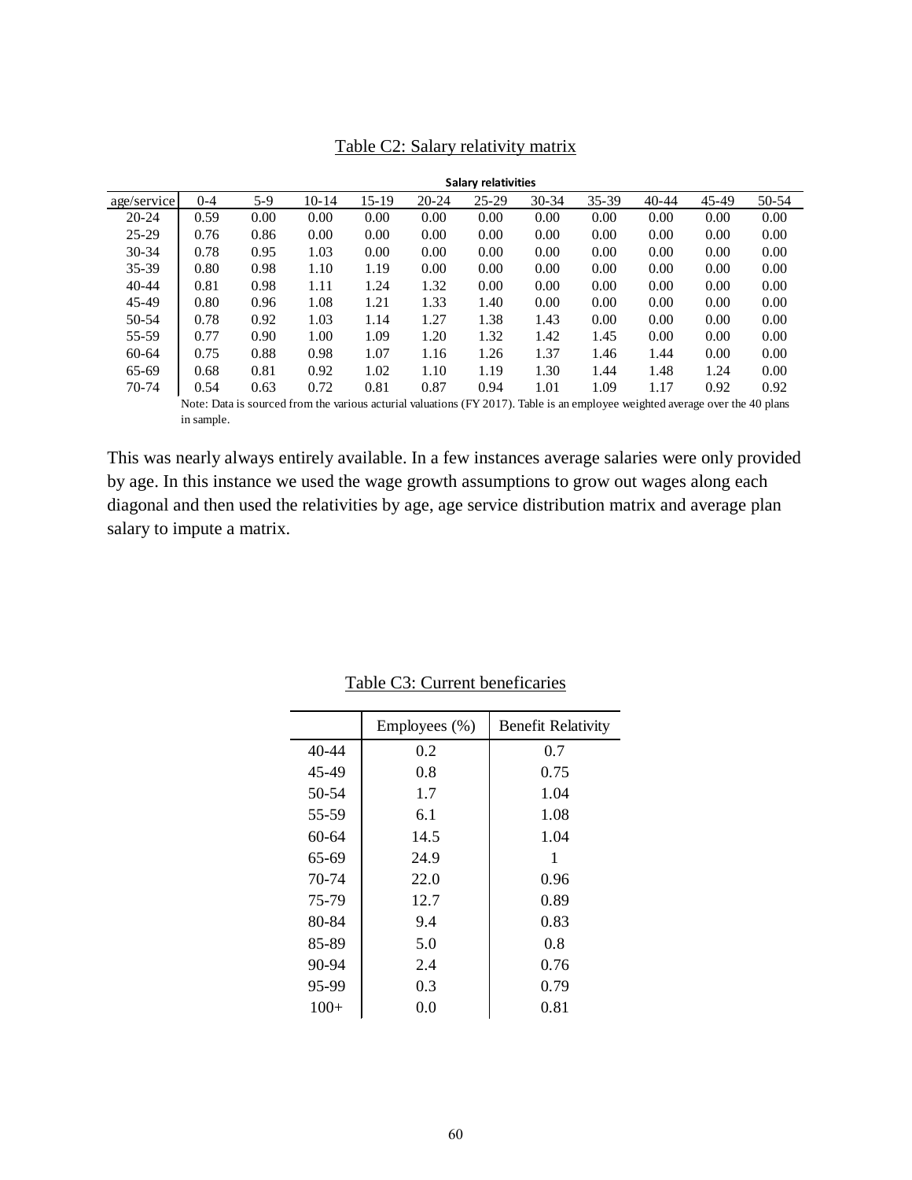Table C2: Salary relativity matrix

| | Salary relativities | | | | | | | | | | |
|---|---|---|---|---|---|---|---|---|---|---|---|
| age/service | 0-4 | 5-9 | 10-14 | 15-19 | 20-24 | 25-29 | 30-34 | 35-39 | 40-44 | 45-49 | 50-54 |
| 20-24 | 0.59 | 0.00 | 0.00 | 0.00 | 0.00 | 0.00 | 0.00 | 0.00 | 0.00 | 0.00 | 0.00 |
| 25-29 | 0.76 | 0.86 | 0.00 | 0.00 | 0.00 | 0.00 | 0.00 | 0.00 | 0.00 | 0.00 | 0.00 |
| 30-34 | 0.78 | 0.95 | 1.03 | 0.00 | 0.00 | 0.00 | 0.00 | 0.00 | 0.00 | 0.00 | 0.00 |
| 35-39 | 0.80 | 0.98 | 1.10 | 1.19 | 0.00 | 0.00 | 0.00 | 0.00 | 0.00 | 0.00 | 0.00 |
| 40-44 | 0.81 | 0.98 | 1.11 | 1.24 | 1.32 | 0.00 | 0.00 | 0.00 | 0.00 | 0.00 | 0.00 |
| 45-49 | 0.80 | 0.96 | 1.08 | 1.21 | 1.33 | 1.40 | 0.00 | 0.00 | 0.00 | 0.00 | 0.00 |
| 50-54 | 0.78 | 0.92 | 1.03 | 1.14 | 1.27 | 1.38 | 1.43 | 0.00 | 0.00 | 0.00 | 0.00 |
| 55-59 | 0.77 | 0.90 | 1.00 | 1.09 | 1.20 | 1.32 | 1.42 | 1.45 | 0.00 | 0.00 | 0.00 |
| 60-64 | 0.75 | 0.88 | 0.98 | 1.07 | 1.16 | 1.26 | 1.37 | 1.46 | 1.44 | 0.00 | 0.00 |
| 65-69 | 0.68 | 0.81 | 0.92 | 1.02 | 1.10 | 1.19 | 1.30 | 1.44 | 1.48 | 1.24 | 0.00 |
| 70-74 | 0.54 | 0.63 | 0.72 | 0.81 | 0.87 | 0.94 | 1.01 | 1.09 | 1.17 | 0.92 | 0.92 |

Note: Data is sourced from the various acturial valuations (FY 2017). Table is an employee weighted average over the 40 plans in sample.

This was nearly always entirely available. In a few instances average salaries were only provided by age. In this instance we used the wage growth assumptions to grow out wages along each diagonal and then used the relativities by age, age service distribution matrix and average plan salary to impute a matrix.

Table C3: Current beneficaries

| | Employees (%) | Benefit Relativity |
|---|---|---|
| 40-44 | 0.2 | 0.7 |
| 45-49 | 0.8 | 0.75 |
| 50-54 | 1.7 | 1.04 |
| 55-59 | 6.1 | 1.08 |
| 60-64 | 14.5 | 1.04 |
| 65-69 | 24.9 | 1 |
| 70-74 | 22.0 | 0.96 |
| 75-79 | 12.7 | 0.89 |
| 80-84 | 9.4 | 0.83 |
| 85-89 | 5.0 | 0.8 |
| 90-94 | 2.4 | 0.76 |
| 95-99 | 0.3 | 0.79 |
| 100+ | 0.0 | 0.81 |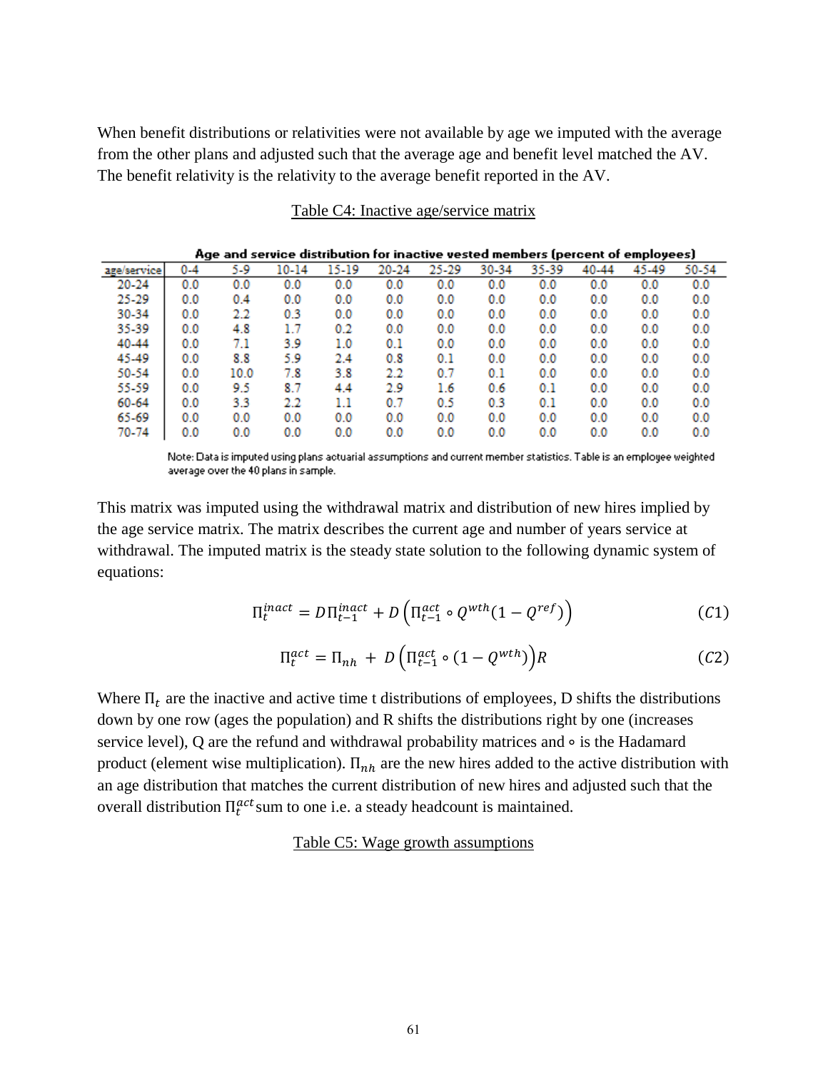When benefit distributions or relativities were not available by age we imputed with the average from the other plans and adjusted such that the average age and benefit level matched the AV. The benefit relativity is the relativity to the average benefit reported in the AV.

Table C4: Inactive age/service matrix

**Age and service distribution for inactive vested members (percent of employees)**

| age/service | 0-4 | 5-9 | 10-14 | 15-19 | 20-24 | 25-29 | 30-34 | 35-39 | 40-44 | 45-49 | 50-54 |
|---|---|---|---|---|---|---|---|---|---|---|---|
| 20-24 | 0.0 | 0.0 | 0.0 | 0.0 | 0.0 | 0.0 | 0.0 | 0.0 | 0.0 | 0.0 | 0.0 |
| 25-29 | 0.0 | 0.4 | 0.0 | 0.0 | 0.0 | 0.0 | 0.0 | 0.0 | 0.0 | 0.0 | 0.0 |
| 30-34 | 0.0 | 2.2 | 0.3 | 0.0 | 0.0 | 0.0 | 0.0 | 0.0 | 0.0 | 0.0 | 0.0 |
| 35-39 | 0.0 | 4.8 | 1.7 | 0.2 | 0.0 | 0.0 | 0.0 | 0.0 | 0.0 | 0.0 | 0.0 |
| 40-44 | 0.0 | 7.1 | 3.9 | 1.0 | 0.1 | 0.0 | 0.0 | 0.0 | 0.0 | 0.0 | 0.0 |
| 45-49 | 0.0 | 8.8 | 5.9 | 2.4 | 0.8 | 0.1 | 0.0 | 0.0 | 0.0 | 0.0 | 0.0 |
| 50-54 | 0.0 | 10.0 | 7.8 | 3.8 | 2.2 | 0.7 | 0.1 | 0.0 | 0.0 | 0.0 | 0.0 |
| 55-59 | 0.0 | 9.5 | 8.7 | 4.4 | 2.9 | 1.6 | 0.6 | 0.1 | 0.0 | 0.0 | 0.0 |
| 60-64 | 0.0 | 3.3 | 2.2 | 1.1 | 0.7 | 0.5 | 0.3 | 0.1 | 0.0 | 0.0 | 0.0 |
| 65-69 | 0.0 | 0.0 | 0.0 | 0.0 | 0.0 | 0.0 | 0.0 | 0.0 | 0.0 | 0.0 | 0.0 |
| 70-74 | 0.0 | 0.0 | 0.0 | 0.0 | 0.0 | 0.0 | 0.0 | 0.0 | 0.0 | 0.0 | 0.0 |

Note: Data is imputed using plans actuarial assumptions and current member statistics. Table is an employee weighted average over the 40 plans in sample.

This matrix was imputed using the withdrawal matrix and distribution of new hires implied by the age service matrix. The matrix describes the current age and number of years service at withdrawal. The imputed matrix is the steady state solution to the following dynamic system of equations:

$$\Pi_t^{inact} = D\Pi_{t-1}^{inact} + D\left(\Pi_{t-1}^{act} \circ Q^{wth}(1 - Q^{ref})\right) \tag{C1}$$

$$\Pi_t^{act} = \Pi_{nh} + D\left(\Pi_{t-1}^{act} \circ (1 - Q^{wth})\right)R \tag{C2}$$

Where $\Pi_t$ are the inactive and active time t distributions of employees, D shifts the distributions down by one row (ages the population) and R shifts the distributions right by one (increases service level), Q are the refund and withdrawal probability matrices and $\circ$ is the Hadamard product (element wise multiplication). $\Pi_{nh}$ are the new hires added to the active distribution with an age distribution that matches the current distribution of new hires and adjusted such that the overall distribution $\Pi_t^{act}$ sum to one i.e. a steady headcount is maintained.

Table C5: Wage growth assumptions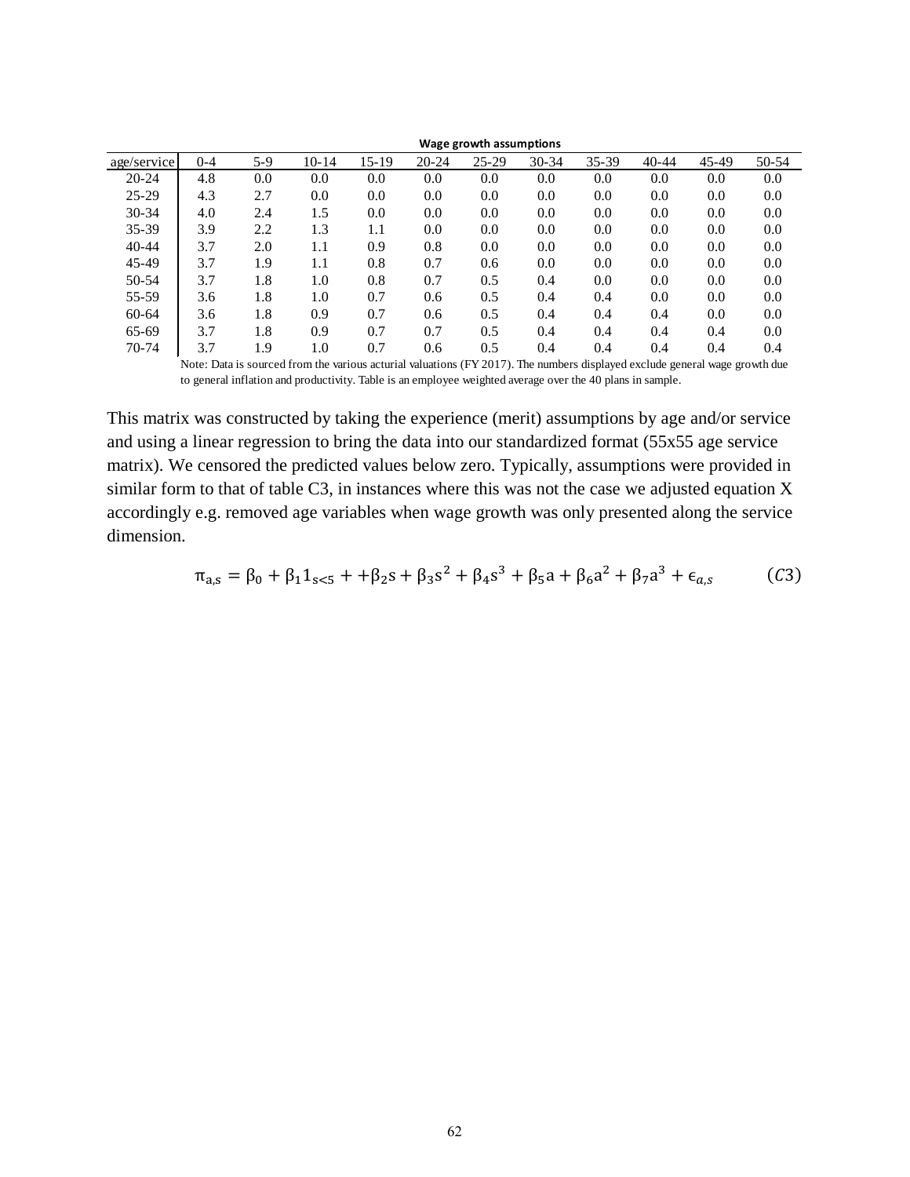**Wage growth assumptions**

| age/service | 0-4 | 5-9 | 10-14 | 15-19 | 20-24 | 25-29 | 30-34 | 35-39 | 40-44 | 45-49 | 50-54 |
|---|---|---|---|---|---|---|---|---|---|---|---|
| 20-24 | 4.8 | 0.0 | 0.0 | 0.0 | 0.0 | 0.0 | 0.0 | 0.0 | 0.0 | 0.0 | 0.0 |
| 25-29 | 4.3 | 2.7 | 0.0 | 0.0 | 0.0 | 0.0 | 0.0 | 0.0 | 0.0 | 0.0 | 0.0 |
| 30-34 | 4.0 | 2.4 | 1.5 | 0.0 | 0.0 | 0.0 | 0.0 | 0.0 | 0.0 | 0.0 | 0.0 |
| 35-39 | 3.9 | 2.2 | 1.3 | 1.1 | 0.0 | 0.0 | 0.0 | 0.0 | 0.0 | 0.0 | 0.0 |
| 40-44 | 3.7 | 2.0 | 1.1 | 0.9 | 0.8 | 0.0 | 0.0 | 0.0 | 0.0 | 0.0 | 0.0 |
| 45-49 | 3.7 | 1.9 | 1.1 | 0.8 | 0.7 | 0.6 | 0.0 | 0.0 | 0.0 | 0.0 | 0.0 |
| 50-54 | 3.7 | 1.8 | 1.0 | 0.8 | 0.7 | 0.5 | 0.4 | 0.0 | 0.0 | 0.0 | 0.0 |
| 55-59 | 3.6 | 1.8 | 1.0 | 0.7 | 0.6 | 0.5 | 0.4 | 0.4 | 0.0 | 0.0 | 0.0 |
| 60-64 | 3.6 | 1.8 | 0.9 | 0.7 | 0.6 | 0.5 | 0.4 | 0.4 | 0.4 | 0.0 | 0.0 |
| 65-69 | 3.7 | 1.8 | 0.9 | 0.7 | 0.7 | 0.5 | 0.4 | 0.4 | 0.4 | 0.4 | 0.0 |
| 70-74 | 3.7 | 1.9 | 1.0 | 0.7 | 0.6 | 0.5 | 0.4 | 0.4 | 0.4 | 0.4 | 0.4 |

Note: Data is sourced from the various acturial valuations (FY 2017). The numbers displayed exclude general wage growth due to general inflation and productivity. Table is an employee weighted average over the 40 plans in sample.

This matrix was constructed by taking the experience (merit) assumptions by age and/or service and using a linear regression to bring the data into our standardized format (55x55 age service matrix). We censored the predicted values below zero. Typically, assumptions were provided in similar form to that of table C3, in instances where this was not the case we adjusted equation X accordingly e.g. removed age variables when wage growth was only presented along the service dimension.

$$\pi_{a,s} = \beta_0 + \beta_1 1_{s<5} + +\beta_2 s + \beta_3 s^2 + \beta_4 s^3 + \beta_5 a + \beta_6 a^2 + \beta_7 a^3 + \epsilon_{a,s} \qquad (C3)$$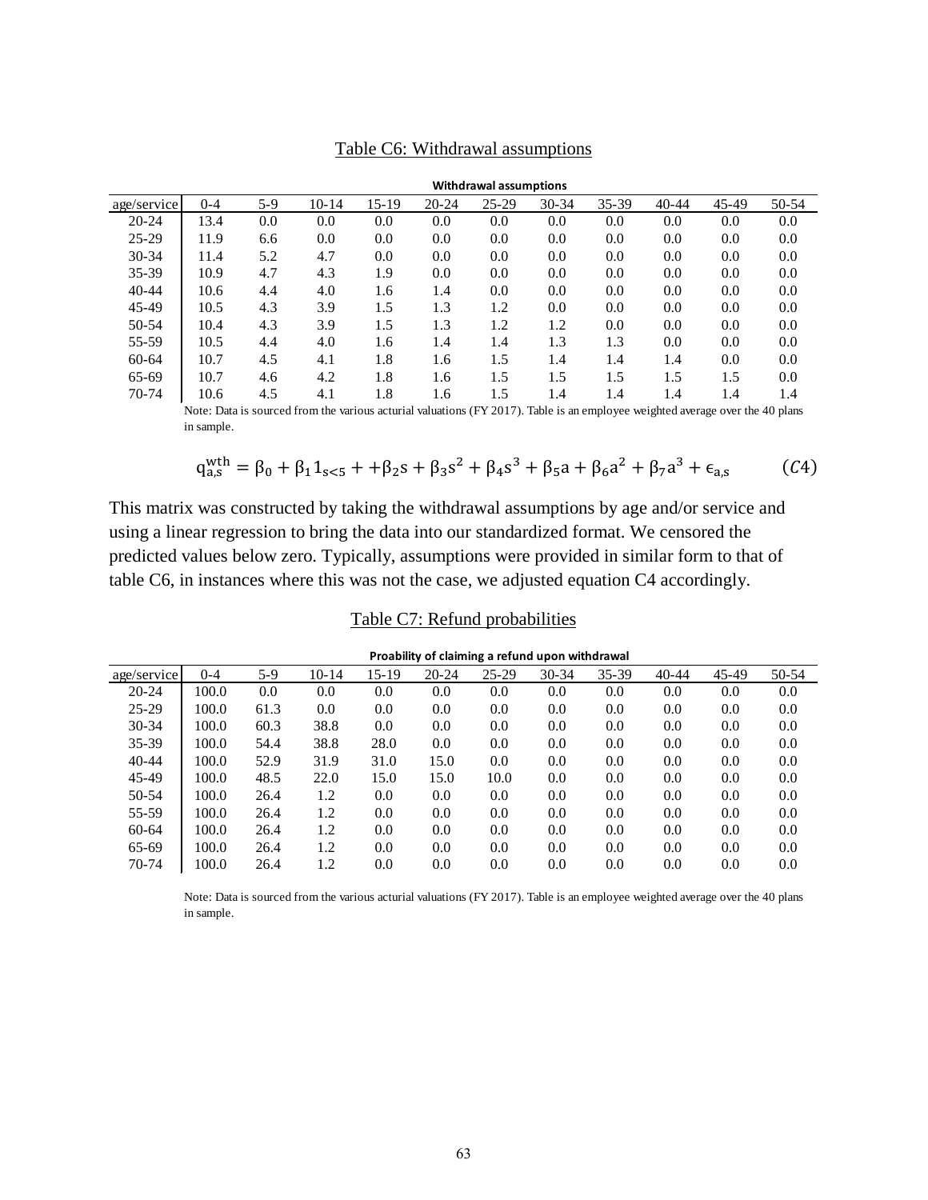Table C6: Withdrawal assumptions

| Withdrawal assumptions | | | | | | | | | | | |
|---|---|---|---|---|---|---|---|---|---|---|---|
| age/service | 0-4 | 5-9 | 10-14 | 15-19 | 20-24 | 25-29 | 30-34 | 35-39 | 40-44 | 45-49 | 50-54 |
| 20-24 | 13.4 | 0.0 | 0.0 | 0.0 | 0.0 | 0.0 | 0.0 | 0.0 | 0.0 | 0.0 | 0.0 |
| 25-29 | 11.9 | 6.6 | 0.0 | 0.0 | 0.0 | 0.0 | 0.0 | 0.0 | 0.0 | 0.0 | 0.0 |
| 30-34 | 11.4 | 5.2 | 4.7 | 0.0 | 0.0 | 0.0 | 0.0 | 0.0 | 0.0 | 0.0 | 0.0 |
| 35-39 | 10.9 | 4.7 | 4.3 | 1.9 | 0.0 | 0.0 | 0.0 | 0.0 | 0.0 | 0.0 | 0.0 |
| 40-44 | 10.6 | 4.4 | 4.0 | 1.6 | 1.4 | 0.0 | 0.0 | 0.0 | 0.0 | 0.0 | 0.0 |
| 45-49 | 10.5 | 4.3 | 3.9 | 1.5 | 1.3 | 1.2 | 0.0 | 0.0 | 0.0 | 0.0 | 0.0 |
| 50-54 | 10.4 | 4.3 | 3.9 | 1.5 | 1.3 | 1.2 | 1.2 | 0.0 | 0.0 | 0.0 | 0.0 |
| 55-59 | 10.5 | 4.4 | 4.0 | 1.6 | 1.4 | 1.4 | 1.3 | 1.3 | 0.0 | 0.0 | 0.0 |
| 60-64 | 10.7 | 4.5 | 4.1 | 1.8 | 1.6 | 1.5 | 1.4 | 1.4 | 1.4 | 0.0 | 0.0 |
| 65-69 | 10.7 | 4.6 | 4.2 | 1.8 | 1.6 | 1.5 | 1.5 | 1.5 | 1.5 | 1.5 | 0.0 |
| 70-74 | 10.6 | 4.5 | 4.1 | 1.8 | 1.6 | 1.5 | 1.4 | 1.4 | 1.4 | 1.4 | 1.4 |

Note: Data is sourced from the various acturial valuations (FY 2017). Table is an employee weighted average over the 40 plans in sample.

$$q_{a,s}^{wth} = \beta_0 + \beta_1 1_{s<5} + +\beta_2 s + \beta_3 s^2 + \beta_4 s^3 + \beta_5 a + \beta_6 a^2 + \beta_7 a^3 + \epsilon_{a,s} \qquad (C4)$$

This matrix was constructed by taking the withdrawal assumptions by age and/or service and using a linear regression to bring the data into our standardized format. We censored the predicted values below zero. Typically, assumptions were provided in similar form to that of table C6, in instances where this was not the case, we adjusted equation C4 accordingly.

Table C7: Refund probabilities

| Proability of claiming a refund upon withdrawal | | | | | | | | | | | |
|---|---|---|---|---|---|---|---|---|---|---|---|
| age/service | 0-4 | 5-9 | 10-14 | 15-19 | 20-24 | 25-29 | 30-34 | 35-39 | 40-44 | 45-49 | 50-54 |
| 20-24 | 100.0 | 0.0 | 0.0 | 0.0 | 0.0 | 0.0 | 0.0 | 0.0 | 0.0 | 0.0 | 0.0 |
| 25-29 | 100.0 | 61.3 | 0.0 | 0.0 | 0.0 | 0.0 | 0.0 | 0.0 | 0.0 | 0.0 | 0.0 |
| 30-34 | 100.0 | 60.3 | 38.8 | 0.0 | 0.0 | 0.0 | 0.0 | 0.0 | 0.0 | 0.0 | 0.0 |
| 35-39 | 100.0 | 54.4 | 38.8 | 28.0 | 0.0 | 0.0 | 0.0 | 0.0 | 0.0 | 0.0 | 0.0 |
| 40-44 | 100.0 | 52.9 | 31.9 | 31.0 | 15.0 | 0.0 | 0.0 | 0.0 | 0.0 | 0.0 | 0.0 |
| 45-49 | 100.0 | 48.5 | 22.0 | 15.0 | 15.0 | 10.0 | 0.0 | 0.0 | 0.0 | 0.0 | 0.0 |
| 50-54 | 100.0 | 26.4 | 1.2 | 0.0 | 0.0 | 0.0 | 0.0 | 0.0 | 0.0 | 0.0 | 0.0 |
| 55-59 | 100.0 | 26.4 | 1.2 | 0.0 | 0.0 | 0.0 | 0.0 | 0.0 | 0.0 | 0.0 | 0.0 |
| 60-64 | 100.0 | 26.4 | 1.2 | 0.0 | 0.0 | 0.0 | 0.0 | 0.0 | 0.0 | 0.0 | 0.0 |
| 65-69 | 100.0 | 26.4 | 1.2 | 0.0 | 0.0 | 0.0 | 0.0 | 0.0 | 0.0 | 0.0 | 0.0 |
| 70-74 | 100.0 | 26.4 | 1.2 | 0.0 | 0.0 | 0.0 | 0.0 | 0.0 | 0.0 | 0.0 | 0.0 |

Note: Data is sourced from the various acturial valuations (FY 2017). Table is an employee weighted average over the 40 plans in sample.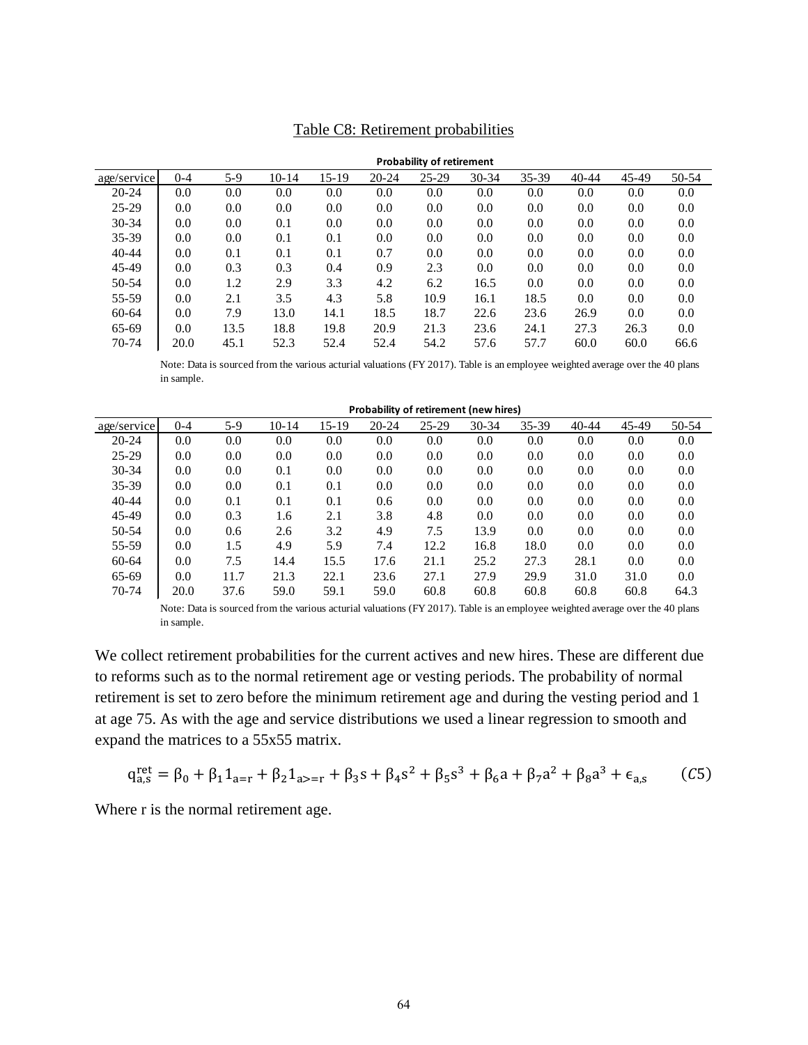Table C8: Retirement probabilities

**Probability of retirement**

| age/service | 0-4 | 5-9 | 10-14 | 15-19 | 20-24 | 25-29 | 30-34 | 35-39 | 40-44 | 45-49 | 50-54 |
|---|---|---|---|---|---|---|---|---|---|---|---|
| 20-24 | 0.0 | 0.0 | 0.0 | 0.0 | 0.0 | 0.0 | 0.0 | 0.0 | 0.0 | 0.0 | 0.0 |
| 25-29 | 0.0 | 0.0 | 0.0 | 0.0 | 0.0 | 0.0 | 0.0 | 0.0 | 0.0 | 0.0 | 0.0 |
| 30-34 | 0.0 | 0.0 | 0.1 | 0.0 | 0.0 | 0.0 | 0.0 | 0.0 | 0.0 | 0.0 | 0.0 |
| 35-39 | 0.0 | 0.0 | 0.1 | 0.1 | 0.0 | 0.0 | 0.0 | 0.0 | 0.0 | 0.0 | 0.0 |
| 40-44 | 0.0 | 0.1 | 0.1 | 0.1 | 0.7 | 0.0 | 0.0 | 0.0 | 0.0 | 0.0 | 0.0 |
| 45-49 | 0.0 | 0.3 | 0.3 | 0.4 | 0.9 | 2.3 | 0.0 | 0.0 | 0.0 | 0.0 | 0.0 |
| 50-54 | 0.0 | 1.2 | 2.9 | 3.3 | 4.2 | 6.2 | 16.5 | 0.0 | 0.0 | 0.0 | 0.0 |
| 55-59 | 0.0 | 2.1 | 3.5 | 4.3 | 5.8 | 10.9 | 16.1 | 18.5 | 0.0 | 0.0 | 0.0 |
| 60-64 | 0.0 | 7.9 | 13.0 | 14.1 | 18.5 | 18.7 | 22.6 | 23.6 | 26.9 | 0.0 | 0.0 |
| 65-69 | 0.0 | 13.5 | 18.8 | 19.8 | 20.9 | 21.3 | 23.6 | 24.1 | 27.3 | 26.3 | 0.0 |
| 70-74 | 20.0 | 45.1 | 52.3 | 52.4 | 52.4 | 54.2 | 57.6 | 57.7 | 60.0 | 60.0 | 66.6 |

Note: Data is sourced from the various acturial valuations (FY 2017). Table is an employee weighted average over the 40 plans in sample.

**Probability of retirement (new hires)**

| age/service | 0-4 | 5-9 | 10-14 | 15-19 | 20-24 | 25-29 | 30-34 | 35-39 | 40-44 | 45-49 | 50-54 |
|---|---|---|---|---|---|---|---|---|---|---|---|
| 20-24 | 0.0 | 0.0 | 0.0 | 0.0 | 0.0 | 0.0 | 0.0 | 0.0 | 0.0 | 0.0 | 0.0 |
| 25-29 | 0.0 | 0.0 | 0.0 | 0.0 | 0.0 | 0.0 | 0.0 | 0.0 | 0.0 | 0.0 | 0.0 |
| 30-34 | 0.0 | 0.0 | 0.1 | 0.0 | 0.0 | 0.0 | 0.0 | 0.0 | 0.0 | 0.0 | 0.0 |
| 35-39 | 0.0 | 0.0 | 0.1 | 0.1 | 0.0 | 0.0 | 0.0 | 0.0 | 0.0 | 0.0 | 0.0 |
| 40-44 | 0.0 | 0.1 | 0.1 | 0.1 | 0.6 | 0.0 | 0.0 | 0.0 | 0.0 | 0.0 | 0.0 |
| 45-49 | 0.0 | 0.3 | 1.6 | 2.1 | 3.8 | 4.8 | 0.0 | 0.0 | 0.0 | 0.0 | 0.0 |
| 50-54 | 0.0 | 0.6 | 2.6 | 3.2 | 4.9 | 7.5 | 13.9 | 0.0 | 0.0 | 0.0 | 0.0 |
| 55-59 | 0.0 | 1.5 | 4.9 | 5.9 | 7.4 | 12.2 | 16.8 | 18.0 | 0.0 | 0.0 | 0.0 |
| 60-64 | 0.0 | 7.5 | 14.4 | 15.5 | 17.6 | 21.1 | 25.2 | 27.3 | 28.1 | 0.0 | 0.0 |
| 65-69 | 0.0 | 11.7 | 21.3 | 22.1 | 23.6 | 27.1 | 27.9 | 29.9 | 31.0 | 31.0 | 0.0 |
| 70-74 | 20.0 | 37.6 | 59.0 | 59.1 | 59.0 | 60.8 | 60.8 | 60.8 | 60.8 | 60.8 | 64.3 |

Note: Data is sourced from the various acturial valuations (FY 2017). Table is an employee weighted average over the 40 plans in sample.

We collect retirement probabilities for the current actives and new hires. These are different due to reforms such as to the normal retirement age or vesting periods. The probability of normal retirement is set to zero before the minimum retirement age and during the vesting period and 1 at age 75. As with the age and service distributions we used a linear regression to smooth and expand the matrices to a 55x55 matrix.

$$q^{\text{ret}}_{a,s} = \beta_0 + \beta_1 1_{a=r} + \beta_2 1_{a>=r} + \beta_3 s + \beta_4 s^2 + \beta_5 s^3 + \beta_6 a + \beta_7 a^2 + \beta_8 a^3 + \epsilon_{a,s} \qquad (C5)$$

Where r is the normal retirement age.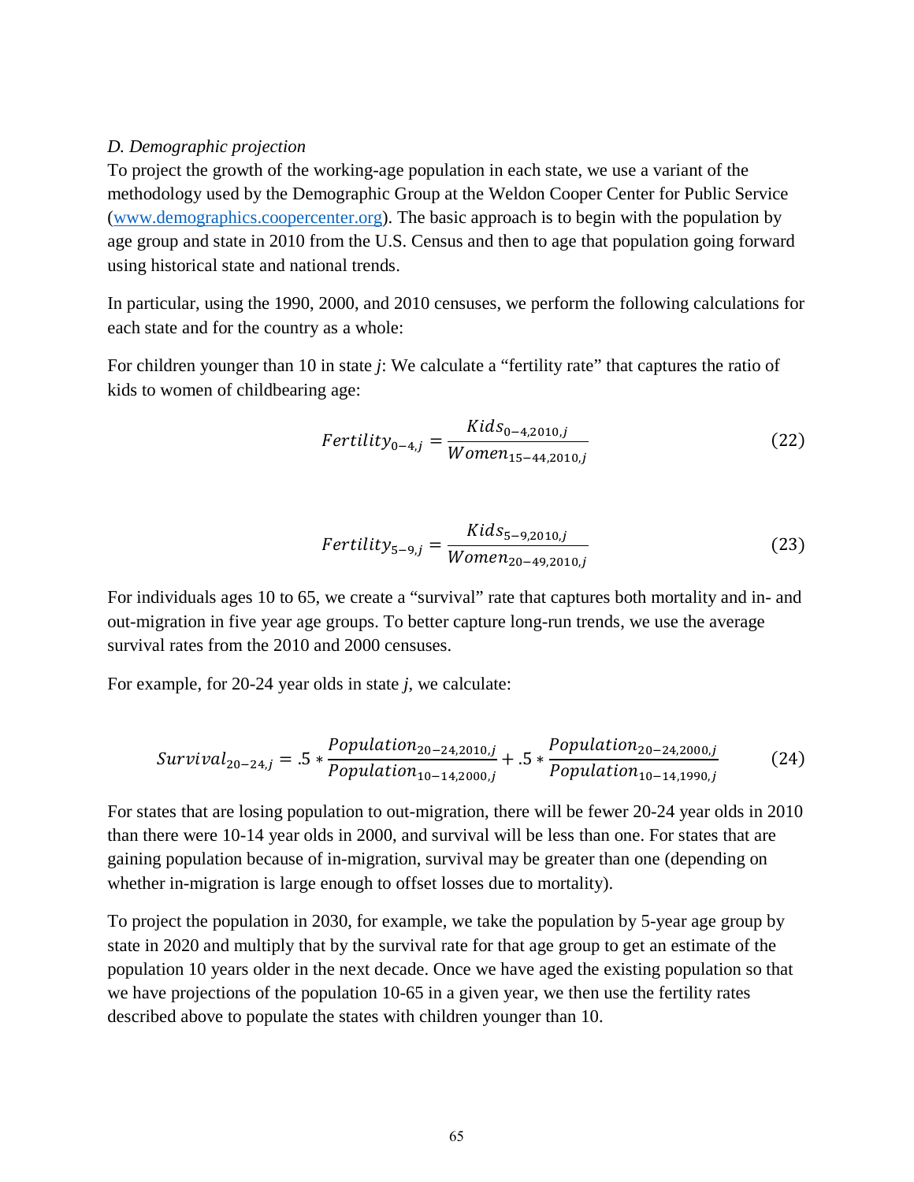*D. Demographic projection*

To project the growth of the working-age population in each state, we use a variant of the methodology used by the Demographic Group at the Weldon Cooper Center for Public Service (www.demographics.coopercenter.org). The basic approach is to begin with the population by age group and state in 2010 from the U.S. Census and then to age that population going forward using historical state and national trends.

In particular, using the 1990, 2000, and 2010 censuses, we perform the following calculations for each state and for the country as a whole:

For children younger than 10 in state *j*: We calculate a "fertility rate" that captures the ratio of kids to women of childbearing age:

$$Fertility_{0-4,j} = \frac{Kids_{0-4,2010,j}}{Women_{15-44,2010,j}} \tag{22}$$

$$Fertility_{5-9,j} = \frac{Kids_{5-9,2010,j}}{Women_{20-49,2010,j}} \tag{23}$$

For individuals ages 10 to 65, we create a "survival" rate that captures both mortality and in- and out-migration in five year age groups. To better capture long-run trends, we use the average survival rates from the 2010 and 2000 censuses.

For example, for 20-24 year olds in state *j*, we calculate:

$$Survival_{20-24,j} = .5 * \frac{Population_{20-24,2010,j}}{Population_{10-14,2000,j}} + .5 * \frac{Population_{20-24,2000,j}}{Population_{10-14,1990,j}} \tag{24}$$

For states that are losing population to out-migration, there will be fewer 20-24 year olds in 2010 than there were 10-14 year olds in 2000, and survival will be less than one. For states that are gaining population because of in-migration, survival may be greater than one (depending on whether in-migration is large enough to offset losses due to mortality).

To project the population in 2030, for example, we take the population by 5-year age group by state in 2020 and multiply that by the survival rate for that age group to get an estimate of the population 10 years older in the next decade. Once we have aged the existing population so that we have projections of the population 10-65 in a given year, we then use the fertility rates described above to populate the states with children younger than 10.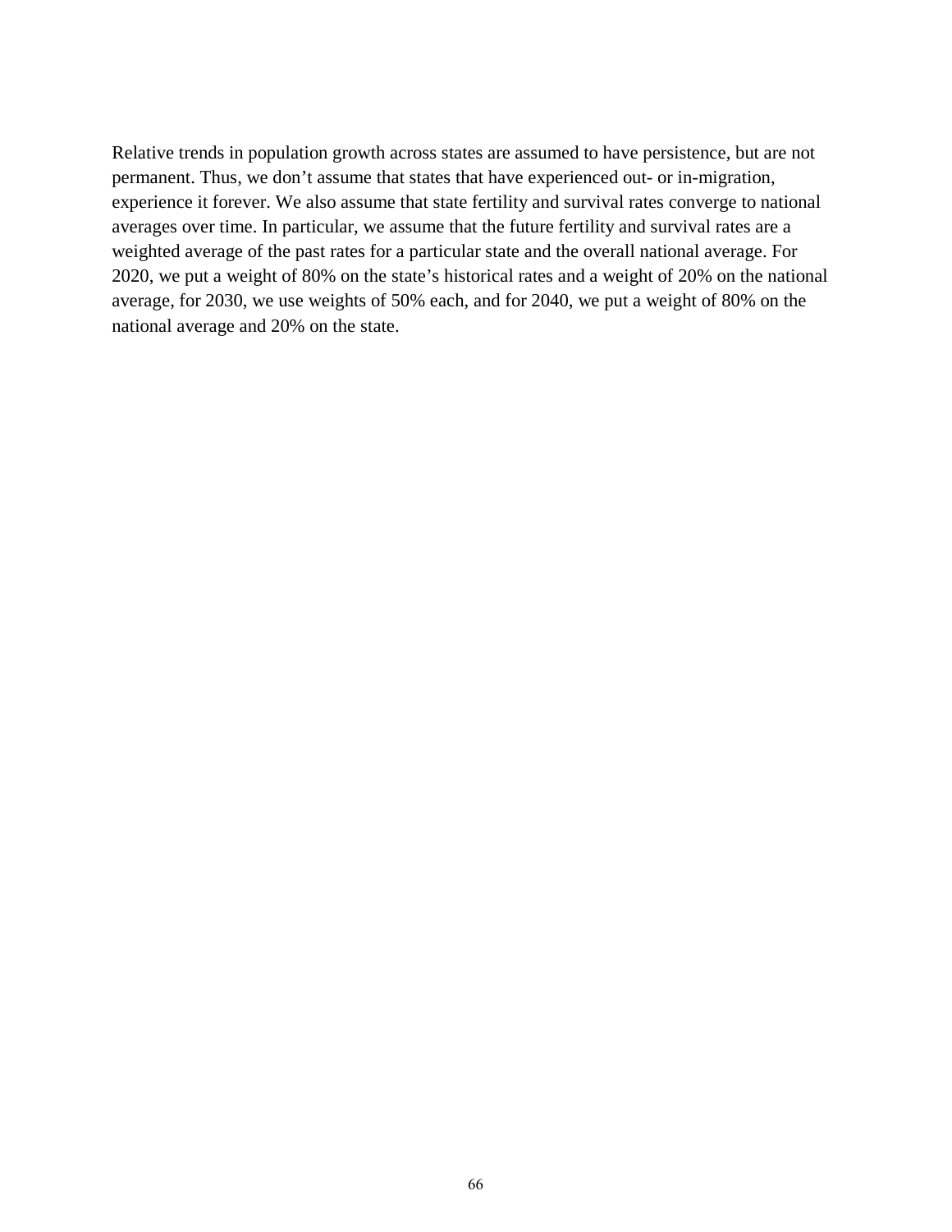Relative trends in population growth across states are assumed to have persistence, but are not permanent. Thus, we don't assume that states that have experienced out- or in-migration, experience it forever. We also assume that state fertility and survival rates converge to national averages over time. In particular, we assume that the future fertility and survival rates are a weighted average of the past rates for a particular state and the overall national average. For 2020, we put a weight of 80% on the state's historical rates and a weight of 20% on the national average, for 2030, we use weights of 50% each, and for 2040, we put a weight of 80% on the national average and 20% on the state.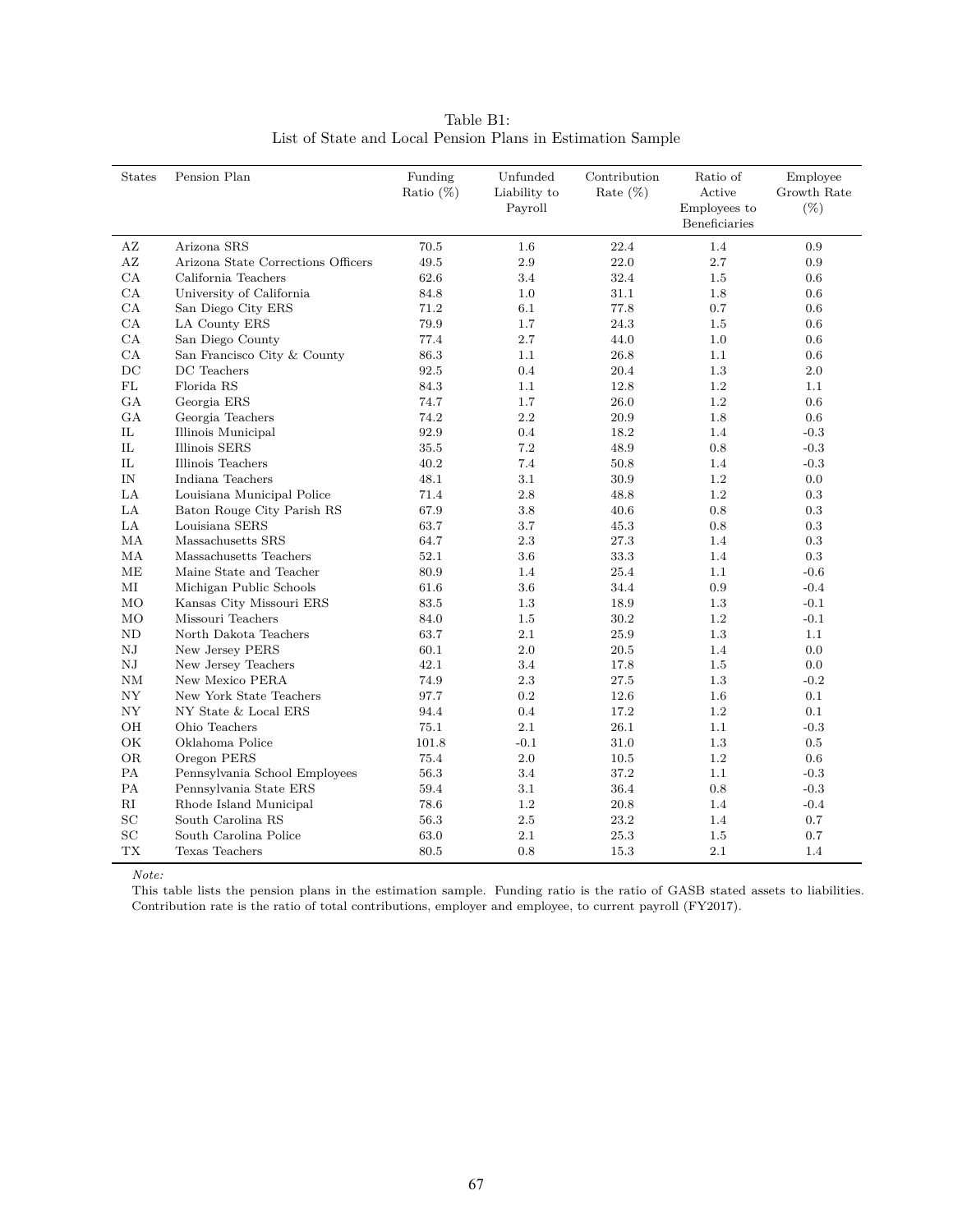Table B1:
List of State and Local Pension Plans in Estimation Sample

| States | Pension Plan | Funding Ratio (%) | Unfunded Liability to Payroll | Contribution Rate (%) | Ratio of Active Employees to Beneficiaries | Employee Growth Rate (%) |
|---|---|---|---|---|---|---|
| AZ | Arizona SRS | 70.5 | 1.6 | 22.4 | 1.4 | 0.9 |
| AZ | Arizona State Corrections Officers | 49.5 | 2.9 | 22.0 | 2.7 | 0.9 |
| CA | California Teachers | 62.6 | 3.4 | 32.4 | 1.5 | 0.6 |
| CA | University of California | 84.8 | 1.0 | 31.1 | 1.8 | 0.6 |
| CA | San Diego City ERS | 71.2 | 6.1 | 77.8 | 0.7 | 0.6 |
| CA | LA County ERS | 79.9 | 1.7 | 24.3 | 1.5 | 0.6 |
| CA | San Diego County | 77.4 | 2.7 | 44.0 | 1.0 | 0.6 |
| CA | San Francisco City & County | 86.3 | 1.1 | 26.8 | 1.1 | 0.6 |
| DC | DC Teachers | 92.5 | 0.4 | 20.4 | 1.3 | 2.0 |
| FL | Florida RS | 84.3 | 1.1 | 12.8 | 1.2 | 1.1 |
| GA | Georgia ERS | 74.7 | 1.7 | 26.0 | 1.2 | 0.6 |
| GA | Georgia Teachers | 74.2 | 2.2 | 20.9 | 1.8 | 0.6 |
| IL | Illinois Municipal | 92.9 | 0.4 | 18.2 | 1.4 | -0.3 |
| IL | Illinois SERS | 35.5 | 7.2 | 48.9 | 0.8 | -0.3 |
| IL | Illinois Teachers | 40.2 | 7.4 | 50.8 | 1.4 | -0.3 |
| IN | Indiana Teachers | 48.1 | 3.1 | 30.9 | 1.2 | 0.0 |
| LA | Louisiana Municipal Police | 71.4 | 2.8 | 48.8 | 1.2 | 0.3 |
| LA | Baton Rouge City Parish RS | 67.9 | 3.8 | 40.6 | 0.8 | 0.3 |
| LA | Louisiana SERS | 63.7 | 3.7 | 45.3 | 0.8 | 0.3 |
| MA | Massachusetts SRS | 64.7 | 2.3 | 27.3 | 1.4 | 0.3 |
| MA | Massachusetts Teachers | 52.1 | 3.6 | 33.3 | 1.4 | 0.3 |
| ME | Maine State and Teacher | 80.9 | 1.4 | 25.4 | 1.1 | -0.6 |
| MI | Michigan Public Schools | 61.6 | 3.6 | 34.4 | 0.9 | -0.4 |
| MO | Kansas City Missouri ERS | 83.5 | 1.3 | 18.9 | 1.3 | -0.1 |
| MO | Missouri Teachers | 84.0 | 1.5 | 30.2 | 1.2 | -0.1 |
| ND | North Dakota Teachers | 63.7 | 2.1 | 25.9 | 1.3 | 1.1 |
| NJ | New Jersey PERS | 60.1 | 2.0 | 20.5 | 1.4 | 0.0 |
| NJ | New Jersey Teachers | 42.1 | 3.4 | 17.8 | 1.5 | 0.0 |
| NM | New Mexico PERA | 74.9 | 2.3 | 27.5 | 1.3 | -0.2 |
| NY | New York State Teachers | 97.7 | 0.2 | 12.6 | 1.6 | 0.1 |
| NY | NY State & Local ERS | 94.4 | 0.4 | 17.2 | 1.2 | 0.1 |
| OH | Ohio Teachers | 75.1 | 2.1 | 26.1 | 1.1 | -0.3 |
| OK | Oklahoma Police | 101.8 | -0.1 | 31.0 | 1.3 | 0.5 |
| OR | Oregon PERS | 75.4 | 2.0 | 10.5 | 1.2 | 0.6 |
| PA | Pennsylvania School Employees | 56.3 | 3.4 | 37.2 | 1.1 | -0.3 |
| PA | Pennsylvania State ERS | 59.4 | 3.1 | 36.4 | 0.8 | -0.3 |
| RI | Rhode Island Municipal | 78.6 | 1.2 | 20.8 | 1.4 | -0.4 |
| SC | South Carolina RS | 56.3 | 2.5 | 23.2 | 1.4 | 0.7 |
| SC | South Carolina Police | 63.0 | 2.1 | 25.3 | 1.5 | 0.7 |
| TX | Texas Teachers | 80.5 | 0.8 | 15.3 | 2.1 | 1.4 |

*Note:*

This table lists the pension plans in the estimation sample. Funding ratio is the ratio of GASB stated assets to liabilities. Contribution rate is the ratio of total contributions, employer and employee, to current payroll (FY2017).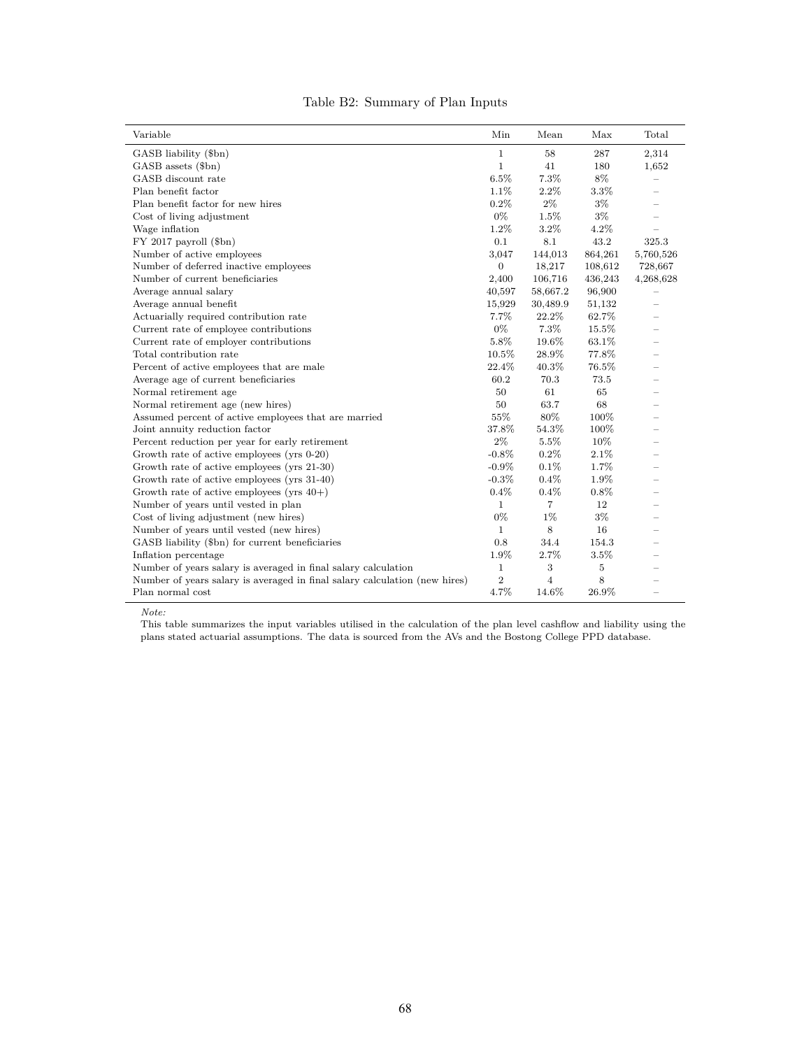Table B2: Summary of Plan Inputs

| Variable | Min | Mean | Max | Total |
|---|---|---|---|---|
| GASB liability ($bn) | 1 | 58 | 287 | 2,314 |
| GASB assets ($bn) | 1 | 41 | 180 | 1,652 |
| GASB discount rate | 6.5% | 7.3% | 8% | – |
| Plan benefit factor | 1.1% | 2.2% | 3.3% | – |
| Plan benefit factor for new hires | 0.2% | 2% | 3% | – |
| Cost of living adjustment | 0% | 1.5% | 3% | – |
| Wage inflation | 1.2% | 3.2% | 4.2% | – |
| FY 2017 payroll ($bn) | 0.1 | 8.1 | 43.2 | 325.3 |
| Number of active employees | 3,047 | 144,013 | 864,261 | 5,760,526 |
| Number of deferred inactive employees | 0 | 18,217 | 108,612 | 728,667 |
| Number of current beneficiaries | 2,400 | 106,716 | 436,243 | 4,268,628 |
| Average annual salary | 40,597 | 58,667.2 | 96,900 | – |
| Average annual benefit | 15,929 | 30,489.9 | 51,132 | – |
| Actuarially required contribution rate | 7.7% | 22.2% | 62.7% | – |
| Current rate of employee contributions | 0% | 7.3% | 15.5% | – |
| Current rate of employer contributions | 5.8% | 19.6% | 63.1% | – |
| Total contribution rate | 10.5% | 28.9% | 77.8% | – |
| Percent of active employees that are male | 22.4% | 40.3% | 76.5% | – |
| Average age of current beneficiaries | 60.2 | 70.3 | 73.5 | – |
| Normal retirement age | 50 | 61 | 65 | – |
| Normal retirement age (new hires) | 50 | 63.7 | 68 | – |
| Assumed percent of active employees that are married | 55% | 80% | 100% | – |
| Joint annuity reduction factor | 37.8% | 54.3% | 100% | – |
| Percent reduction per year for early retirement | 2% | 5.5% | 10% | – |
| Growth rate of active employees (yrs 0-20) | -0.8% | 0.2% | 2.1% | – |
| Growth rate of active employees (yrs 21-30) | -0.9% | 0.1% | 1.7% | – |
| Growth rate of active employees (yrs 31-40) | -0.3% | 0.4% | 1.9% | – |
| Growth rate of active employees (yrs 40+) | 0.4% | 0.4% | 0.8% | – |
| Number of years until vested in plan | 1 | 7 | 12 | – |
| Cost of living adjustment (new hires) | 0% | 1% | 3% | – |
| Number of years until vested (new hires) | 1 | 8 | 16 | – |
| GASB liability ($bn) for current beneficiaries | 0.8 | 34.4 | 154.3 | – |
| Inflation percentage | 1.9% | 2.7% | 3.5% | – |
| Number of years salary is averaged in final salary calculation | 1 | 3 | 5 | – |
| Number of years salary is averaged in final salary calculation (new hires) | 2 | 4 | 8 | – |
| Plan normal cost | 4.7% | 14.6% | 26.9% | – |

*Note:*

This table summarizes the input variables utilised in the calculation of the plan level cashflow and liability using the plans stated actuarial assumptions. The data is sourced from the AVs and the Bostong College PPD database.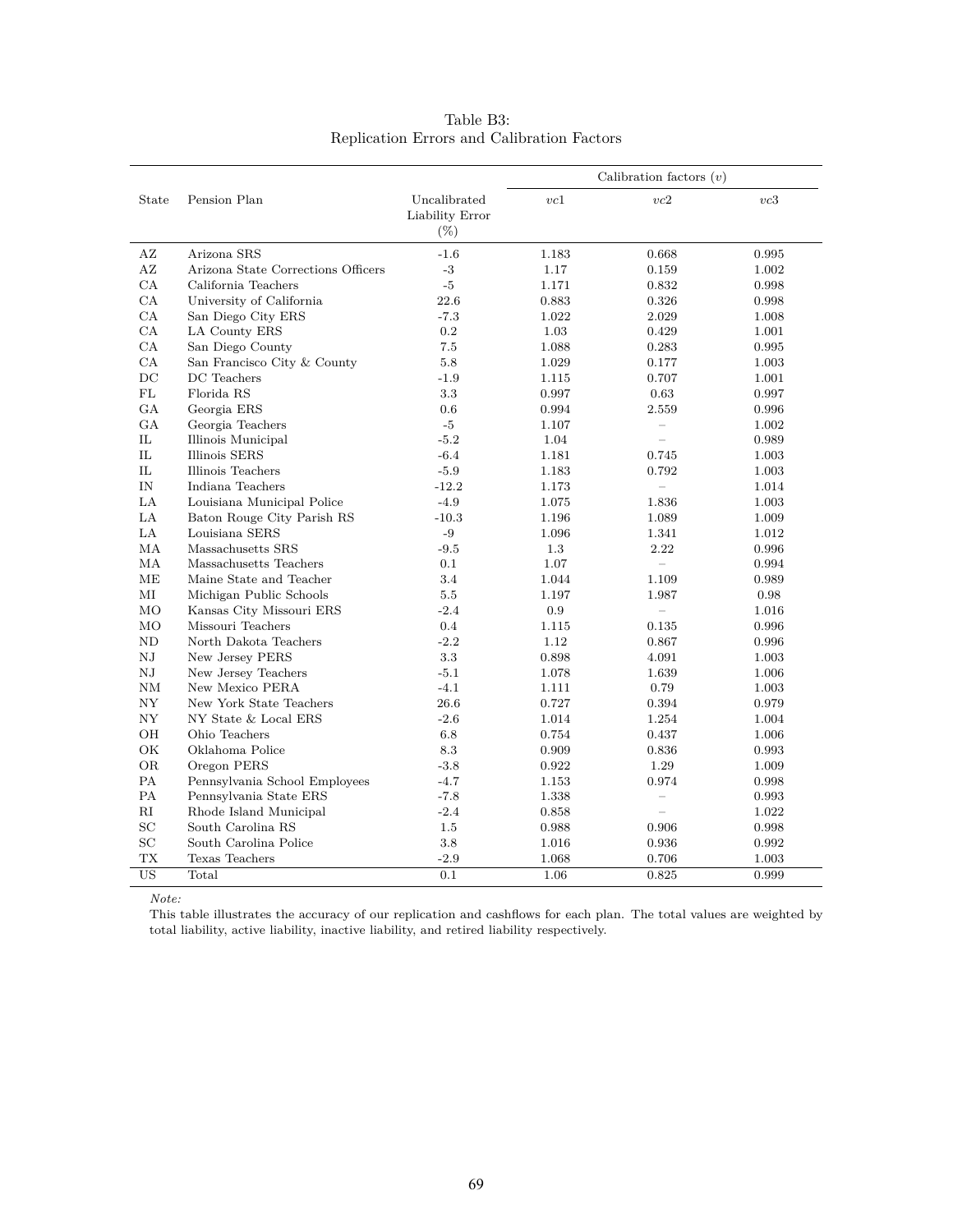Table B3:
Replication Errors and Calibration Factors

| State | Pension Plan | Uncalibrated Liability Error (%) | Calibration factors ($v$) | | |
|---|---|---|---|---|---|
| | | | $vc1$ | $vc2$ | $vc3$ |
| AZ | Arizona SRS | -1.6 | 1.183 | 0.668 | 0.995 |
| AZ | Arizona State Corrections Officers | -3 | 1.17 | 0.159 | 1.002 |
| CA | California Teachers | -5 | 1.171 | 0.832 | 0.998 |
| CA | University of California | 22.6 | 0.883 | 0.326 | 0.998 |
| CA | San Diego City ERS | -7.3 | 1.022 | 2.029 | 1.008 |
| CA | LA County ERS | 0.2 | 1.03 | 0.429 | 1.001 |
| CA | San Diego County | 7.5 | 1.088 | 0.283 | 0.995 |
| CA | San Francisco City & County | 5.8 | 1.029 | 0.177 | 1.003 |
| DC | DC Teachers | -1.9 | 1.115 | 0.707 | 1.001 |
| FL | Florida RS | 3.3 | 0.997 | 0.63 | 0.997 |
| GA | Georgia ERS | 0.6 | 0.994 | 2.559 | 0.996 |
| GA | Georgia Teachers | -5 | 1.107 | – | 1.002 |
| IL | Illinois Municipal | -5.2 | 1.04 | – | 0.989 |
| IL | Illinois SERS | -6.4 | 1.181 | 0.745 | 1.003 |
| IL | Illinois Teachers | -5.9 | 1.183 | 0.792 | 1.003 |
| IN | Indiana Teachers | -12.2 | 1.173 | – | 1.014 |
| LA | Louisiana Municipal Police | -4.9 | 1.075 | 1.836 | 1.003 |
| LA | Baton Rouge City Parish RS | -10.3 | 1.196 | 1.089 | 1.009 |
| LA | Louisiana SERS | -9 | 1.096 | 1.341 | 1.012 |
| MA | Massachusetts SRS | -9.5 | 1.3 | 2.22 | 0.996 |
| MA | Massachusetts Teachers | 0.1 | 1.07 | – | 0.994 |
| ME | Maine State and Teacher | 3.4 | 1.044 | 1.109 | 0.989 |
| MI | Michigan Public Schools | 5.5 | 1.197 | 1.987 | 0.98 |
| MO | Kansas City Missouri ERS | -2.4 | 0.9 | – | 1.016 |
| MO | Missouri Teachers | 0.4 | 1.115 | 0.135 | 0.996 |
| ND | North Dakota Teachers | -2.2 | 1.12 | 0.867 | 0.996 |
| NJ | New Jersey PERS | 3.3 | 0.898 | 4.091 | 1.003 |
| NJ | New Jersey Teachers | -5.1 | 1.078 | 1.639 | 1.006 |
| NM | New Mexico PERA | -4.1 | 1.111 | 0.79 | 1.003 |
| NY | New York State Teachers | 26.6 | 0.727 | 0.394 | 0.979 |
| NY | NY State & Local ERS | -2.6 | 1.014 | 1.254 | 1.004 |
| OH | Ohio Teachers | 6.8 | 0.754 | 0.437 | 1.006 |
| OK | Oklahoma Police | 8.3 | 0.909 | 0.836 | 0.993 |
| OR | Oregon PERS | -3.8 | 0.922 | 1.29 | 1.009 |
| PA | Pennsylvania School Employees | -4.7 | 1.153 | 0.974 | 0.998 |
| PA | Pennsylvania State ERS | -7.8 | 1.338 | – | 0.993 |
| RI | Rhode Island Municipal | -2.4 | 0.858 | – | 1.022 |
| SC | South Carolina RS | 1.5 | 0.988 | 0.906 | 0.998 |
| SC | South Carolina Police | 3.8 | 1.016 | 0.936 | 0.992 |
| TX | Texas Teachers | -2.9 | 1.068 | 0.706 | 1.003 |
| US | Total | 0.1 | 1.06 | 0.825 | 0.999 |

*Note:*

This table illustrates the accuracy of our replication and cashflows for each plan. The total values are weighted by total liability, active liability, inactive liability, and retired liability respectively.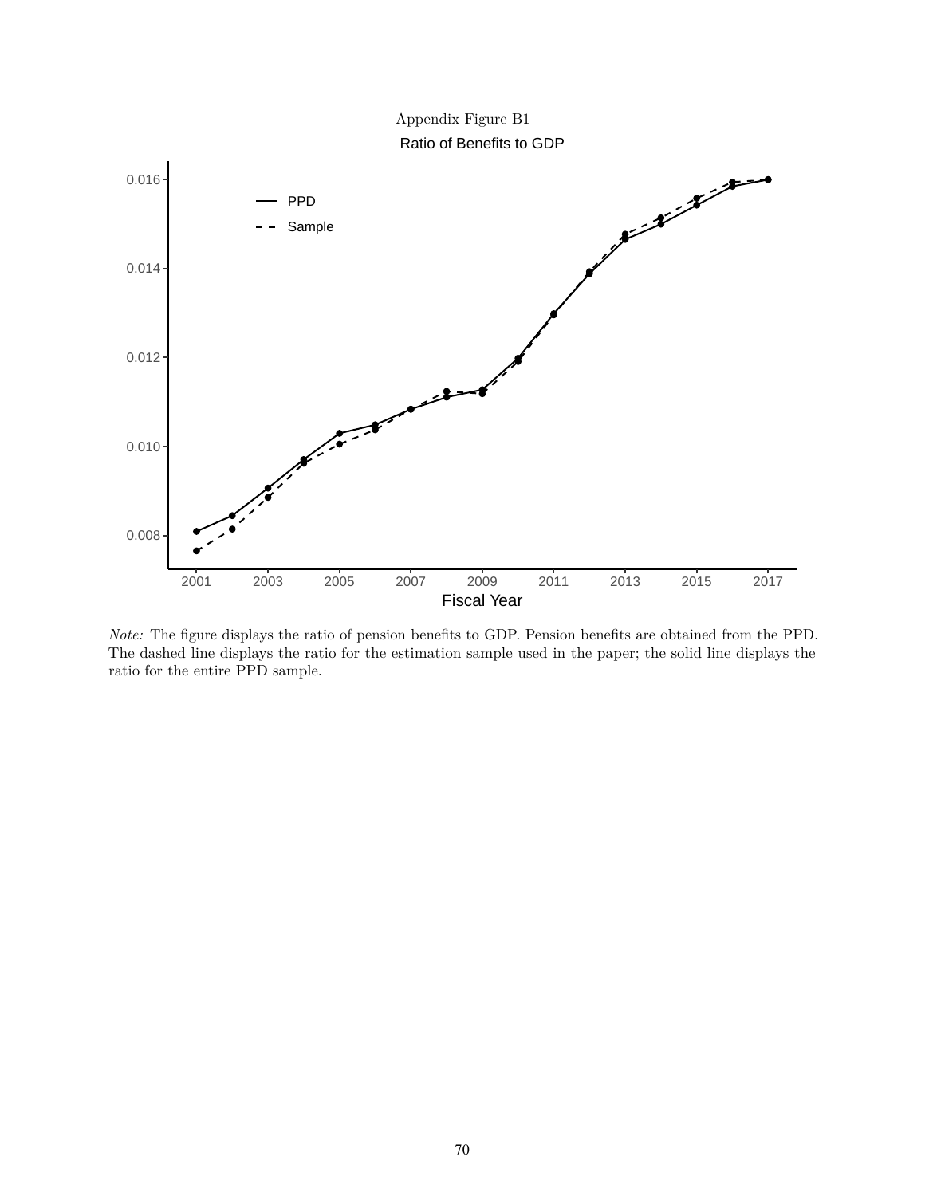Appendix Figure B1

Ratio of Benefits to GDP

0.016
0.014
0.012
0.010
0.008

PPD
Sample

2001 2003 2005 2007 2009 2011 2013 2015 2017

Fiscal Year

*Note:* The figure displays the ratio of pension benefits to GDP. Pension benefits are obtained from the PPD. The dashed line displays the ratio for the estimation sample used in the paper; the solid line displays the ratio for the entire PPD sample.